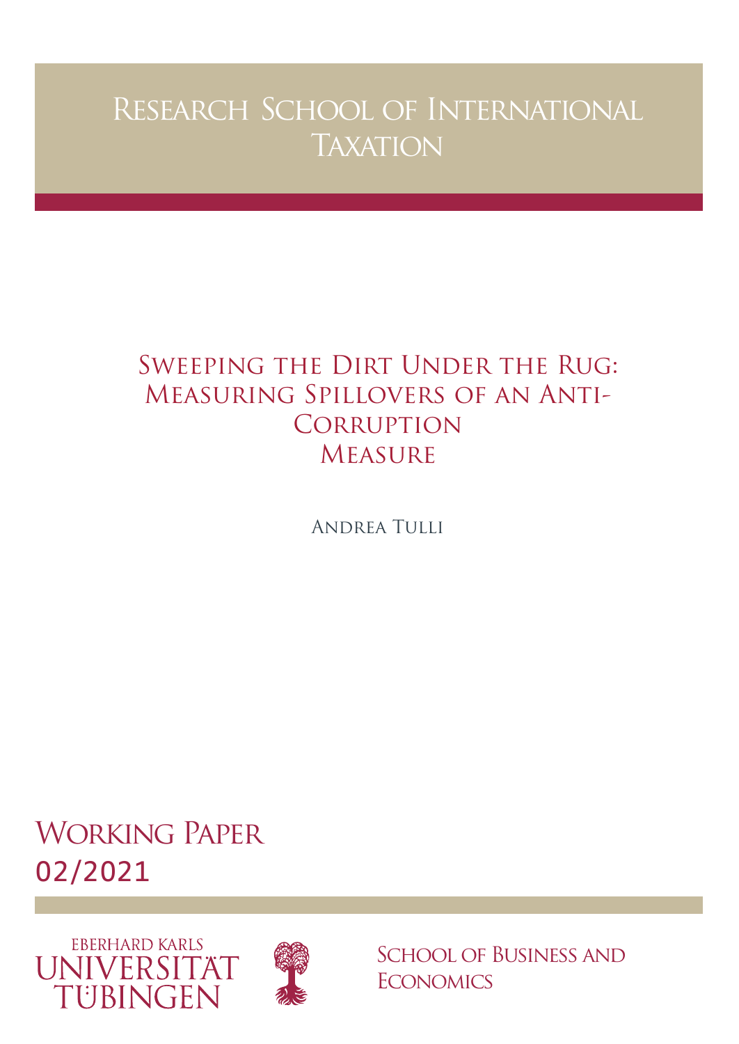# Research School of International Taxation

## Sweeping the Dirt Under the Rug: Measuring Spillovers of an Anti-Corruption Measure

Andrea Tulli

Working Paper
02/2021

Eberhard Karls
Universität
Tübingen

School of Business and Economics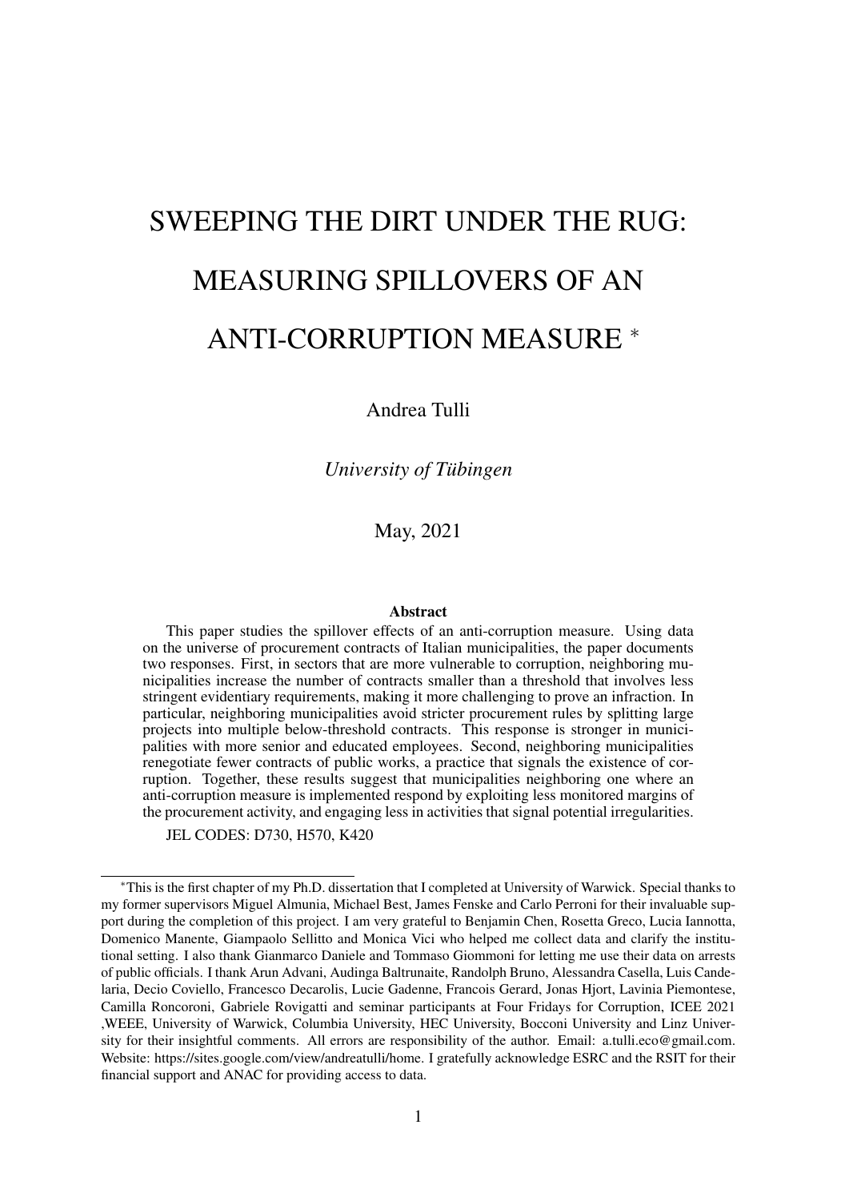# SWEEPING THE DIRT UNDER THE RUG: MEASURING SPILLOVERS OF AN ANTI-CORRUPTION MEASURE [*]

Andrea Tulli

*University of Tübingen*

May, 2021

**Abstract**

This paper studies the spillover effects of an anti-corruption measure. Using data on the universe of procurement contracts of Italian municipalities, the paper documents two responses. First, in sectors that are more vulnerable to corruption, neighboring municipalities increase the number of contracts smaller than a threshold that involves less stringent evidentiary requirements, making it more challenging to prove an infraction. In particular, neighboring municipalities avoid stricter procurement rules by splitting large projects into multiple below-threshold contracts. This response is stronger in municipalities with more senior and educated employees. Second, neighboring municipalities renegotiate fewer contracts of public works, a practice that signals the existence of corruption. Together, these results suggest that municipalities neighboring one where an anti-corruption measure is implemented respond by exploiting less monitored margins of the procurement activity, and engaging less in activities that signal potential irregularities.

JEL CODES: D730, H570, K420

---

[*] This is the first chapter of my Ph.D. dissertation that I completed at University of Warwick. Special thanks to my former supervisors Miguel Almunia, Michael Best, James Fenske and Carlo Perroni for their invaluable support during the completion of this project. I am very grateful to Benjamin Chen, Rosetta Greco, Lucia Iannotta, Domenico Manente, Giampaolo Sellitto and Monica Vici who helped me collect data and clarify the institutional setting. I also thank Gianmarco Daniele and Tommaso Giommoni for letting me use their data on arrests of public officials. I thank Arun Advani, Audinga Baltrunaite, Randolph Bruno, Alessandra Casella, Luis Candelaria, Decio Coviello, Francesco Decarolis, Lucie Gadenne, Francois Gerard, Jonas Hjort, Lavinia Piemontese, Camilla Roncoroni, Gabriele Rovigatti and seminar participants at Four Fridays for Corruption, ICEE 2021 ,WEEE, University of Warwick, Columbia University, HEC University, Bocconi University and Linz University for their insightful comments. All errors are responsibility of the author. Email: a.tulli.eco@gmail.com. Website: https://sites.google.com/view/andreatulli/home. I gratefully acknowledge ESRC and the RSIT for their financial support and ANAC for providing access to data.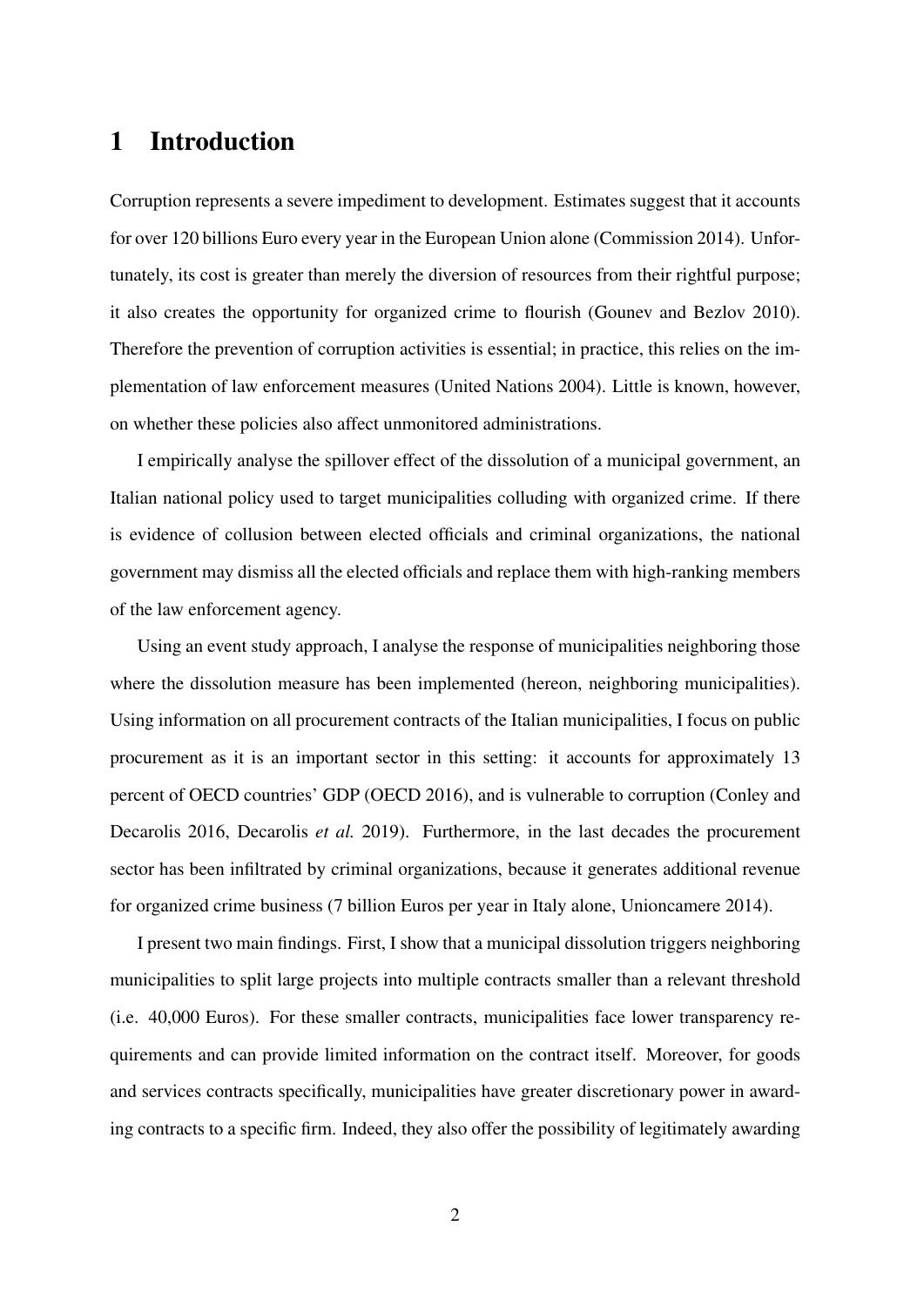# 1 Introduction

Corruption represents a severe impediment to development. Estimates suggest that it accounts for over 120 billions Euro every year in the European Union alone (Commission 2014). Unfortunately, its cost is greater than merely the diversion of resources from their rightful purpose; it also creates the opportunity for organized crime to flourish (Gounev and Bezlov 2010). Therefore the prevention of corruption activities is essential; in practice, this relies on the implementation of law enforcement measures (United Nations 2004). Little is known, however, on whether these policies also affect unmonitored administrations.

I empirically analyse the spillover effect of the dissolution of a municipal government, an Italian national policy used to target municipalities colluding with organized crime. If there is evidence of collusion between elected officials and criminal organizations, the national government may dismiss all the elected officials and replace them with high-ranking members of the law enforcement agency.

Using an event study approach, I analyse the response of municipalities neighboring those where the dissolution measure has been implemented (hereon, neighboring municipalities). Using information on all procurement contracts of the Italian municipalities, I focus on public procurement as it is an important sector in this setting: it accounts for approximately 13 percent of OECD countries' GDP (OECD 2016), and is vulnerable to corruption (Conley and Decarolis 2016, Decarolis *et al.* 2019). Furthermore, in the last decades the procurement sector has been infiltrated by criminal organizations, because it generates additional revenue for organized crime business (7 billion Euros per year in Italy alone, Unioncamere 2014).

I present two main findings. First, I show that a municipal dissolution triggers neighboring municipalities to split large projects into multiple contracts smaller than a relevant threshold (i.e. 40,000 Euros). For these smaller contracts, municipalities face lower transparency requirements and can provide limited information on the contract itself. Moreover, for goods and services contracts specifically, municipalities have greater discretionary power in awarding contracts to a specific firm. Indeed, they also offer the possibility of legitimately awarding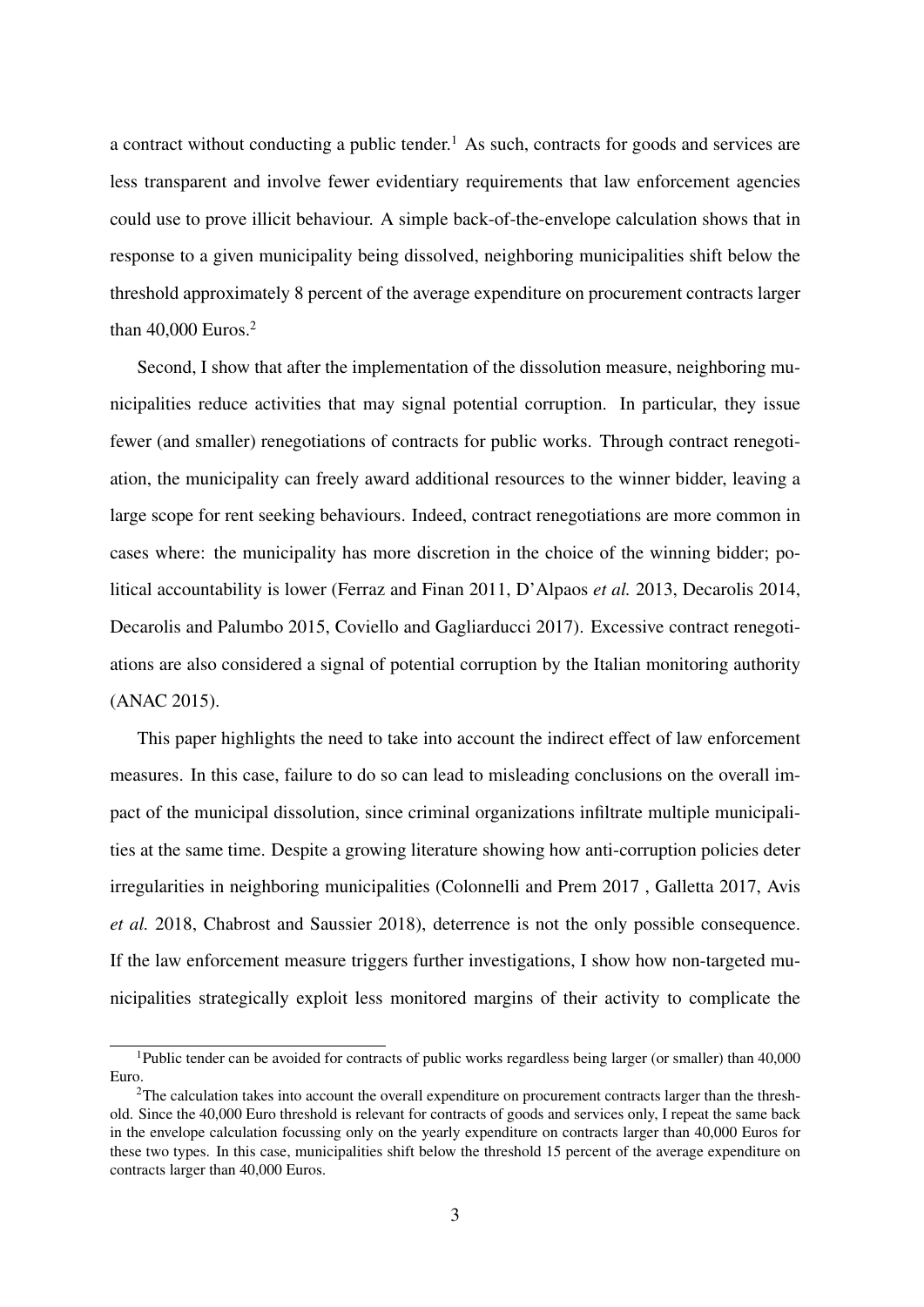a contract without conducting a public tender.[1] As such, contracts for goods and services are less transparent and involve fewer evidentiary requirements that law enforcement agencies could use to prove illicit behaviour. A simple back-of-the-envelope calculation shows that in response to a given municipality being dissolved, neighboring municipalities shift below the threshold approximately 8 percent of the average expenditure on procurement contracts larger than 40,000 Euros.[2]

Second, I show that after the implementation of the dissolution measure, neighboring municipalities reduce activities that may signal potential corruption. In particular, they issue fewer (and smaller) renegotiations of contracts for public works. Through contract renegotiation, the municipality can freely award additional resources to the winner bidder, leaving a large scope for rent seeking behaviours. Indeed, contract renegotiations are more common in cases where: the municipality has more discretion in the choice of the winning bidder; political accountability is lower (Ferraz and Finan 2011, D'Alpaos *et al.* 2013, Decarolis 2014, Decarolis and Palumbo 2015, Coviello and Gagliarducci 2017). Excessive contract renegotiations are also considered a signal of potential corruption by the Italian monitoring authority (ANAC 2015).

This paper highlights the need to take into account the indirect effect of law enforcement measures. In this case, failure to do so can lead to misleading conclusions on the overall impact of the municipal dissolution, since criminal organizations infiltrate multiple municipalities at the same time. Despite a growing literature showing how anti-corruption policies deter irregularities in neighboring municipalities (Colonnelli and Prem 2017 , Galletta 2017, Avis *et al.* 2018, Chabrost and Saussier 2018), deterrence is not the only possible consequence. If the law enforcement measure triggers further investigations, I show how non-targeted municipalities strategically exploit less monitored margins of their activity to complicate the

[1] Public tender can be avoided for contracts of public works regardless being larger (or smaller) than 40,000 Euro.

[2] The calculation takes into account the overall expenditure on procurement contracts larger than the threshold. Since the 40,000 Euro threshold is relevant for contracts of goods and services only, I repeat the same back in the envelope calculation focussing only on the yearly expenditure on contracts larger than 40,000 Euros for these two types. In this case, municipalities shift below the threshold 15 percent of the average expenditure on contracts larger than 40,000 Euros.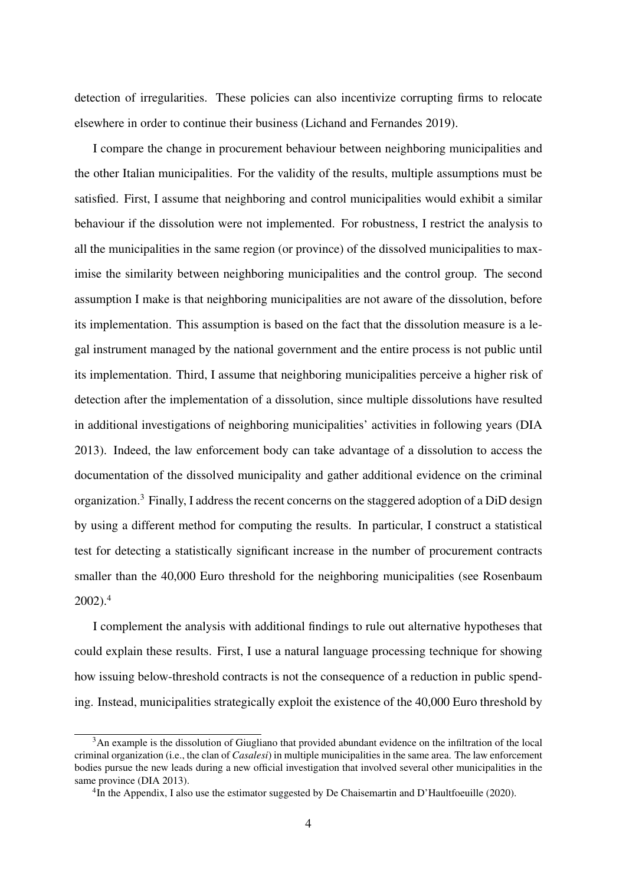detection of irregularities. These policies can also incentivize corrupting firms to relocate elsewhere in order to continue their business (Lichand and Fernandes 2019).

I compare the change in procurement behaviour between neighboring municipalities and the other Italian municipalities. For the validity of the results, multiple assumptions must be satisfied. First, I assume that neighboring and control municipalities would exhibit a similar behaviour if the dissolution were not implemented. For robustness, I restrict the analysis to all the municipalities in the same region (or province) of the dissolved municipalities to maximise the similarity between neighboring municipalities and the control group. The second assumption I make is that neighboring municipalities are not aware of the dissolution, before its implementation. This assumption is based on the fact that the dissolution measure is a legal instrument managed by the national government and the entire process is not public until its implementation. Third, I assume that neighboring municipalities perceive a higher risk of detection after the implementation of a dissolution, since multiple dissolutions have resulted in additional investigations of neighboring municipalities' activities in following years (DIA 2013). Indeed, the law enforcement body can take advantage of a dissolution to access the documentation of the dissolved municipality and gather additional evidence on the criminal organization.[3] Finally, I address the recent concerns on the staggered adoption of a DiD design by using a different method for computing the results. In particular, I construct a statistical test for detecting a statistically significant increase in the number of procurement contracts smaller than the 40,000 Euro threshold for the neighboring municipalities (see Rosenbaum 2002).[4]

I complement the analysis with additional findings to rule out alternative hypotheses that could explain these results. First, I use a natural language processing technique for showing how issuing below-threshold contracts is not the consequence of a reduction in public spending. Instead, municipalities strategically exploit the existence of the 40,000 Euro threshold by

[3] An example is the dissolution of Giugliano that provided abundant evidence on the infiltration of the local criminal organization (i.e., the clan of *Casalesi*) in multiple municipalities in the same area. The law enforcement bodies pursue the new leads during a new official investigation that involved several other municipalities in the same province (DIA 2013).

[4] In the Appendix, I also use the estimator suggested by De Chaisemartin and D'Haultfoeuille (2020).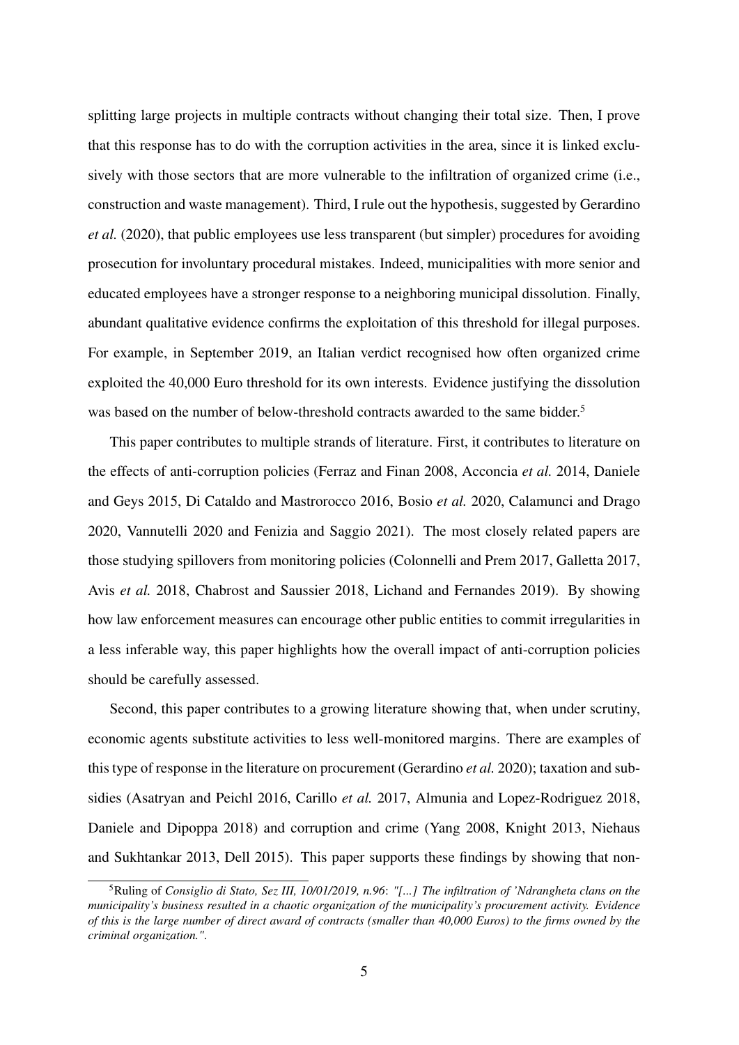splitting large projects in multiple contracts without changing their total size. Then, I prove that this response has to do with the corruption activities in the area, since it is linked exclusively with those sectors that are more vulnerable to the infiltration of organized crime (i.e., construction and waste management). Third, I rule out the hypothesis, suggested by Gerardino *et al.* (2020), that public employees use less transparent (but simpler) procedures for avoiding prosecution for involuntary procedural mistakes. Indeed, municipalities with more senior and educated employees have a stronger response to a neighboring municipal dissolution. Finally, abundant qualitative evidence confirms the exploitation of this threshold for illegal purposes. For example, in September 2019, an Italian verdict recognised how often organized crime exploited the 40,000 Euro threshold for its own interests. Evidence justifying the dissolution was based on the number of below-threshold contracts awarded to the same bidder.[5]

This paper contributes to multiple strands of literature. First, it contributes to literature on the effects of anti-corruption policies (Ferraz and Finan 2008, Acconcia *et al.* 2014, Daniele and Geys 2015, Di Cataldo and Mastrorocco 2016, Bosio *et al.* 2020, Calamunci and Drago 2020, Vannutelli 2020 and Fenizia and Saggio 2021). The most closely related papers are those studying spillovers from monitoring policies (Colonnelli and Prem 2017, Galletta 2017, Avis *et al.* 2018, Chabrost and Saussier 2018, Lichand and Fernandes 2019). By showing how law enforcement measures can encourage other public entities to commit irregularities in a less inferable way, this paper highlights how the overall impact of anti-corruption policies should be carefully assessed.

Second, this paper contributes to a growing literature showing that, when under scrutiny, economic agents substitute activities to less well-monitored margins. There are examples of this type of response in the literature on procurement (Gerardino *et al.* 2020); taxation and subsidies (Asatryan and Peichl 2016, Carillo *et al.* 2017, Almunia and Lopez-Rodriguez 2018, Daniele and Dipoppa 2018) and corruption and crime (Yang 2008, Knight 2013, Niehaus and Sukhtankar 2013, Dell 2015). This paper supports these findings by showing that non-

[5]Ruling of *Consiglio di Stato, Sez III, 10/01/2019, n.96*: *"[...] The infiltration of 'Ndrangheta clans on the municipality's business resulted in a chaotic organization of the municipality's procurement activity. Evidence of this is the large number of direct award of contracts (smaller than 40,000 Euros) to the firms owned by the criminal organization."*.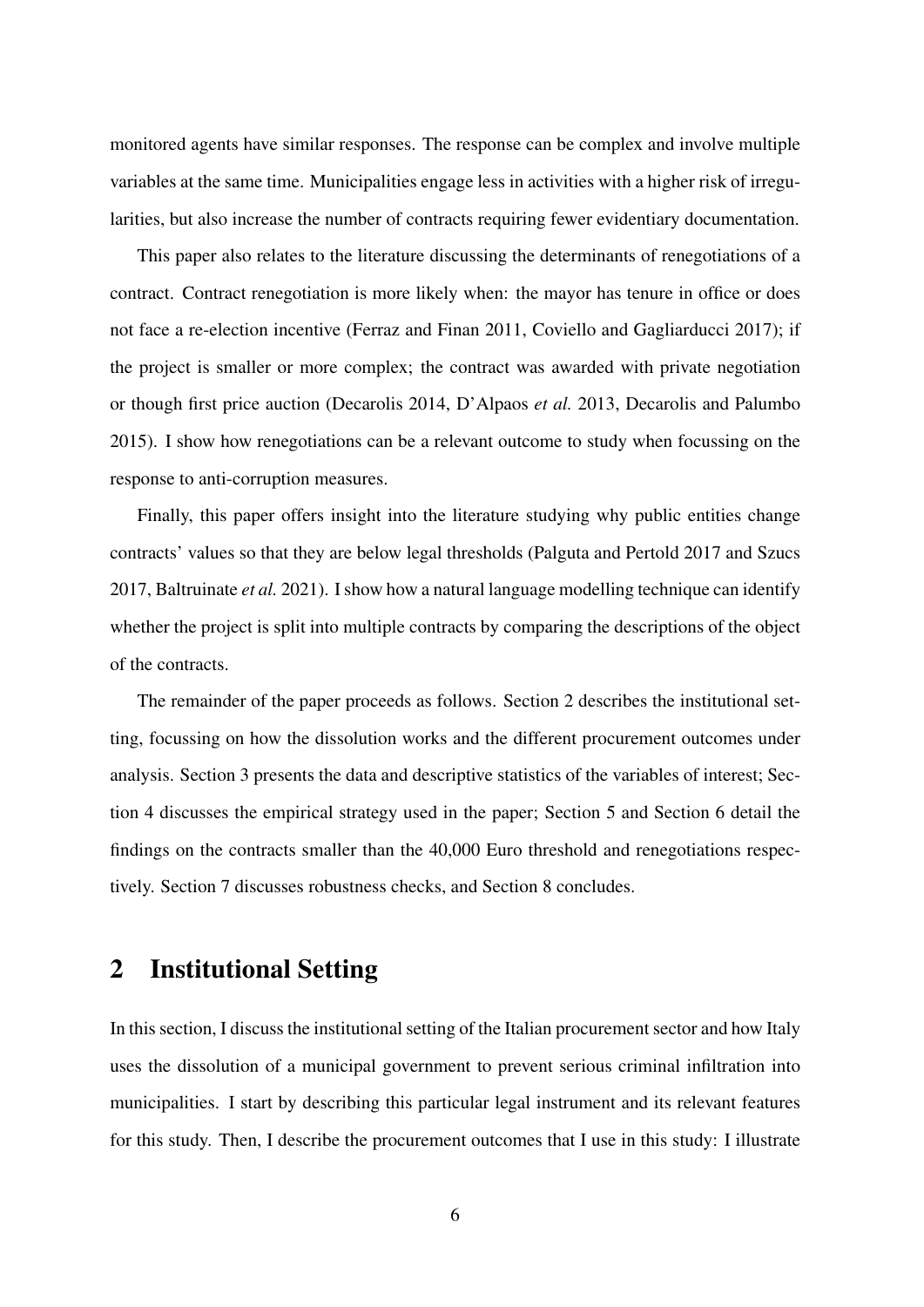monitored agents have similar responses. The response can be complex and involve multiple variables at the same time. Municipalities engage less in activities with a higher risk of irregularities, but also increase the number of contracts requiring fewer evidentiary documentation.

This paper also relates to the literature discussing the determinants of renegotiations of a contract. Contract renegotiation is more likely when: the mayor has tenure in office or does not face a re-election incentive (Ferraz and Finan 2011, Coviello and Gagliarducci 2017); if the project is smaller or more complex; the contract was awarded with private negotiation or though first price auction (Decarolis 2014, D'Alpaos *et al.* 2013, Decarolis and Palumbo 2015). I show how renegotiations can be a relevant outcome to study when focussing on the response to anti-corruption measures.

Finally, this paper offers insight into the literature studying why public entities change contracts' values so that they are below legal thresholds (Palguta and Pertold 2017 and Szucs 2017, Baltruinate *et al.* 2021). I show how a natural language modelling technique can identify whether the project is split into multiple contracts by comparing the descriptions of the object of the contracts.

The remainder of the paper proceeds as follows. Section 2 describes the institutional setting, focussing on how the dissolution works and the different procurement outcomes under analysis. Section 3 presents the data and descriptive statistics of the variables of interest; Section 4 discusses the empirical strategy used in the paper; Section 5 and Section 6 detail the findings on the contracts smaller than the 40,000 Euro threshold and renegotiations respectively. Section 7 discusses robustness checks, and Section 8 concludes.

## 2 Institutional Setting

In this section, I discuss the institutional setting of the Italian procurement sector and how Italy uses the dissolution of a municipal government to prevent serious criminal infiltration into municipalities. I start by describing this particular legal instrument and its relevant features for this study. Then, I describe the procurement outcomes that I use in this study: I illustrate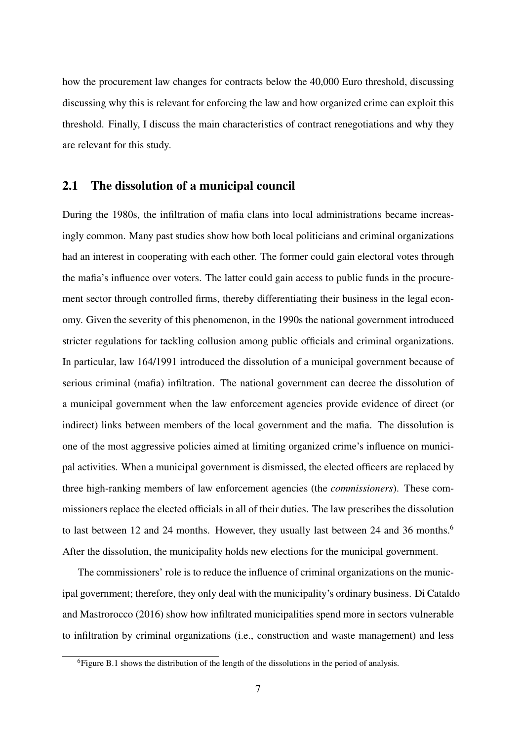how the procurement law changes for contracts below the 40,000 Euro threshold, discussing discussing why this is relevant for enforcing the law and how organized crime can exploit this threshold. Finally, I discuss the main characteristics of contract renegotiations and why they are relevant for this study.

## 2.1 The dissolution of a municipal council

During the 1980s, the infiltration of mafia clans into local administrations became increasingly common. Many past studies show how both local politicians and criminal organizations had an interest in cooperating with each other. The former could gain electoral votes through the mafia's influence over voters. The latter could gain access to public funds in the procurement sector through controlled firms, thereby differentiating their business in the legal economy. Given the severity of this phenomenon, in the 1990s the national government introduced stricter regulations for tackling collusion among public officials and criminal organizations. In particular, law 164/1991 introduced the dissolution of a municipal government because of serious criminal (mafia) infiltration. The national government can decree the dissolution of a municipal government when the law enforcement agencies provide evidence of direct (or indirect) links between members of the local government and the mafia. The dissolution is one of the most aggressive policies aimed at limiting organized crime's influence on municipal activities. When a municipal government is dismissed, the elected officers are replaced by three high-ranking members of law enforcement agencies (the *commissioners*). These commissioners replace the elected officials in all of their duties. The law prescribes the dissolution to last between 12 and 24 months. However, they usually last between 24 and 36 months.[6] After the dissolution, the municipality holds new elections for the municipal government.

The commissioners' role is to reduce the influence of criminal organizations on the municipal government; therefore, they only deal with the municipality's ordinary business. Di Cataldo and Mastrorocco (2016) show how infiltrated municipalities spend more in sectors vulnerable to infiltration by criminal organizations (i.e., construction and waste management) and less

[6] Figure B.1 shows the distribution of the length of the dissolutions in the period of analysis.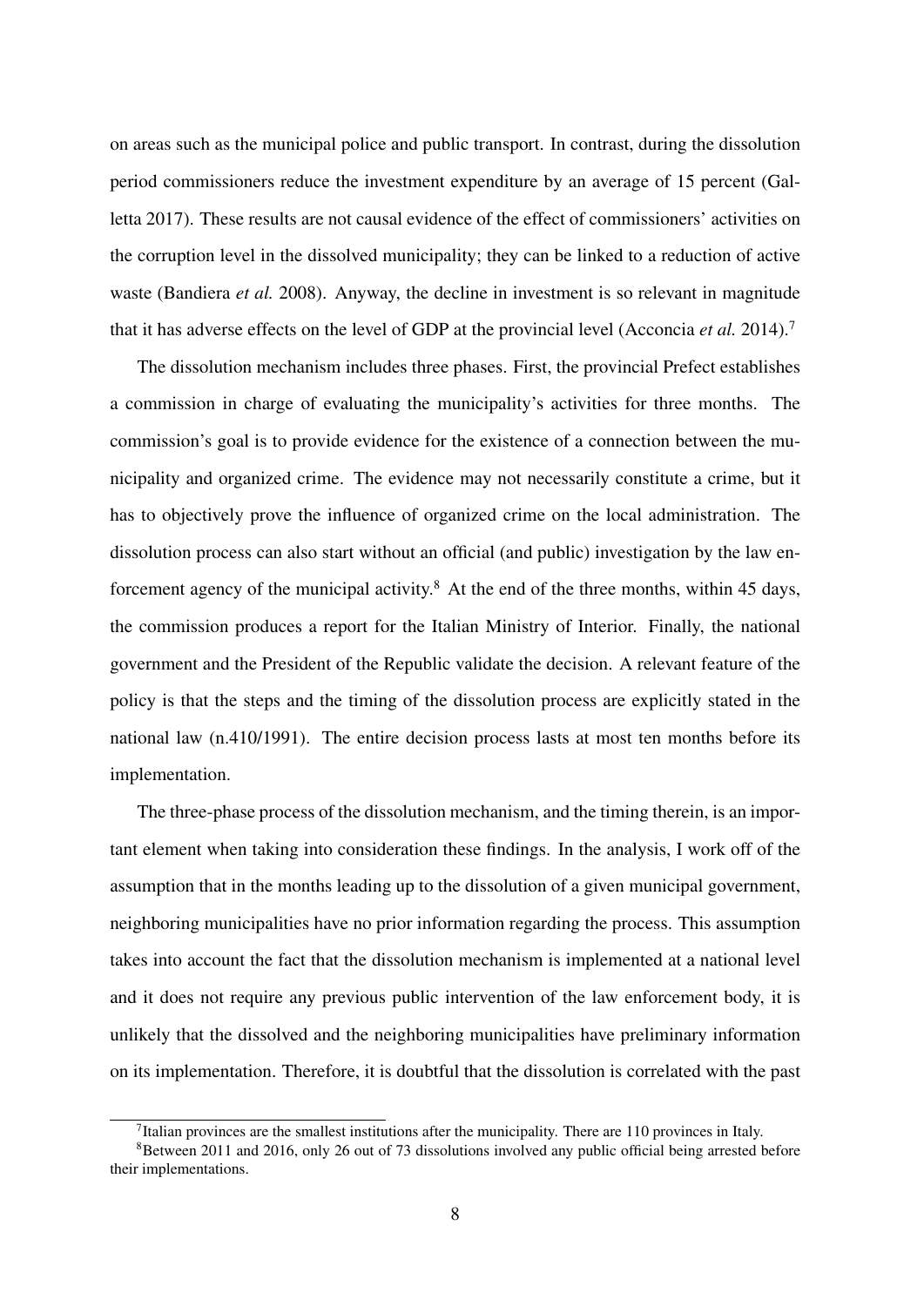on areas such as the municipal police and public transport. In contrast, during the dissolution period commissioners reduce the investment expenditure by an average of 15 percent (Galletta 2017). These results are not causal evidence of the effect of commissioners' activities on the corruption level in the dissolved municipality; they can be linked to a reduction of active waste (Bandiera *et al.* 2008). Anyway, the decline in investment is so relevant in magnitude that it has adverse effects on the level of GDP at the provincial level (Acconcia *et al.* 2014).[7]

The dissolution mechanism includes three phases. First, the provincial Prefect establishes a commission in charge of evaluating the municipality's activities for three months. The commission's goal is to provide evidence for the existence of a connection between the municipality and organized crime. The evidence may not necessarily constitute a crime, but it has to objectively prove the influence of organized crime on the local administration. The dissolution process can also start without an official (and public) investigation by the law enforcement agency of the municipal activity.[8] At the end of the three months, within 45 days, the commission produces a report for the Italian Ministry of Interior. Finally, the national government and the President of the Republic validate the decision. A relevant feature of the policy is that the steps and the timing of the dissolution process are explicitly stated in the national law (n.410/1991). The entire decision process lasts at most ten months before its implementation.

The three-phase process of the dissolution mechanism, and the timing therein, is an important element when taking into consideration these findings. In the analysis, I work off of the assumption that in the months leading up to the dissolution of a given municipal government, neighboring municipalities have no prior information regarding the process. This assumption takes into account the fact that the dissolution mechanism is implemented at a national level and it does not require any previous public intervention of the law enforcement body, it is unlikely that the dissolved and the neighboring municipalities have preliminary information on its implementation. Therefore, it is doubtful that the dissolution is correlated with the past

[7] Italian provinces are the smallest institutions after the municipality. There are 110 provinces in Italy.

[8] Between 2011 and 2016, only 26 out of 73 dissolutions involved any public official being arrested before their implementations.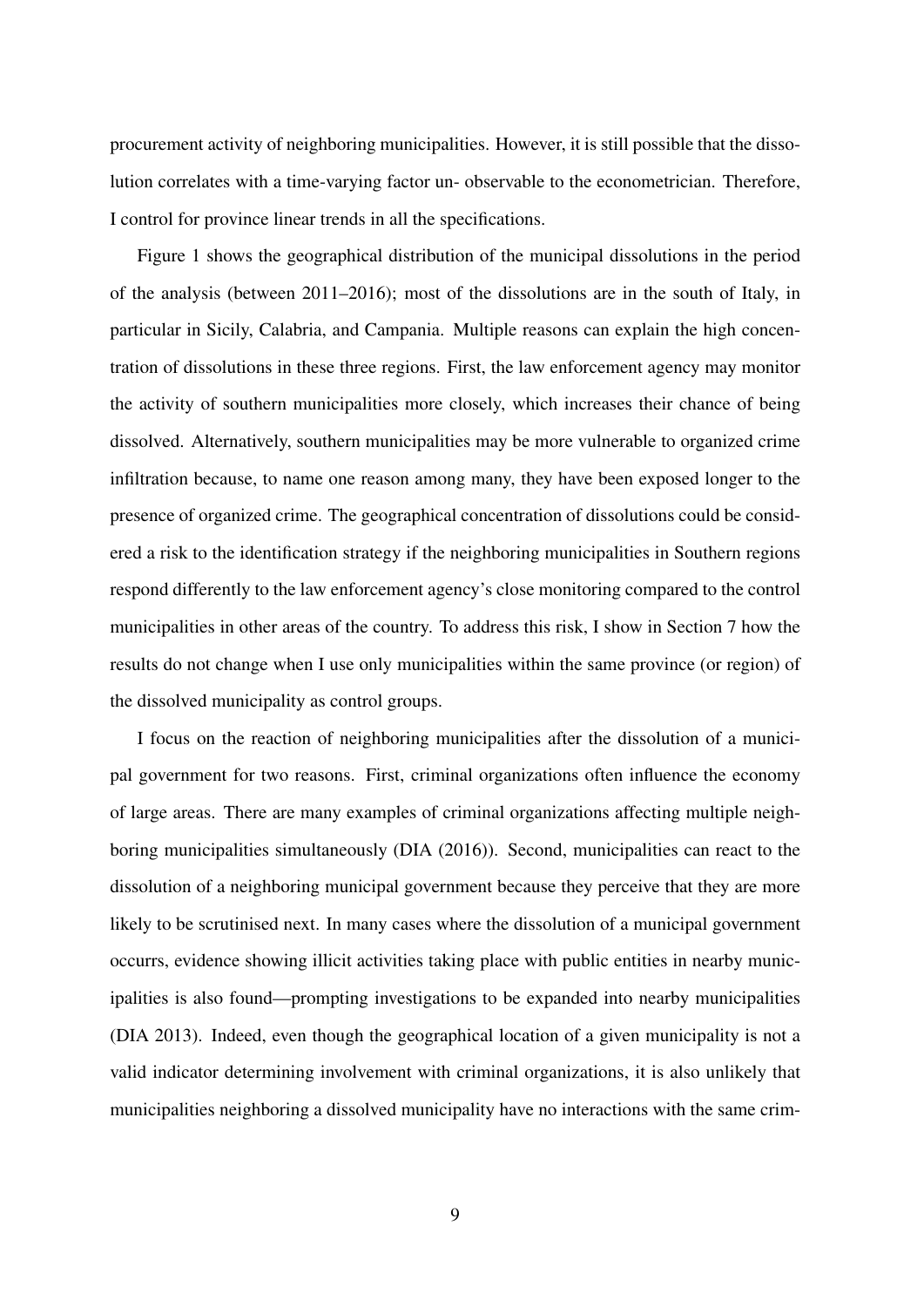procurement activity of neighboring municipalities. However, it is still possible that the dissolution correlates with a time-varying factor un- observable to the econometrician. Therefore, I control for province linear trends in all the specifications.

Figure 1 shows the geographical distribution of the municipal dissolutions in the period of the analysis (between 2011–2016); most of the dissolutions are in the south of Italy, in particular in Sicily, Calabria, and Campania. Multiple reasons can explain the high concentration of dissolutions in these three regions. First, the law enforcement agency may monitor the activity of southern municipalities more closely, which increases their chance of being dissolved. Alternatively, southern municipalities may be more vulnerable to organized crime infiltration because, to name one reason among many, they have been exposed longer to the presence of organized crime. The geographical concentration of dissolutions could be considered a risk to the identification strategy if the neighboring municipalities in Southern regions respond differently to the law enforcement agency's close monitoring compared to the control municipalities in other areas of the country. To address this risk, I show in Section 7 how the results do not change when I use only municipalities within the same province (or region) of the dissolved municipality as control groups.

I focus on the reaction of neighboring municipalities after the dissolution of a municipal government for two reasons. First, criminal organizations often influence the economy of large areas. There are many examples of criminal organizations affecting multiple neighboring municipalities simultaneously (DIA (2016)). Second, municipalities can react to the dissolution of a neighboring municipal government because they perceive that they are more likely to be scrutinised next. In many cases where the dissolution of a municipal government occurrs, evidence showing illicit activities taking place with public entities in nearby municipalities is also found—prompting investigations to be expanded into nearby municipalities (DIA 2013). Indeed, even though the geographical location of a given municipality is not a valid indicator determining involvement with criminal organizations, it is also unlikely that municipalities neighboring a dissolved municipality have no interactions with the same crim-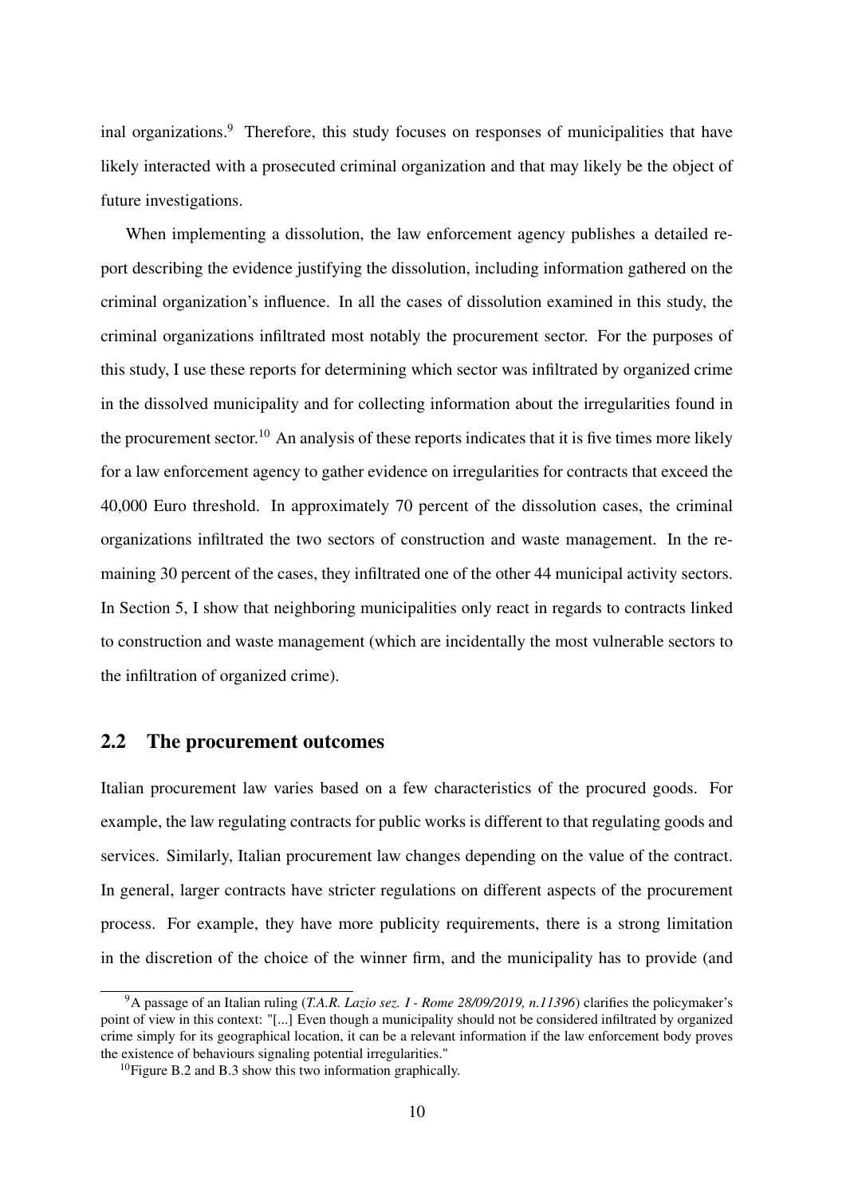inal organizations.[9] Therefore, this study focuses on responses of municipalities that have likely interacted with a prosecuted criminal organization and that may likely be the object of future investigations.

When implementing a dissolution, the law enforcement agency publishes a detailed report describing the evidence justifying the dissolution, including information gathered on the criminal organization's influence. In all the cases of dissolution examined in this study, the criminal organizations infiltrated most notably the procurement sector. For the purposes of this study, I use these reports for determining which sector was infiltrated by organized crime in the dissolved municipality and for collecting information about the irregularities found in the procurement sector.[10] An analysis of these reports indicates that it is five times more likely for a law enforcement agency to gather evidence on irregularities for contracts that exceed the 40,000 Euro threshold. In approximately 70 percent of the dissolution cases, the criminal organizations infiltrated the two sectors of construction and waste management. In the remaining 30 percent of the cases, they infiltrated one of the other 44 municipal activity sectors. In Section 5, I show that neighboring municipalities only react in regards to contracts linked to construction and waste management (which are incidentally the most vulnerable sectors to the infiltration of organized crime).

## 2.2 The procurement outcomes

Italian procurement law varies based on a few characteristics of the procured goods. For example, the law regulating contracts for public works is different to that regulating goods and services. Similarly, Italian procurement law changes depending on the value of the contract. In general, larger contracts have stricter regulations on different aspects of the procurement process. For example, they have more publicity requirements, there is a strong limitation in the discretion of the choice of the winner firm, and the municipality has to provide (and

[9] A passage of an Italian ruling (*T.A.R. Lazio sez. I - Rome 28/09/2019, n.11396*) clarifies the policymaker's point of view in this context: "[...] Even though a municipality should not be considered infiltrated by organized crime simply for its geographical location, it can be a relevant information if the law enforcement body proves the existence of behaviours signaling potential irregularities."

[10] Figure B.2 and B.3 show this two information graphically.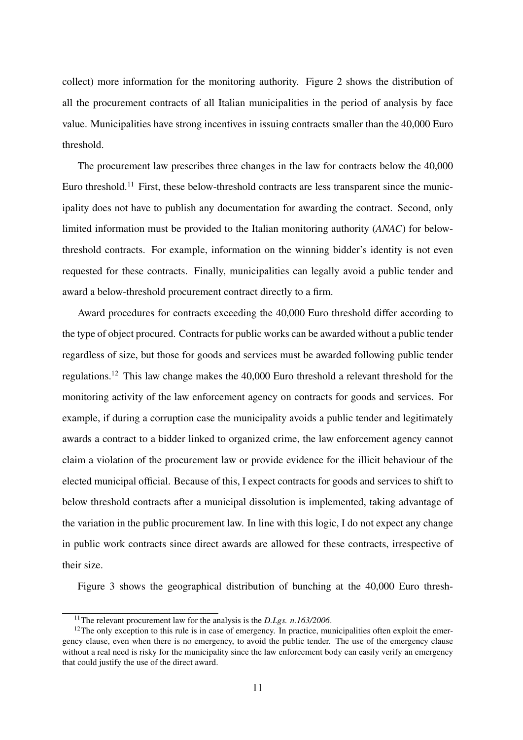collect) more information for the monitoring authority. Figure 2 shows the distribution of all the procurement contracts of all Italian municipalities in the period of analysis by face value. Municipalities have strong incentives in issuing contracts smaller than the 40,000 Euro threshold.

The procurement law prescribes three changes in the law for contracts below the 40,000 Euro threshold.[11] First, these below-threshold contracts are less transparent since the municipality does not have to publish any documentation for awarding the contract. Second, only limited information must be provided to the Italian monitoring authority (*ANAC*) for below-threshold contracts. For example, information on the winning bidder's identity is not even requested for these contracts. Finally, municipalities can legally avoid a public tender and award a below-threshold procurement contract directly to a firm.

Award procedures for contracts exceeding the 40,000 Euro threshold differ according to the type of object procured. Contracts for public works can be awarded without a public tender regardless of size, but those for goods and services must be awarded following public tender regulations.[12] This law change makes the 40,000 Euro threshold a relevant threshold for the monitoring activity of the law enforcement agency on contracts for goods and services. For example, if during a corruption case the municipality avoids a public tender and legitimately awards a contract to a bidder linked to organized crime, the law enforcement agency cannot claim a violation of the procurement law or provide evidence for the illicit behaviour of the elected municipal official. Because of this, I expect contracts for goods and services to shift to below threshold contracts after a municipal dissolution is implemented, taking advantage of the variation in the public procurement law. In line with this logic, I do not expect any change in public work contracts since direct awards are allowed for these contracts, irrespective of their size.

Figure 3 shows the geographical distribution of bunching at the 40,000 Euro thresh-

[11] The relevant procurement law for the analysis is the *D.Lgs. n.163/2006*.

[12] The only exception to this rule is in case of emergency. In practice, municipalities often exploit the emergency clause, even when there is no emergency, to avoid the public tender. The use of the emergency clause without a real need is risky for the municipality since the law enforcement body can easily verify an emergency that could justify the use of the direct award.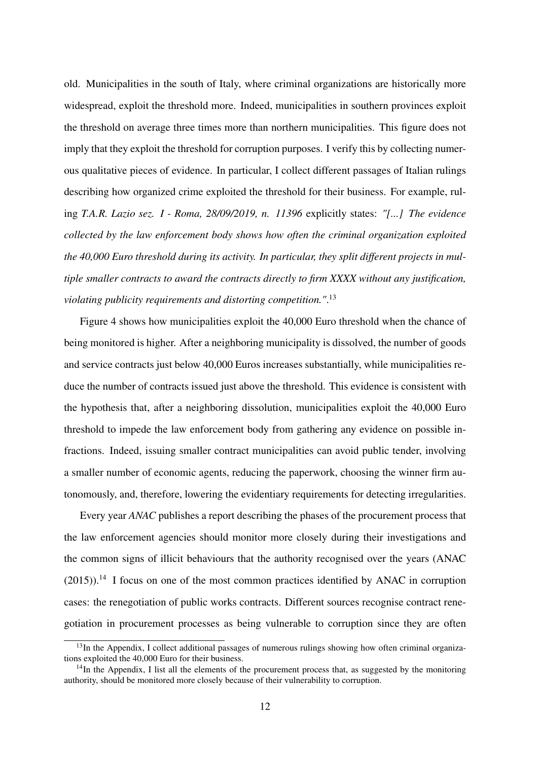old. Municipalities in the south of Italy, where criminal organizations are historically more widespread, exploit the threshold more. Indeed, municipalities in southern provinces exploit the threshold on average three times more than northern municipalities. This figure does not imply that they exploit the threshold for corruption purposes. I verify this by collecting numerous qualitative pieces of evidence. In particular, I collect different passages of Italian rulings describing how organized crime exploited the threshold for their business. For example, ruling *T.A.R. Lazio sez. I - Roma, 28/09/2019, n. 11396* explicitly states: *"[...] The evidence collected by the law enforcement body shows how often the criminal organization exploited the 40,000 Euro threshold during its activity. In particular, they split different projects in multiple smaller contracts to award the contracts directly to firm XXXX without any justification, violating publicity requirements and distorting competition."*.[13]

Figure 4 shows how municipalities exploit the 40,000 Euro threshold when the chance of being monitored is higher. After a neighboring municipality is dissolved, the number of goods and service contracts just below 40,000 Euros increases substantially, while municipalities reduce the number of contracts issued just above the threshold. This evidence is consistent with the hypothesis that, after a neighboring dissolution, municipalities exploit the 40,000 Euro threshold to impede the law enforcement body from gathering any evidence on possible infractions. Indeed, issuing smaller contract municipalities can avoid public tender, involving a smaller number of economic agents, reducing the paperwork, choosing the winner firm autonomously, and, therefore, lowering the evidentiary requirements for detecting irregularities.

Every year *ANAC* publishes a report describing the phases of the procurement process that the law enforcement agencies should monitor more closely during their investigations and the common signs of illicit behaviours that the authority recognised over the years (ANAC (2015)).[14] I focus on one of the most common practices identified by ANAC in corruption cases: the renegotiation of public works contracts. Different sources recognise contract renegotiation in procurement processes as being vulnerable to corruption since they are often

[13] In the Appendix, I collect additional passages of numerous rulings showing how often criminal organizations exploited the 40,000 Euro for their business.

[14] In the Appendix, I list all the elements of the procurement process that, as suggested by the monitoring authority, should be monitored more closely because of their vulnerability to corruption.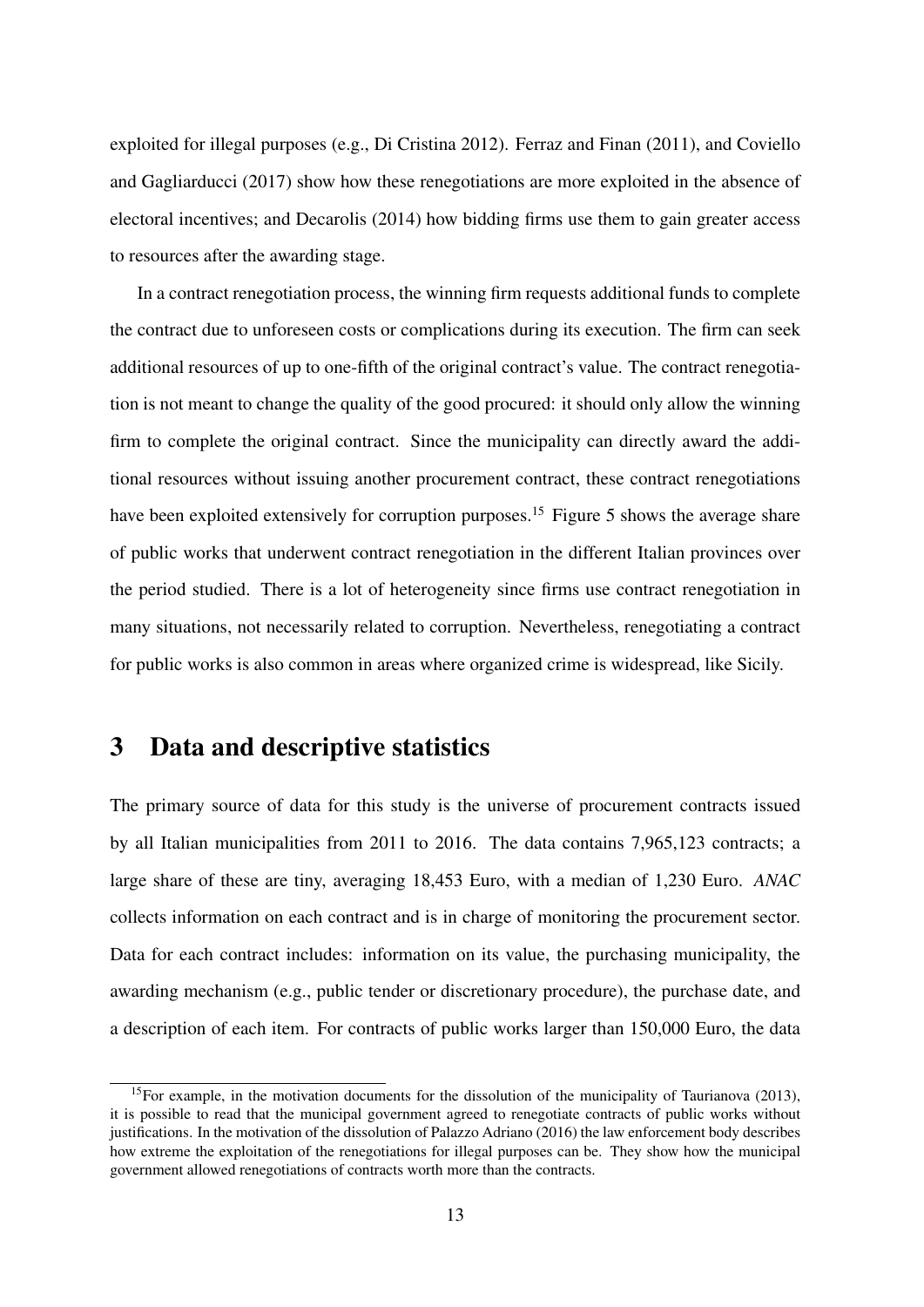exploited for illegal purposes (e.g., Di Cristina 2012). Ferraz and Finan (2011), and Coviello and Gagliarducci (2017) show how these renegotiations are more exploited in the absence of electoral incentives; and Decarolis (2014) how bidding firms use them to gain greater access to resources after the awarding stage.

In a contract renegotiation process, the winning firm requests additional funds to complete the contract due to unforeseen costs or complications during its execution. The firm can seek additional resources of up to one-fifth of the original contract's value. The contract renegotiation is not meant to change the quality of the good procured: it should only allow the winning firm to complete the original contract. Since the municipality can directly award the additional resources without issuing another procurement contract, these contract renegotiations have been exploited extensively for corruption purposes.[15] Figure 5 shows the average share of public works that underwent contract renegotiation in the different Italian provinces over the period studied. There is a lot of heterogeneity since firms use contract renegotiation in many situations, not necessarily related to corruption. Nevertheless, renegotiating a contract for public works is also common in areas where organized crime is widespread, like Sicily.

# 3 Data and descriptive statistics

The primary source of data for this study is the universe of procurement contracts issued by all Italian municipalities from 2011 to 2016. The data contains 7,965,123 contracts; a large share of these are tiny, averaging 18,453 Euro, with a median of 1,230 Euro. *ANAC* collects information on each contract and is in charge of monitoring the procurement sector. Data for each contract includes: information on its value, the purchasing municipality, the awarding mechanism (e.g., public tender or discretionary procedure), the purchase date, and a description of each item. For contracts of public works larger than 150,000 Euro, the data

[15] For example, in the motivation documents for the dissolution of the municipality of Taurianova (2013), it is possible to read that the municipal government agreed to renegotiate contracts of public works without justifications. In the motivation of the dissolution of Palazzo Adriano (2016) the law enforcement body describes how extreme the exploitation of the renegotiations for illegal purposes can be. They show how the municipal government allowed renegotiations of contracts worth more than the contracts.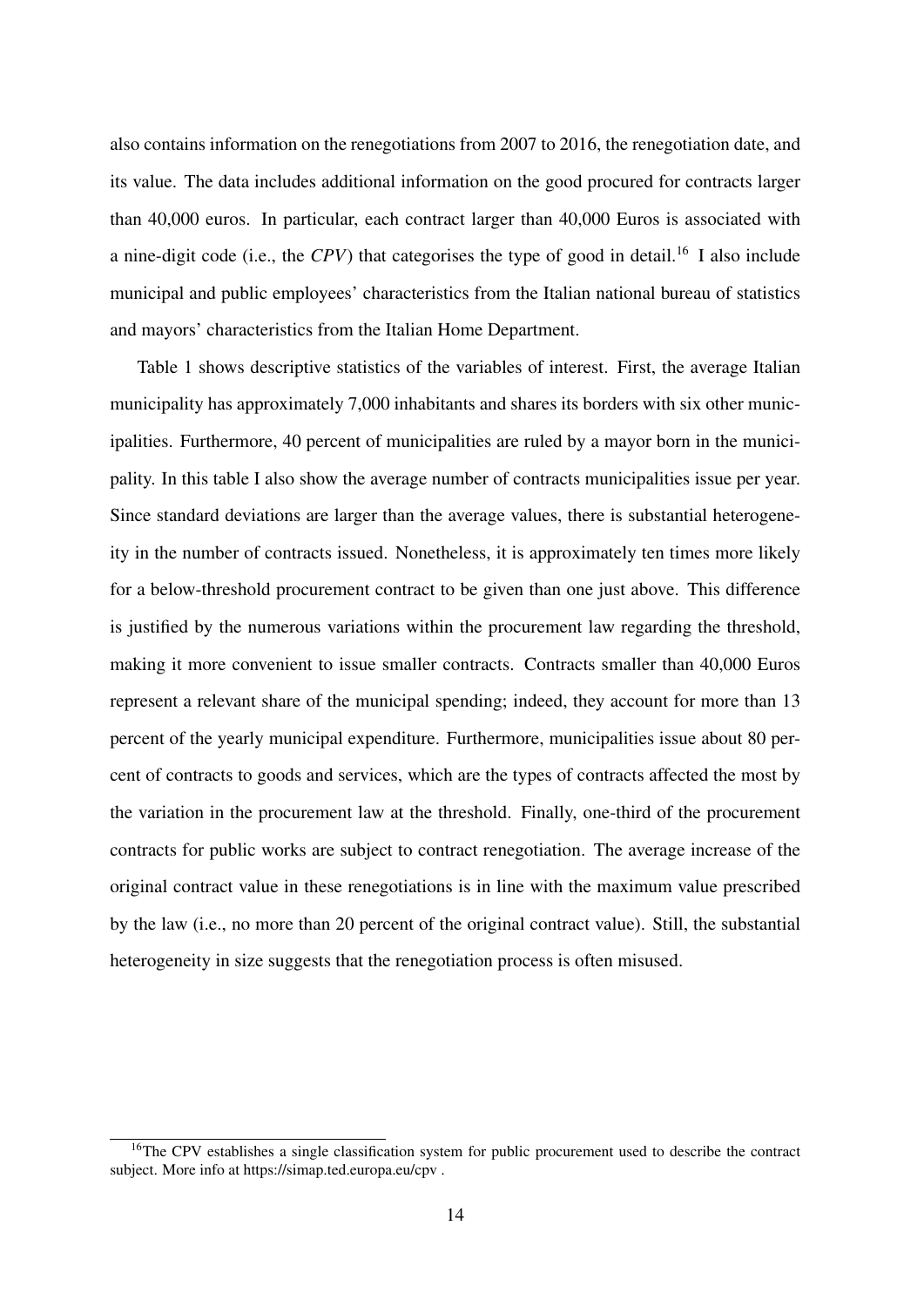also contains information on the renegotiations from 2007 to 2016, the renegotiation date, and its value. The data includes additional information on the good procured for contracts larger than 40,000 euros. In particular, each contract larger than 40,000 Euros is associated with a nine-digit code (i.e., the *CPV*) that categorises the type of good in detail.[16] I also include municipal and public employees' characteristics from the Italian national bureau of statistics and mayors' characteristics from the Italian Home Department.

Table 1 shows descriptive statistics of the variables of interest. First, the average Italian municipality has approximately 7,000 inhabitants and shares its borders with six other municipalities. Furthermore, 40 percent of municipalities are ruled by a mayor born in the municipality. In this table I also show the average number of contracts municipalities issue per year. Since standard deviations are larger than the average values, there is substantial heterogeneity in the number of contracts issued. Nonetheless, it is approximately ten times more likely for a below-threshold procurement contract to be given than one just above. This difference is justified by the numerous variations within the procurement law regarding the threshold, making it more convenient to issue smaller contracts. Contracts smaller than 40,000 Euros represent a relevant share of the municipal spending; indeed, they account for more than 13 percent of the yearly municipal expenditure. Furthermore, municipalities issue about 80 percent of contracts to goods and services, which are the types of contracts affected the most by the variation in the procurement law at the threshold. Finally, one-third of the procurement contracts for public works are subject to contract renegotiation. The average increase of the original contract value in these renegotiations is in line with the maximum value prescribed by the law (i.e., no more than 20 percent of the original contract value). Still, the substantial heterogeneity in size suggests that the renegotiation process is often misused.

[16] The CPV establishes a single classification system for public procurement used to describe the contract subject. More info at https://simap.ted.europa.eu/cpv .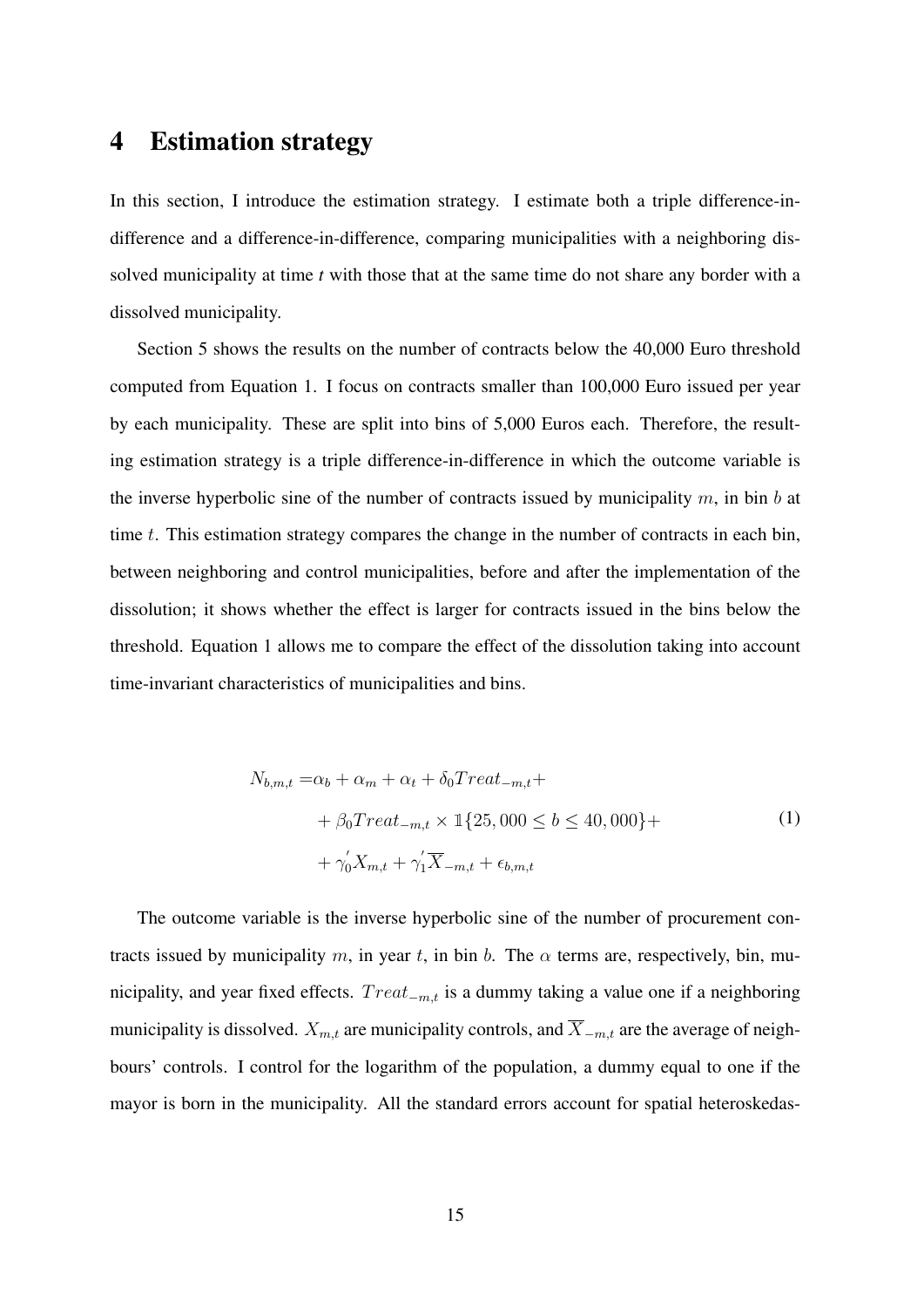# 4 Estimation strategy

In this section, I introduce the estimation strategy. I estimate both a triple difference-in-difference and a difference-in-difference, comparing municipalities with a neighboring dissolved municipality at time *t* with those that at the same time do not share any border with a dissolved municipality.

Section 5 shows the results on the number of contracts below the 40,000 Euro threshold computed from Equation 1. I focus on contracts smaller than 100,000 Euro issued per year by each municipality. These are split into bins of 5,000 Euros each. Therefore, the resulting estimation strategy is a triple difference-in-difference in which the outcome variable is the inverse hyperbolic sine of the number of contracts issued by municipality $m$, in bin $b$ at time $t$. This estimation strategy compares the change in the number of contracts in each bin, between neighboring and control municipalities, before and after the implementation of the dissolution; it shows whether the effect is larger for contracts issued in the bins below the threshold. Equation 1 allows me to compare the effect of the dissolution taking into account time-invariant characteristics of municipalities and bins.

$$
\begin{aligned}
N_{b,m,t} =& \alpha_b + \alpha_m + \alpha_t + \delta_0 Treat_{-m,t} + \\
& + \beta_0 Treat_{-m,t} \times \mathbb{1}\{25,000 \leq b \leq 40,000\} + \\
& + \gamma_0^{'} X_{m,t} + \gamma_1^{'} \overline{X}_{-m,t} + \epsilon_{b,m,t}
\end{aligned}
\tag{1}
$$

The outcome variable is the inverse hyperbolic sine of the number of procurement contracts issued by municipality $m$, in year $t$, in bin $b$. The $\alpha$ terms are, respectively, bin, municipality, and year fixed effects. $Treat_{-m,t}$ is a dummy taking a value one if a neighboring municipality is dissolved. $X_{m,t}$ are municipality controls, and $\overline{X}_{-m,t}$ are the average of neighbours' controls. I control for the logarithm of the population, a dummy equal to one if the mayor is born in the municipality. All the standard errors account for spatial heteroskedas-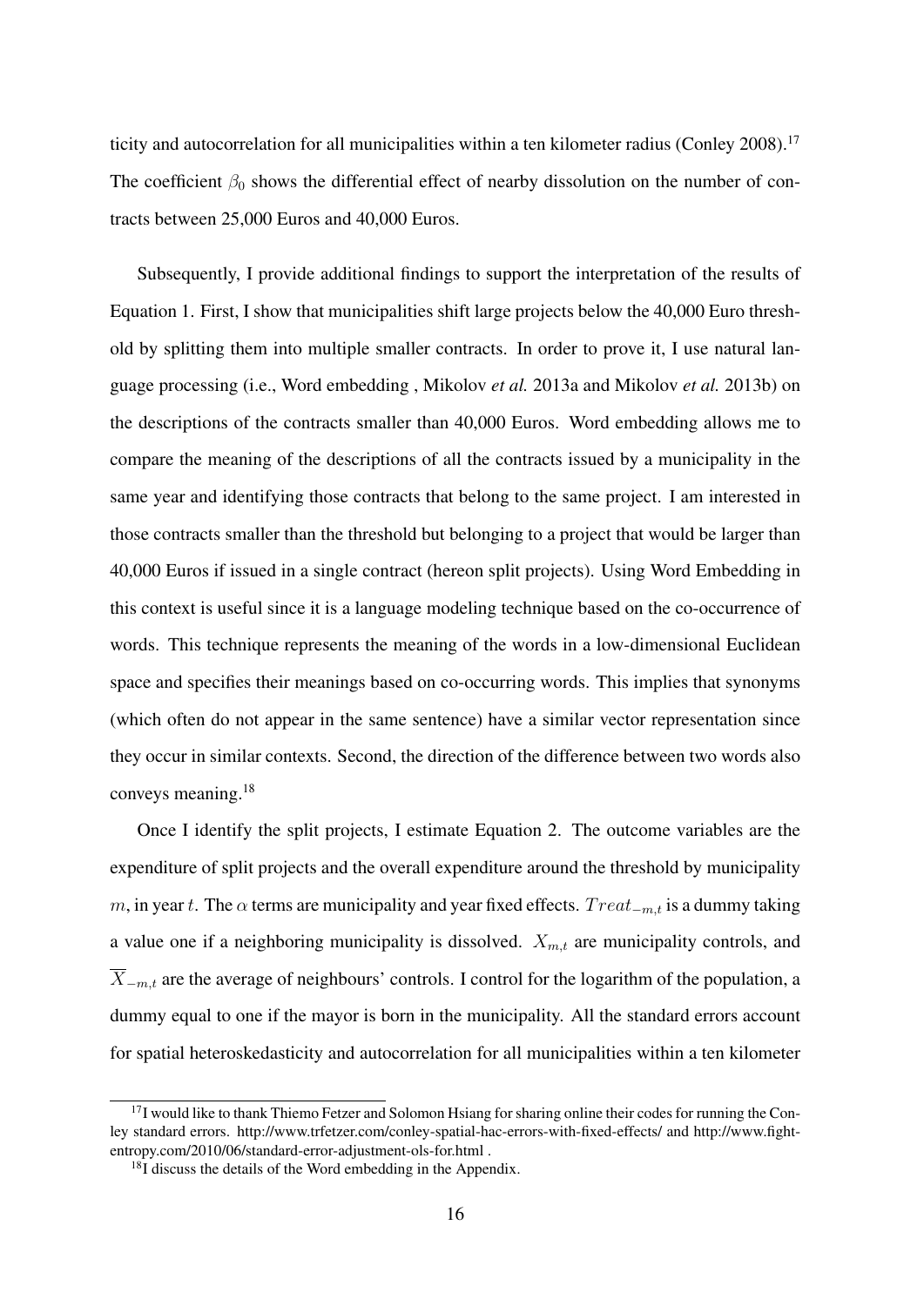ticity and autocorrelation for all municipalities within a ten kilometer radius (Conley 2008).[17] The coefficient $\beta_0$ shows the differential effect of nearby dissolution on the number of contracts between 25,000 Euros and 40,000 Euros.

Subsequently, I provide additional findings to support the interpretation of the results of Equation 1. First, I show that municipalities shift large projects below the 40,000 Euro threshold by splitting them into multiple smaller contracts. In order to prove it, I use natural language processing (i.e., Word embedding , Mikolov *et al.* 2013a and Mikolov *et al.* 2013b) on the descriptions of the contracts smaller than 40,000 Euros. Word embedding allows me to compare the meaning of the descriptions of all the contracts issued by a municipality in the same year and identifying those contracts that belong to the same project. I am interested in those contracts smaller than the threshold but belonging to a project that would be larger than 40,000 Euros if issued in a single contract (hereon split projects). Using Word Embedding in this context is useful since it is a language modeling technique based on the co-occurrence of words. This technique represents the meaning of the words in a low-dimensional Euclidean space and specifies their meanings based on co-occurring words. This implies that synonyms (which often do not appear in the same sentence) have a similar vector representation since they occur in similar contexts. Second, the direction of the difference between two words also conveys meaning.[18]

Once I identify the split projects, I estimate Equation 2. The outcome variables are the expenditure of split projects and the overall expenditure around the threshold by municipality $m$, in year $t$. The $\alpha$ terms are municipality and year fixed effects. $Treat_{-m,t}$ is a dummy taking a value one if a neighboring municipality is dissolved. $X_{m,t}$ are municipality controls, and $\overline{X}_{-m,t}$ are the average of neighbours' controls. I control for the logarithm of the population, a dummy equal to one if the mayor is born in the municipality. All the standard errors account for spatial heteroskedasticity and autocorrelation for all municipalities within a ten kilometer

[17] I would like to thank Thiemo Fetzer and Solomon Hsiang for sharing online their codes for running the Conley standard errors. http://www.trfetzer.com/conley-spatial-hac-errors-with-fixed-effects/ and http://www.fight-entropy.com/2010/06/standard-error-adjustment-ols-for.html .

[18] I discuss the details of the Word embedding in the Appendix.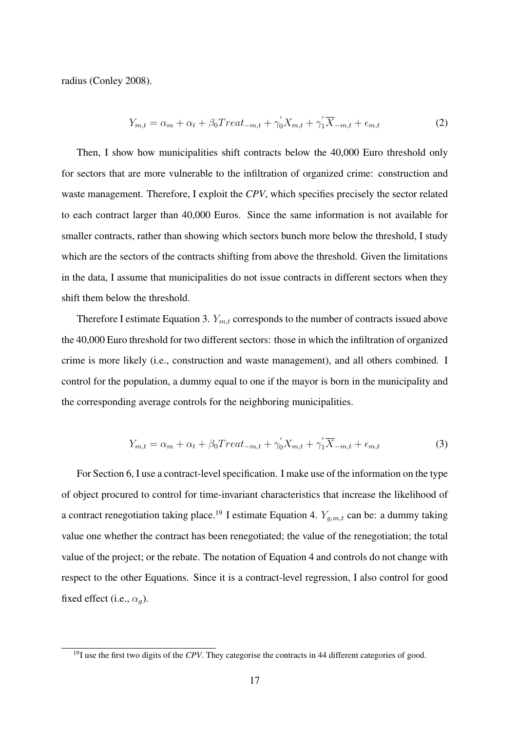radius (Conley 2008).

$$Y_{m,t} = \alpha_m + \alpha_t + \beta_0 Treat_{-m,t} + \gamma_0^{'} X_{m,t} + \gamma_1^{'} \overline{X}_{-m,t} + \epsilon_{m,t} \tag{2}$$

Then, I show how municipalities shift contracts below the 40,000 Euro threshold only for sectors that are more vulnerable to the infiltration of organized crime: construction and waste management. Therefore, I exploit the *CPV*, which specifies precisely the sector related to each contract larger than 40,000 Euros. Since the same information is not available for smaller contracts, rather than showing which sectors bunch more below the threshold, I study which are the sectors of the contracts shifting from above the threshold. Given the limitations in the data, I assume that municipalities do not issue contracts in different sectors when they shift them below the threshold.

Therefore I estimate Equation 3. $Y_{m,t}$ corresponds to the number of contracts issued above the 40,000 Euro threshold for two different sectors: those in which the infiltration of organized crime is more likely (i.e., construction and waste management), and all others combined. I control for the population, a dummy equal to one if the mayor is born in the municipality and the corresponding average controls for the neighboring municipalities.

$$Y_{m,t} = \alpha_m + \alpha_t + \beta_0 Treat_{-m,t} + \gamma_0^{'} X_{m,t} + \gamma_1^{'} \overline{X}_{-m,t} + \epsilon_{m,t} \tag{3}$$

For Section 6, I use a contract-level specification. I make use of the information on the type of object procured to control for time-invariant characteristics that increase the likelihood of a contract renegotiation taking place.[19] I estimate Equation 4. $Y_{g,m,t}$ can be: a dummy taking value one whether the contract has been renegotiated; the value of the renegotiation; the total value of the project; or the rebate. The notation of Equation 4 and controls do not change with respect to the other Equations. Since it is a contract-level regression, I also control for good fixed effect (i.e., $\alpha_g$).

[19] I use the first two digits of the *CPV*. They categorise the contracts in 44 different categories of good.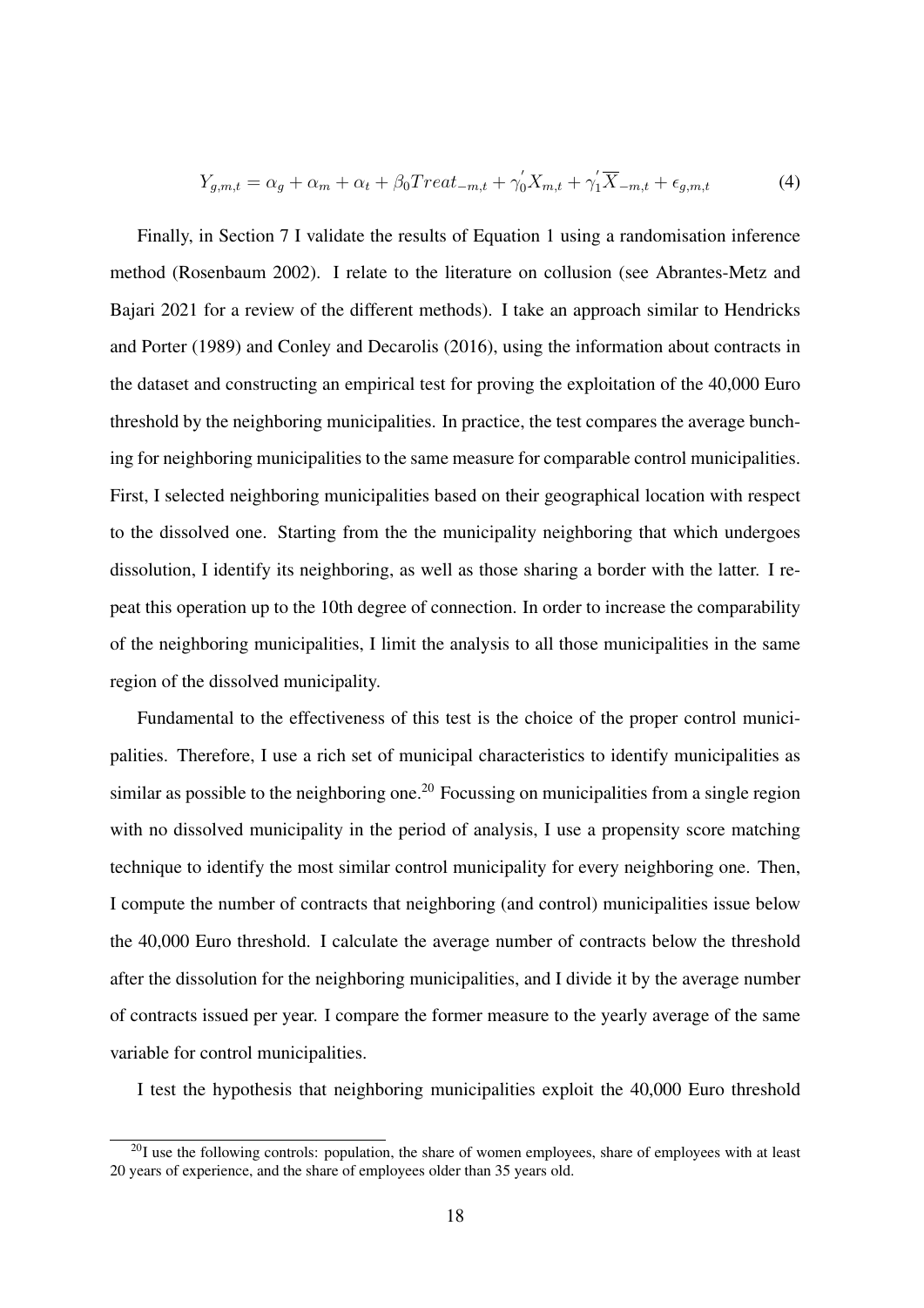$$Y_{g,m,t} = \alpha_g + \alpha_m + \alpha_t + \beta_0 Treat_{-m,t} + \gamma_0^{'} X_{m,t} + \gamma_1^{'} \overline{X}_{-m,t} + \epsilon_{g,m,t} \tag{4}$$

Finally, in Section 7 I validate the results of Equation 1 using a randomisation inference method (Rosenbaum 2002). I relate to the literature on collusion (see Abrantes-Metz and Bajari 2021 for a review of the different methods). I take an approach similar to Hendricks and Porter (1989) and Conley and Decarolis (2016), using the information about contracts in the dataset and constructing an empirical test for proving the exploitation of the 40,000 Euro threshold by the neighboring municipalities. In practice, the test compares the average bunching for neighboring municipalities to the same measure for comparable control municipalities. First, I selected neighboring municipalities based on their geographical location with respect to the dissolved one. Starting from the the municipality neighboring that which undergoes dissolution, I identify its neighboring, as well as those sharing a border with the latter. I repeat this operation up to the 10th degree of connection. In order to increase the comparability of the neighboring municipalities, I limit the analysis to all those municipalities in the same region of the dissolved municipality.

Fundamental to the effectiveness of this test is the choice of the proper control municipalities. Therefore, I use a rich set of municipal characteristics to identify municipalities as similar as possible to the neighboring one.[20] Focussing on municipalities from a single region with no dissolved municipality in the period of analysis, I use a propensity score matching technique to identify the most similar control municipality for every neighboring one. Then, I compute the number of contracts that neighboring (and control) municipalities issue below the 40,000 Euro threshold. I calculate the average number of contracts below the threshold after the dissolution for the neighboring municipalities, and I divide it by the average number of contracts issued per year. I compare the former measure to the yearly average of the same variable for control municipalities.

I test the hypothesis that neighboring municipalities exploit the 40,000 Euro threshold

[20] I use the following controls: population, the share of women employees, share of employees with at least 20 years of experience, and the share of employees older than 35 years old.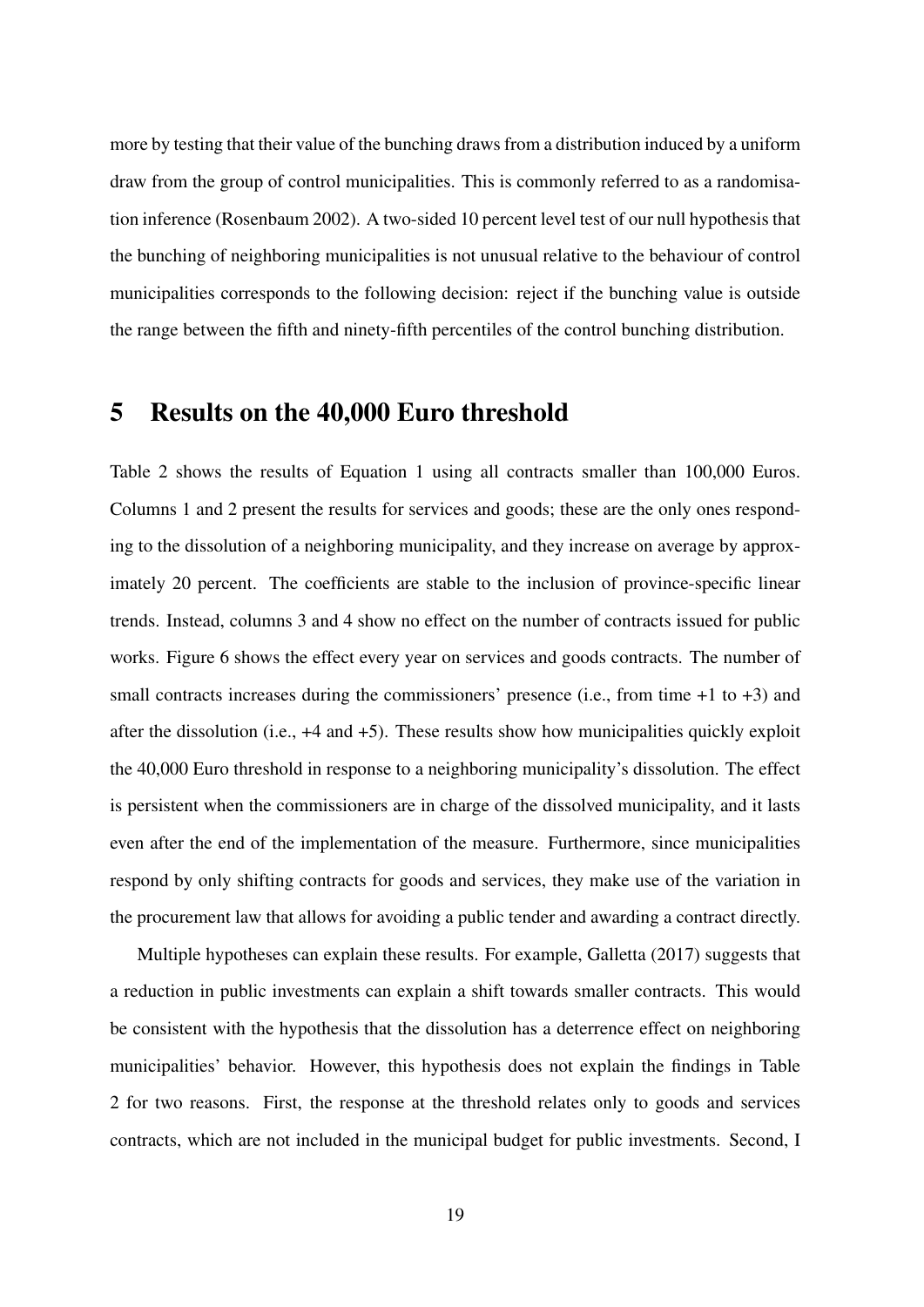more by testing that their value of the bunching draws from a distribution induced by a uniform draw from the group of control municipalities. This is commonly referred to as a randomisation inference (Rosenbaum 2002). A two-sided 10 percent level test of our null hypothesis that the bunching of neighboring municipalities is not unusual relative to the behaviour of control municipalities corresponds to the following decision: reject if the bunching value is outside the range between the fifth and ninety-fifth percentiles of the control bunching distribution.

## 5 Results on the 40,000 Euro threshold

Table 2 shows the results of Equation 1 using all contracts smaller than 100,000 Euros. Columns 1 and 2 present the results for services and goods; these are the only ones responding to the dissolution of a neighboring municipality, and they increase on average by approximately 20 percent. The coefficients are stable to the inclusion of province-specific linear trends. Instead, columns 3 and 4 show no effect on the number of contracts issued for public works. Figure 6 shows the effect every year on services and goods contracts. The number of small contracts increases during the commissioners' presence (i.e., from time +1 to +3) and after the dissolution (i.e., +4 and +5). These results show how municipalities quickly exploit the 40,000 Euro threshold in response to a neighboring municipality's dissolution. The effect is persistent when the commissioners are in charge of the dissolved municipality, and it lasts even after the end of the implementation of the measure. Furthermore, since municipalities respond by only shifting contracts for goods and services, they make use of the variation in the procurement law that allows for avoiding a public tender and awarding a contract directly.

Multiple hypotheses can explain these results. For example, Galletta (2017) suggests that a reduction in public investments can explain a shift towards smaller contracts. This would be consistent with the hypothesis that the dissolution has a deterrence effect on neighboring municipalities' behavior. However, this hypothesis does not explain the findings in Table 2 for two reasons. First, the response at the threshold relates only to goods and services contracts, which are not included in the municipal budget for public investments. Second, I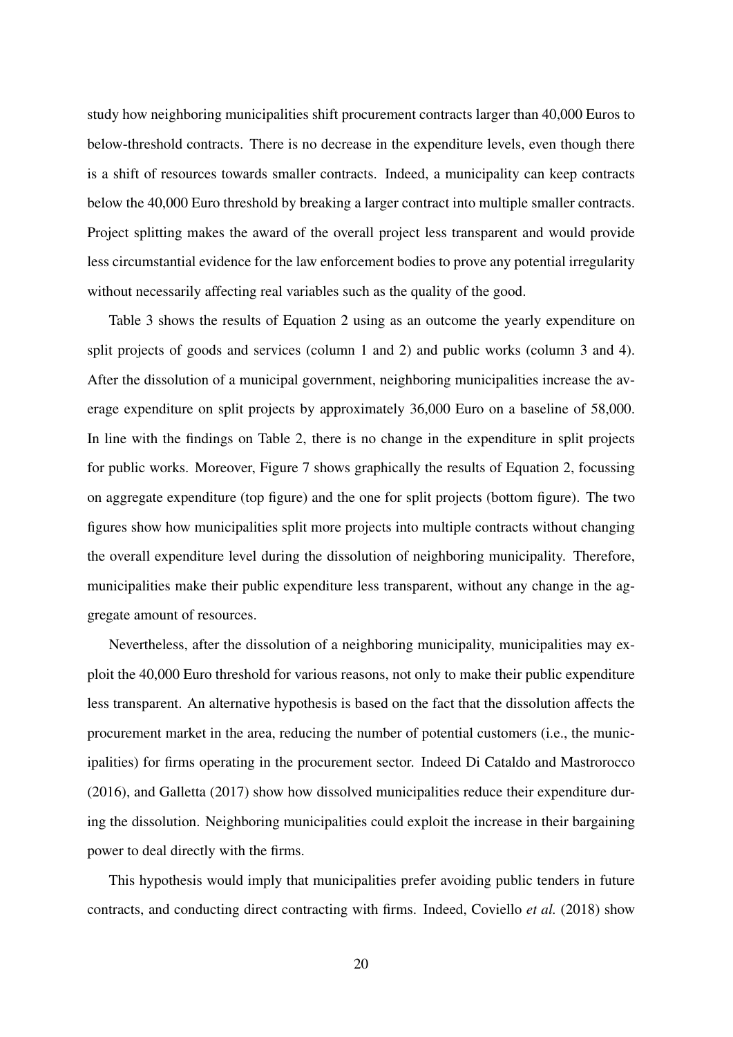study how neighboring municipalities shift procurement contracts larger than 40,000 Euros to below-threshold contracts. There is no decrease in the expenditure levels, even though there is a shift of resources towards smaller contracts. Indeed, a municipality can keep contracts below the 40,000 Euro threshold by breaking a larger contract into multiple smaller contracts. Project splitting makes the award of the overall project less transparent and would provide less circumstantial evidence for the law enforcement bodies to prove any potential irregularity without necessarily affecting real variables such as the quality of the good.

Table 3 shows the results of Equation 2 using as an outcome the yearly expenditure on split projects of goods and services (column 1 and 2) and public works (column 3 and 4). After the dissolution of a municipal government, neighboring municipalities increase the average expenditure on split projects by approximately 36,000 Euro on a baseline of 58,000. In line with the findings on Table 2, there is no change in the expenditure in split projects for public works. Moreover, Figure 7 shows graphically the results of Equation 2, focussing on aggregate expenditure (top figure) and the one for split projects (bottom figure). The two figures show how municipalities split more projects into multiple contracts without changing the overall expenditure level during the dissolution of neighboring municipality. Therefore, municipalities make their public expenditure less transparent, without any change in the aggregate amount of resources.

Nevertheless, after the dissolution of a neighboring municipality, municipalities may exploit the 40,000 Euro threshold for various reasons, not only to make their public expenditure less transparent. An alternative hypothesis is based on the fact that the dissolution affects the procurement market in the area, reducing the number of potential customers (i.e., the municipalities) for firms operating in the procurement sector. Indeed Di Cataldo and Mastrorocco (2016), and Galletta (2017) show how dissolved municipalities reduce their expenditure during the dissolution. Neighboring municipalities could exploit the increase in their bargaining power to deal directly with the firms.

This hypothesis would imply that municipalities prefer avoiding public tenders in future contracts, and conducting direct contracting with firms. Indeed, Coviello *et al.* (2018) show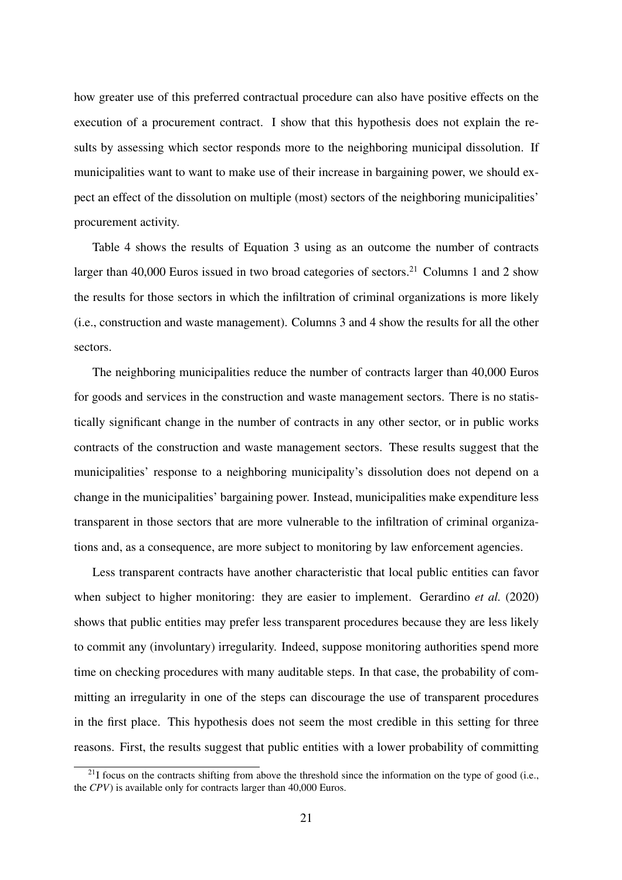how greater use of this preferred contractual procedure can also have positive effects on the execution of a procurement contract. I show that this hypothesis does not explain the results by assessing which sector responds more to the neighboring municipal dissolution. If municipalities want to want to make use of their increase in bargaining power, we should expect an effect of the dissolution on multiple (most) sectors of the neighboring municipalities' procurement activity.

Table 4 shows the results of Equation 3 using as an outcome the number of contracts larger than 40,000 Euros issued in two broad categories of sectors.[21] Columns 1 and 2 show the results for those sectors in which the infiltration of criminal organizations is more likely (i.e., construction and waste management). Columns 3 and 4 show the results for all the other sectors.

The neighboring municipalities reduce the number of contracts larger than 40,000 Euros for goods and services in the construction and waste management sectors. There is no statistically significant change in the number of contracts in any other sector, or in public works contracts of the construction and waste management sectors. These results suggest that the municipalities' response to a neighboring municipality's dissolution does not depend on a change in the municipalities' bargaining power. Instead, municipalities make expenditure less transparent in those sectors that are more vulnerable to the infiltration of criminal organizations and, as a consequence, are more subject to monitoring by law enforcement agencies.

Less transparent contracts have another characteristic that local public entities can favor when subject to higher monitoring: they are easier to implement. Gerardino *et al.* (2020) shows that public entities may prefer less transparent procedures because they are less likely to commit any (involuntary) irregularity. Indeed, suppose monitoring authorities spend more time on checking procedures with many auditable steps. In that case, the probability of committing an irregularity in one of the steps can discourage the use of transparent procedures in the first place. This hypothesis does not seem the most credible in this setting for three reasons. First, the results suggest that public entities with a lower probability of committing

[21] I focus on the contracts shifting from above the threshold since the information on the type of good (i.e., the *CPV*) is available only for contracts larger than 40,000 Euros.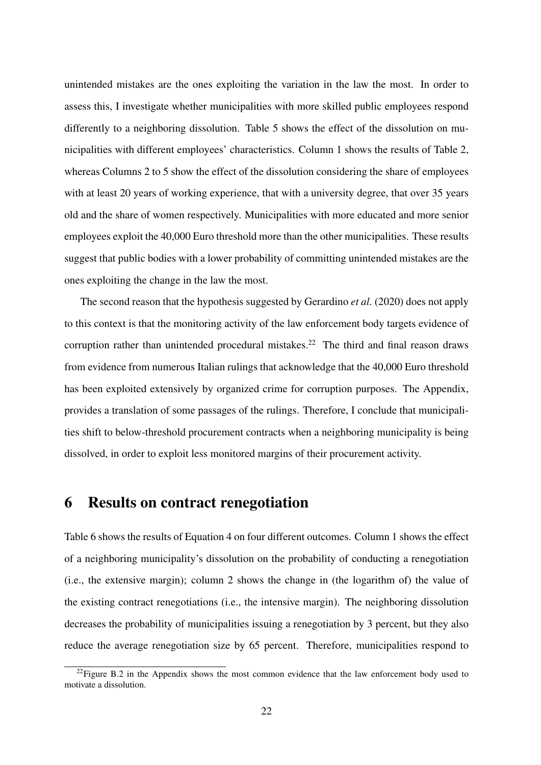unintended mistakes are the ones exploiting the variation in the law the most. In order to assess this, I investigate whether municipalities with more skilled public employees respond differently to a neighboring dissolution. Table 5 shows the effect of the dissolution on municipalities with different employees' characteristics. Column 1 shows the results of Table 2, whereas Columns 2 to 5 show the effect of the dissolution considering the share of employees with at least 20 years of working experience, that with a university degree, that over 35 years old and the share of women respectively. Municipalities with more educated and more senior employees exploit the 40,000 Euro threshold more than the other municipalities. These results suggest that public bodies with a lower probability of committing unintended mistakes are the ones exploiting the change in the law the most.

The second reason that the hypothesis suggested by Gerardino *et al.* (2020) does not apply to this context is that the monitoring activity of the law enforcement body targets evidence of corruption rather than unintended procedural mistakes.[22] The third and final reason draws from evidence from numerous Italian rulings that acknowledge that the 40,000 Euro threshold has been exploited extensively by organized crime for corruption purposes. The Appendix, provides a translation of some passages of the rulings. Therefore, I conclude that municipalities shift to below-threshold procurement contracts when a neighboring municipality is being dissolved, in order to exploit less monitored margins of their procurement activity.

# 6 Results on contract renegotiation

Table 6 shows the results of Equation 4 on four different outcomes. Column 1 shows the effect of a neighboring municipality's dissolution on the probability of conducting a renegotiation (i.e., the extensive margin); column 2 shows the change in (the logarithm of) the value of the existing contract renegotiations (i.e., the intensive margin). The neighboring dissolution decreases the probability of municipalities issuing a renegotiation by 3 percent, but they also reduce the average renegotiation size by 65 percent. Therefore, municipalities respond to

[22] Figure B.2 in the Appendix shows the most common evidence that the law enforcement body used to motivate a dissolution.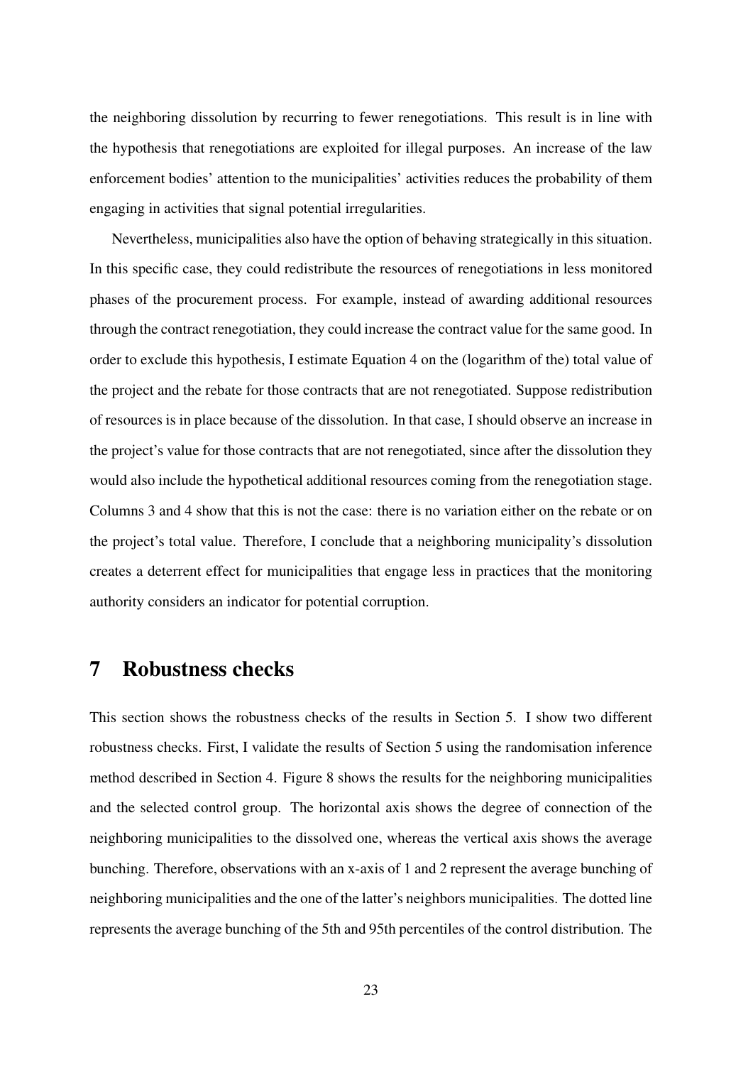the neighboring dissolution by recurring to fewer renegotiations. This result is in line with the hypothesis that renegotiations are exploited for illegal purposes. An increase of the law enforcement bodies' attention to the municipalities' activities reduces the probability of them engaging in activities that signal potential irregularities.

Nevertheless, municipalities also have the option of behaving strategically in this situation. In this specific case, they could redistribute the resources of renegotiations in less monitored phases of the procurement process. For example, instead of awarding additional resources through the contract renegotiation, they could increase the contract value for the same good. In order to exclude this hypothesis, I estimate Equation 4 on the (logarithm of the) total value of the project and the rebate for those contracts that are not renegotiated. Suppose redistribution of resources is in place because of the dissolution. In that case, I should observe an increase in the project's value for those contracts that are not renegotiated, since after the dissolution they would also include the hypothetical additional resources coming from the renegotiation stage. Columns 3 and 4 show that this is not the case: there is no variation either on the rebate or on the project's total value. Therefore, I conclude that a neighboring municipality's dissolution creates a deterrent effect for municipalities that engage less in practices that the monitoring authority considers an indicator for potential corruption.

# 7 Robustness checks

This section shows the robustness checks of the results in Section 5. I show two different robustness checks. First, I validate the results of Section 5 using the randomisation inference method described in Section 4. Figure 8 shows the results for the neighboring municipalities and the selected control group. The horizontal axis shows the degree of connection of the neighboring municipalities to the dissolved one, whereas the vertical axis shows the average bunching. Therefore, observations with an x-axis of 1 and 2 represent the average bunching of neighboring municipalities and the one of the latter's neighbors municipalities. The dotted line represents the average bunching of the 5th and 95th percentiles of the control distribution. The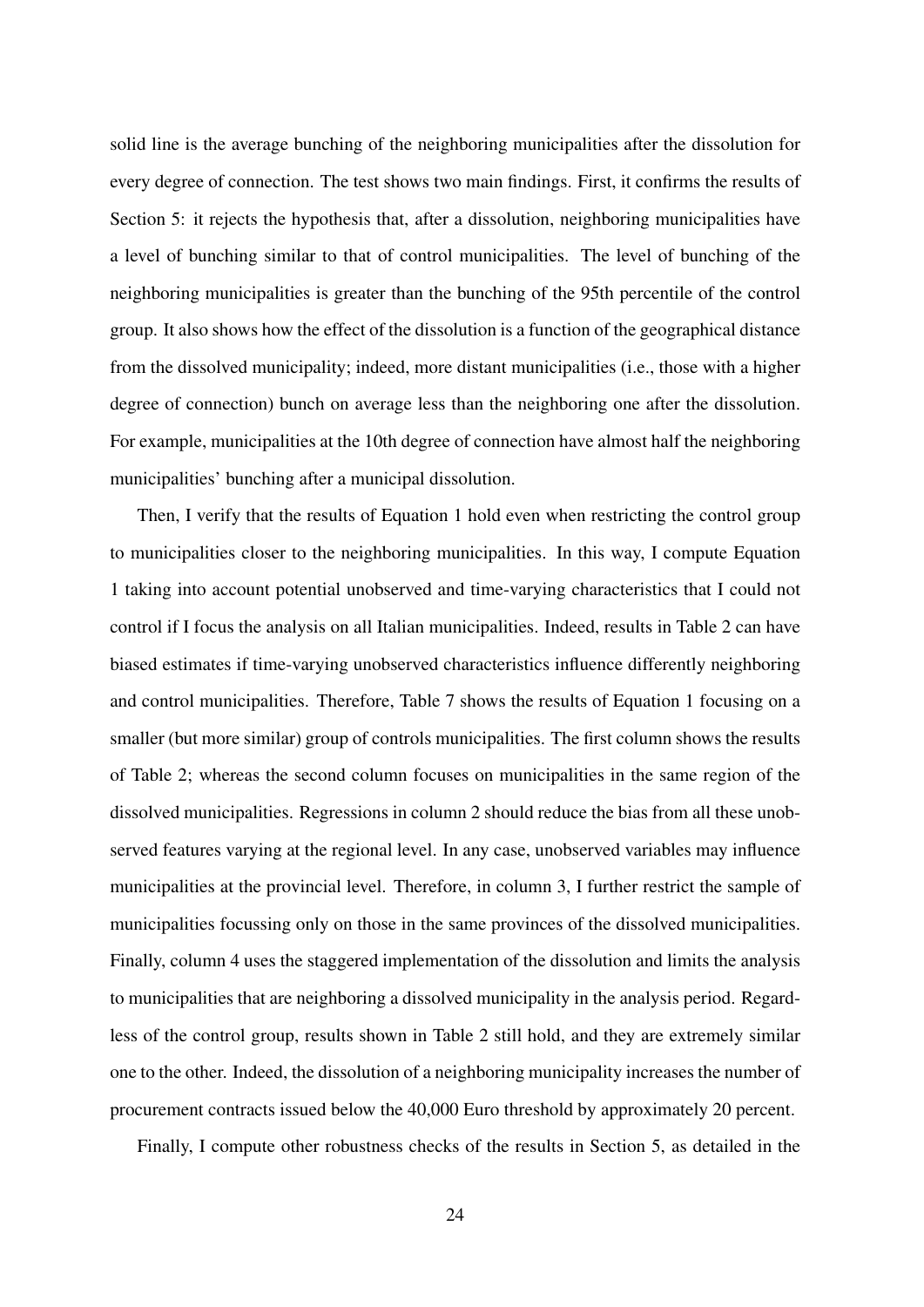solid line is the average bunching of the neighboring municipalities after the dissolution for every degree of connection. The test shows two main findings. First, it confirms the results of Section 5: it rejects the hypothesis that, after a dissolution, neighboring municipalities have a level of bunching similar to that of control municipalities. The level of bunching of the neighboring municipalities is greater than the bunching of the 95th percentile of the control group. It also shows how the effect of the dissolution is a function of the geographical distance from the dissolved municipality; indeed, more distant municipalities (i.e., those with a higher degree of connection) bunch on average less than the neighboring one after the dissolution. For example, municipalities at the 10th degree of connection have almost half the neighboring municipalities' bunching after a municipal dissolution.

Then, I verify that the results of Equation 1 hold even when restricting the control group to municipalities closer to the neighboring municipalities. In this way, I compute Equation 1 taking into account potential unobserved and time-varying characteristics that I could not control if I focus the analysis on all Italian municipalities. Indeed, results in Table 2 can have biased estimates if time-varying unobserved characteristics influence differently neighboring and control municipalities. Therefore, Table 7 shows the results of Equation 1 focusing on a smaller (but more similar) group of controls municipalities. The first column shows the results of Table 2; whereas the second column focuses on municipalities in the same region of the dissolved municipalities. Regressions in column 2 should reduce the bias from all these unobserved features varying at the regional level. In any case, unobserved variables may influence municipalities at the provincial level. Therefore, in column 3, I further restrict the sample of municipalities focussing only on those in the same provinces of the dissolved municipalities. Finally, column 4 uses the staggered implementation of the dissolution and limits the analysis to municipalities that are neighboring a dissolved municipality in the analysis period. Regardless of the control group, results shown in Table 2 still hold, and they are extremely similar one to the other. Indeed, the dissolution of a neighboring municipality increases the number of procurement contracts issued below the 40,000 Euro threshold by approximately 20 percent.

Finally, I compute other robustness checks of the results in Section 5, as detailed in the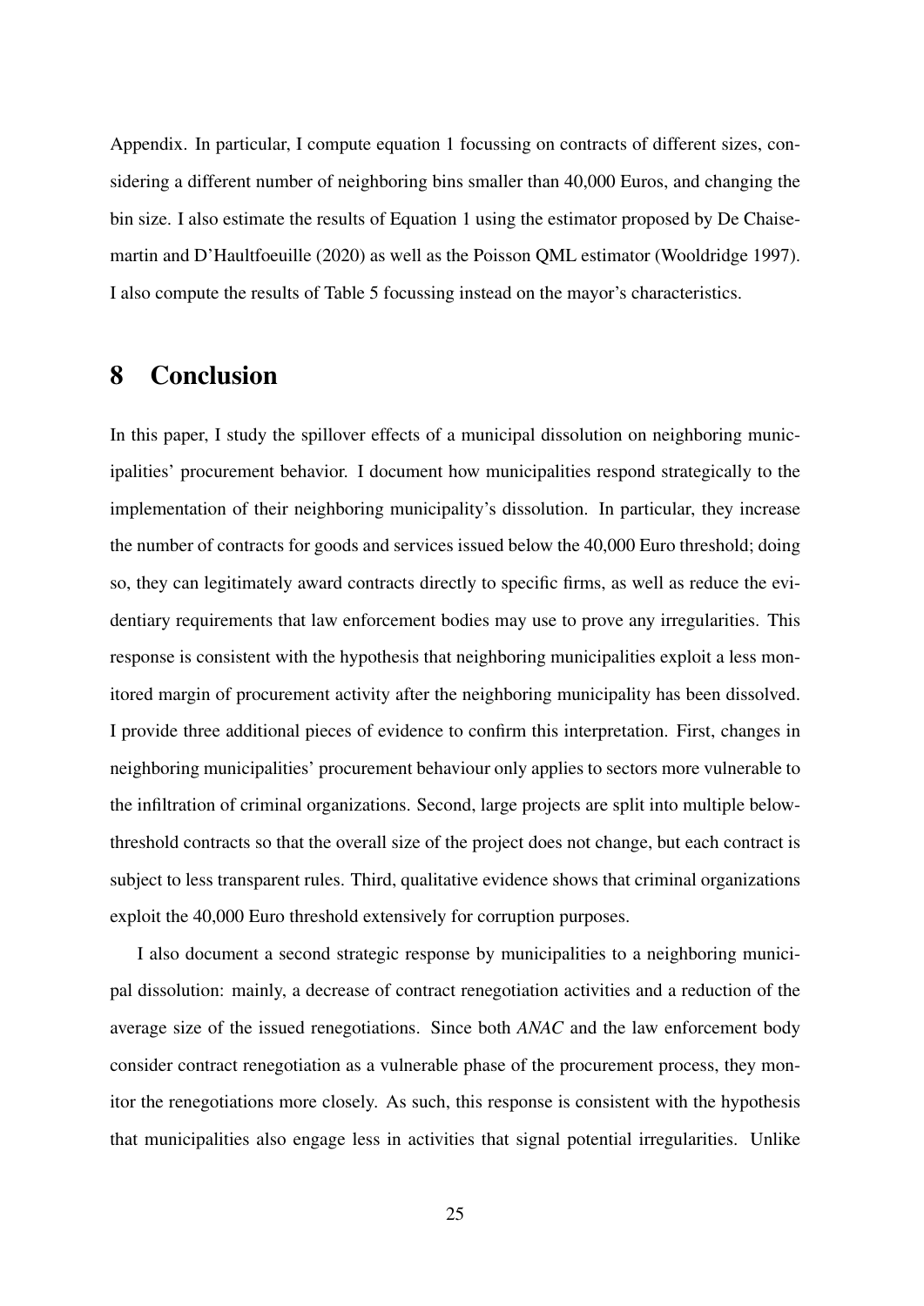Appendix. In particular, I compute equation 1 focussing on contracts of different sizes, considering a different number of neighboring bins smaller than 40,000 Euros, and changing the bin size. I also estimate the results of Equation 1 using the estimator proposed by De Chaisemartin and D'Haultfoeuille (2020) as well as the Poisson QML estimator (Wooldridge 1997). I also compute the results of Table 5 focussing instead on the mayor's characteristics.

# 8 Conclusion

In this paper, I study the spillover effects of a municipal dissolution on neighboring municipalities' procurement behavior. I document how municipalities respond strategically to the implementation of their neighboring municipality's dissolution. In particular, they increase the number of contracts for goods and services issued below the 40,000 Euro threshold; doing so, they can legitimately award contracts directly to specific firms, as well as reduce the evidentiary requirements that law enforcement bodies may use to prove any irregularities. This response is consistent with the hypothesis that neighboring municipalities exploit a less monitored margin of procurement activity after the neighboring municipality has been dissolved. I provide three additional pieces of evidence to confirm this interpretation. First, changes in neighboring municipalities' procurement behaviour only applies to sectors more vulnerable to the infiltration of criminal organizations. Second, large projects are split into multiple below-threshold contracts so that the overall size of the project does not change, but each contract is subject to less transparent rules. Third, qualitative evidence shows that criminal organizations exploit the 40,000 Euro threshold extensively for corruption purposes.

I also document a second strategic response by municipalities to a neighboring municipal dissolution: mainly, a decrease of contract renegotiation activities and a reduction of the average size of the issued renegotiations. Since both *ANAC* and the law enforcement body consider contract renegotiation as a vulnerable phase of the procurement process, they monitor the renegotiations more closely. As such, this response is consistent with the hypothesis that municipalities also engage less in activities that signal potential irregularities. Unlike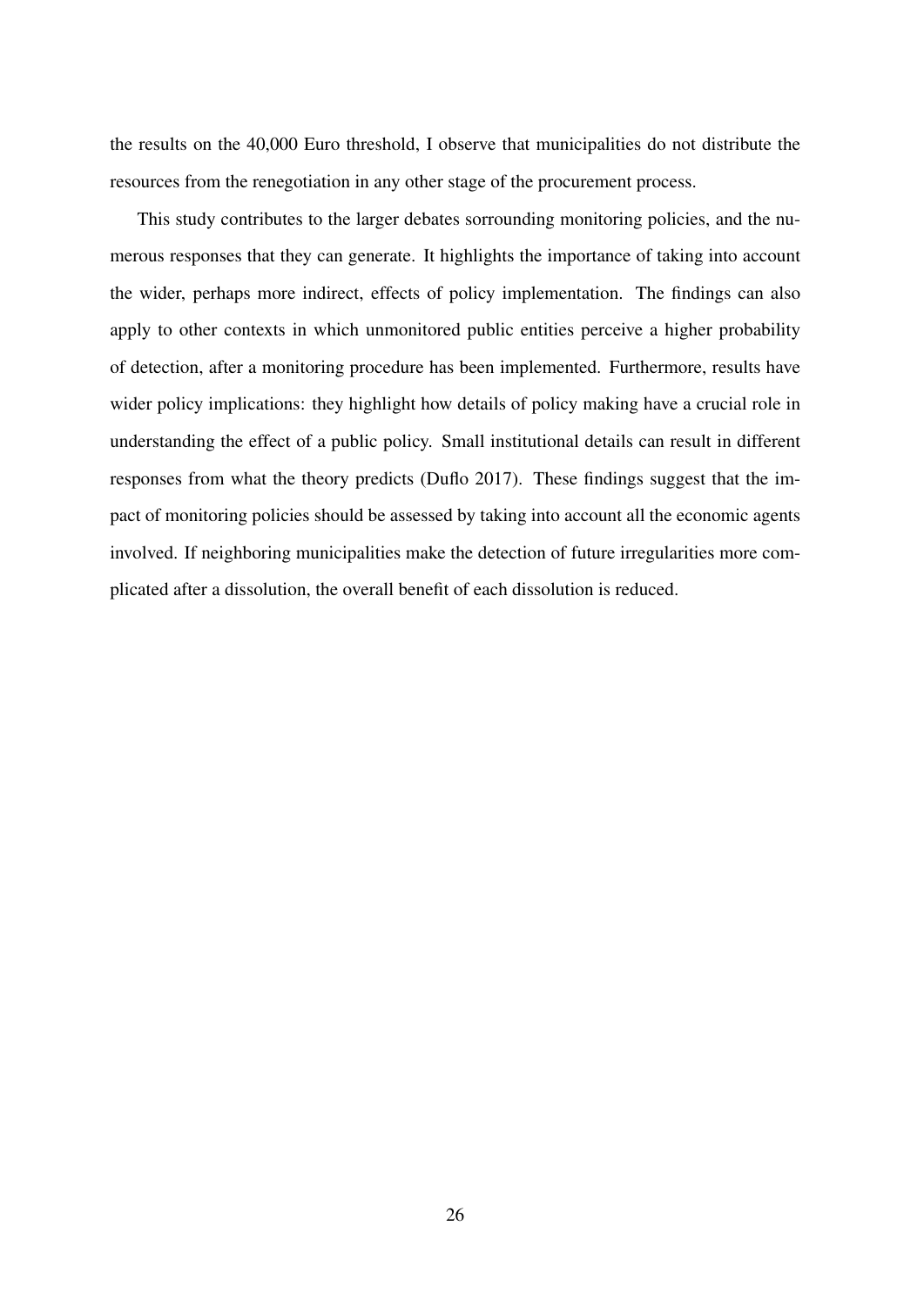the results on the 40,000 Euro threshold, I observe that municipalities do not distribute the resources from the renegotiation in any other stage of the procurement process.

This study contributes to the larger debates sorrounding monitoring policies, and the numerous responses that they can generate. It highlights the importance of taking into account the wider, perhaps more indirect, effects of policy implementation. The findings can also apply to other contexts in which unmonitored public entities perceive a higher probability of detection, after a monitoring procedure has been implemented. Furthermore, results have wider policy implications: they highlight how details of policy making have a crucial role in understanding the effect of a public policy. Small institutional details can result in different responses from what the theory predicts (Duflo 2017). These findings suggest that the impact of monitoring policies should be assessed by taking into account all the economic agents involved. If neighboring municipalities make the detection of future irregularities more complicated after a dissolution, the overall benefit of each dissolution is reduced.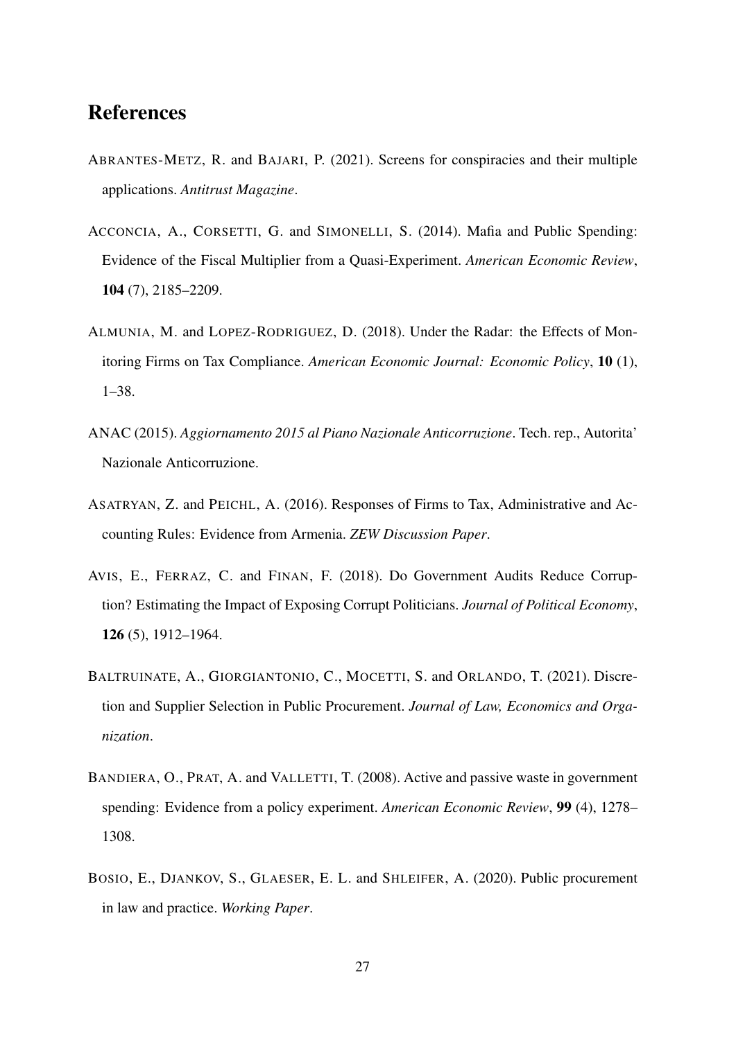# References

ABRANTES-METZ, R. and BAJARI, P. (2021). Screens for conspiracies and their multiple applications. *Antitrust Magazine*.

ACCONCIA, A., CORSETTI, G. and SIMONELLI, S. (2014). Mafia and Public Spending: Evidence of the Fiscal Multiplier from a Quasi-Experiment. *American Economic Review*, **104** (7), 2185–2209.

ALMUNIA, M. and LOPEZ-RODRIGUEZ, D. (2018). Under the Radar: the Effects of Monitoring Firms on Tax Compliance. *American Economic Journal: Economic Policy*, **10** (1), 1–38.

ANAC (2015). *Aggiornamento 2015 al Piano Nazionale Anticorruzione*. Tech. rep., Autorita' Nazionale Anticorruzione.

ASATRYAN, Z. and PEICHL, A. (2016). Responses of Firms to Tax, Administrative and Accounting Rules: Evidence from Armenia. *ZEW Discussion Paper*.

AVIS, E., FERRAZ, C. and FINAN, F. (2018). Do Government Audits Reduce Corruption? Estimating the Impact of Exposing Corrupt Politicians. *Journal of Political Economy*, **126** (5), 1912–1964.

BALTRUINATE, A., GIORGIANTONIO, C., MOCETTI, S. and ORLANDO, T. (2021). Discretion and Supplier Selection in Public Procurement. *Journal of Law, Economics and Organization*.

BANDIERA, O., PRAT, A. and VALLETTI, T. (2008). Active and passive waste in government spending: Evidence from a policy experiment. *American Economic Review*, **99** (4), 1278–1308.

BOSIO, E., DJANKOV, S., GLAESER, E. L. and SHLEIFER, A. (2020). Public procurement in law and practice. *Working Paper*.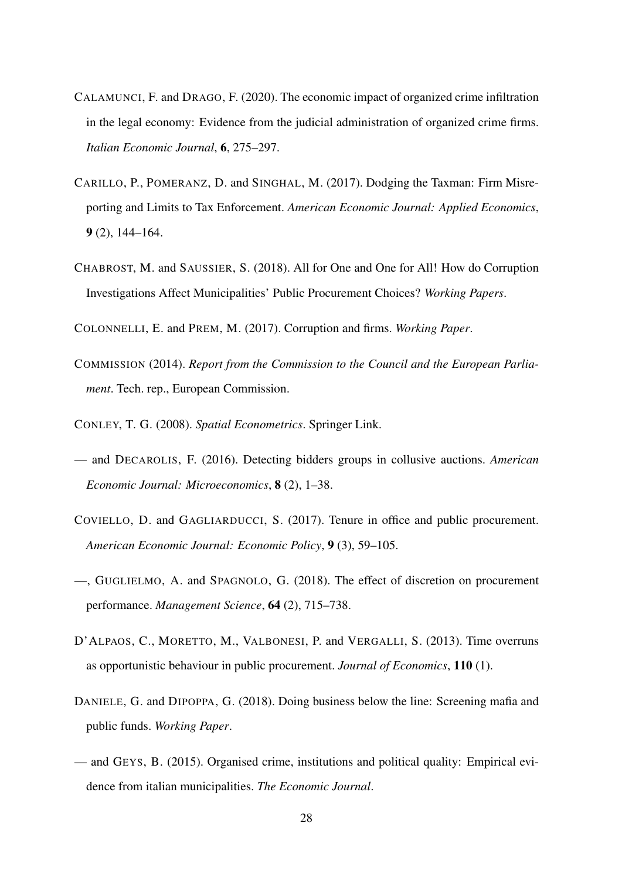CALAMUNCI, F. and DRAGO, F. (2020). The economic impact of organized crime infiltration in the legal economy: Evidence from the judicial administration of organized crime firms. *Italian Economic Journal*, **6**, 275–297.

CARILLO, P., POMERANZ, D. and SINGHAL, M. (2017). Dodging the Taxman: Firm Misreporting and Limits to Tax Enforcement. *American Economic Journal: Applied Economics*, **9** (2), 144–164.

CHABROST, M. and SAUSSIER, S. (2018). All for One and One for All! How do Corruption Investigations Affect Municipalities' Public Procurement Choices? *Working Papers*.

COLONNELLI, E. and PREM, M. (2017). Corruption and firms. *Working Paper*.

COMMISSION (2014). *Report from the Commission to the Council and the European Parliament*. Tech. rep., European Commission.

CONLEY, T. G. (2008). *Spatial Econometrics*. Springer Link.

— and DECAROLIS, F. (2016). Detecting bidders groups in collusive auctions. *American Economic Journal: Microeconomics*, **8** (2), 1–38.

COVIELLO, D. and GAGLIARDUCCI, S. (2017). Tenure in office and public procurement. *American Economic Journal: Economic Policy*, **9** (3), 59–105.

—, GUGLIELMO, A. and SPAGNOLO, G. (2018). The effect of discretion on procurement performance. *Management Science*, **64** (2), 715–738.

D'ALPAOS, C., MORETTO, M., VALBONESI, P. and VERGALLI, S. (2013). Time overruns as opportunistic behaviour in public procurement. *Journal of Economics*, **110** (1).

DANIELE, G. and DIPOPPA, G. (2018). Doing business below the line: Screening mafia and public funds. *Working Paper*.

— and GEYS, B. (2015). Organised crime, institutions and political quality: Empirical evidence from italian municipalities. *The Economic Journal*.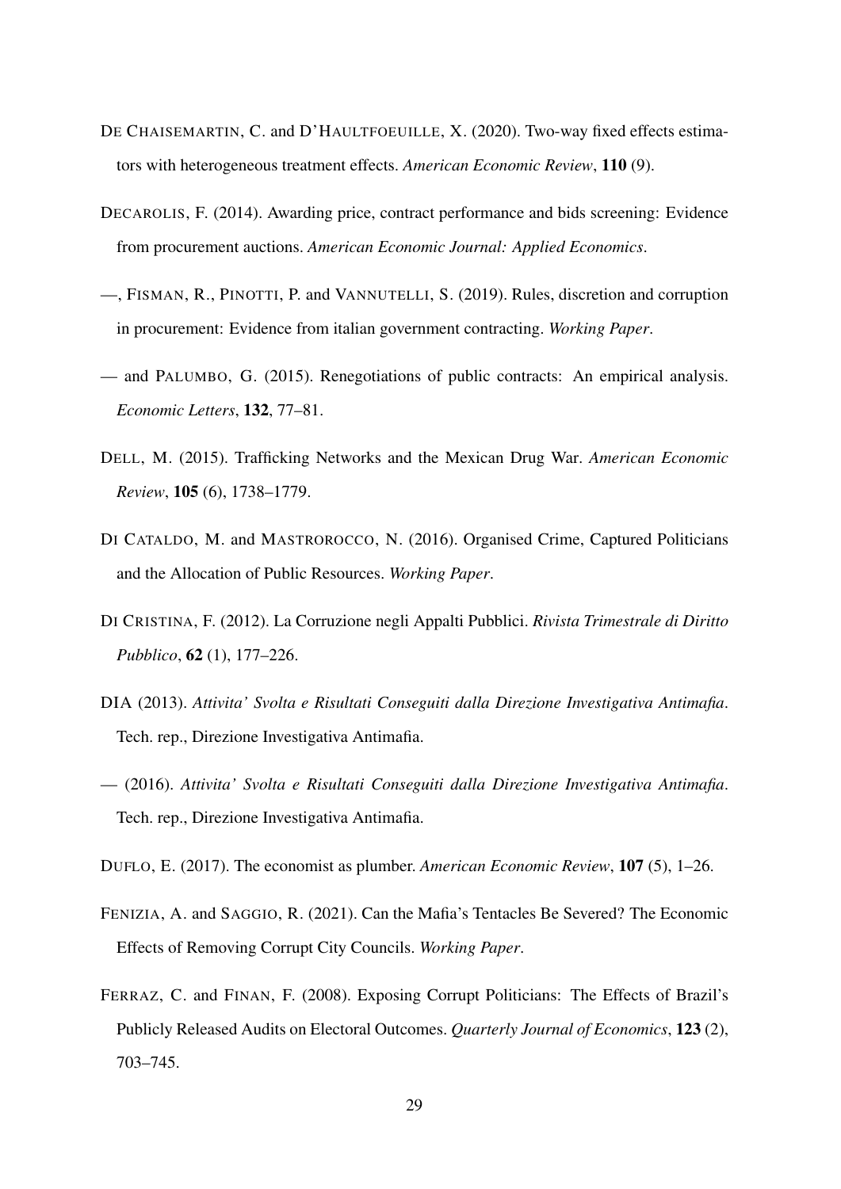De Chaisemartin, C. and D'Haultfoeuille, X. (2020). Two-way fixed effects estimators with heterogeneous treatment effects. *American Economic Review*, **110** (9).

Decarolis, F. (2014). Awarding price, contract performance and bids screening: Evidence from procurement auctions. *American Economic Journal: Applied Economics*.

—, Fisman, R., Pinotti, P. and Vannutelli, S. (2019). Rules, discretion and corruption in procurement: Evidence from italian government contracting. *Working Paper*.

— and Palumbo, G. (2015). Renegotiations of public contracts: An empirical analysis. *Economic Letters*, **132**, 77–81.

Dell, M. (2015). Trafficking Networks and the Mexican Drug War. *American Economic Review*, **105** (6), 1738–1779.

Di Cataldo, M. and Mastrorocco, N. (2016). Organised Crime, Captured Politicians and the Allocation of Public Resources. *Working Paper*.

Di Cristina, F. (2012). La Corruzione negli Appalti Pubblici. *Rivista Trimestrale di Diritto Pubblico*, **62** (1), 177–226.

DIA (2013). *Attivita' Svolta e Risultati Conseguiti dalla Direzione Investigativa Antimafia*. Tech. rep., Direzione Investigativa Antimafia.

— (2016). *Attivita' Svolta e Risultati Conseguiti dalla Direzione Investigativa Antimafia*. Tech. rep., Direzione Investigativa Antimafia.

Duflo, E. (2017). The economist as plumber. *American Economic Review*, **107** (5), 1–26.

Fenizia, A. and Saggio, R. (2021). Can the Mafia's Tentacles Be Severed? The Economic Effects of Removing Corrupt City Councils. *Working Paper*.

Ferraz, C. and Finan, F. (2008). Exposing Corrupt Politicians: The Effects of Brazil's Publicly Released Audits on Electoral Outcomes. *Quarterly Journal of Economics*, **123** (2), 703–745.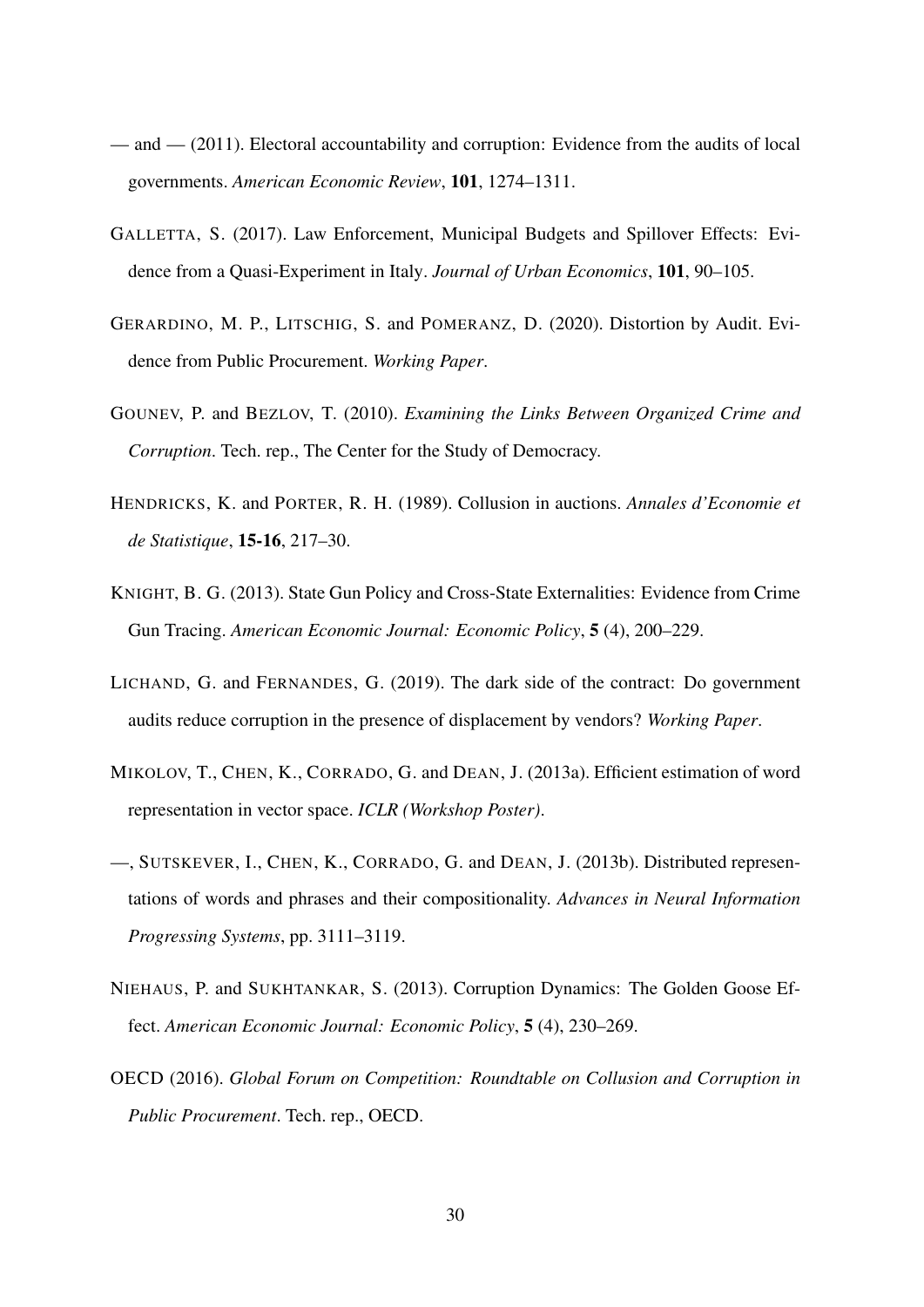— and — (2011). Electoral accountability and corruption: Evidence from the audits of local governments. *American Economic Review*, **101**, 1274–1311.

GALLETTA, S. (2017). Law Enforcement, Municipal Budgets and Spillover Effects: Evidence from a Quasi-Experiment in Italy. *Journal of Urban Economics*, **101**, 90–105.

GERARDINO, M. P., LITSCHIG, S. and POMERANZ, D. (2020). Distortion by Audit. Evidence from Public Procurement. *Working Paper*.

GOUNEV, P. and BEZLOV, T. (2010). *Examining the Links Between Organized Crime and Corruption*. Tech. rep., The Center for the Study of Democracy.

HENDRICKS, K. and PORTER, R. H. (1989). Collusion in auctions. *Annales d'Economie et de Statistique*, **15-16**, 217–30.

KNIGHT, B. G. (2013). State Gun Policy and Cross-State Externalities: Evidence from Crime Gun Tracing. *American Economic Journal: Economic Policy*, **5** (4), 200–229.

LICHAND, G. and FERNANDES, G. (2019). The dark side of the contract: Do government audits reduce corruption in the presence of displacement by vendors? *Working Paper*.

MIKOLOV, T., CHEN, K., CORRADO, G. and DEAN, J. (2013a). Efficient estimation of word representation in vector space. *ICLR (Workshop Poster)*.

—, SUTSKEVER, I., CHEN, K., CORRADO, G. and DEAN, J. (2013b). Distributed representations of words and phrases and their compositionality. *Advances in Neural Information Progressing Systems*, pp. 3111–3119.

NIEHAUS, P. and SUKHTANKAR, S. (2013). Corruption Dynamics: The Golden Goose Effect. *American Economic Journal: Economic Policy*, **5** (4), 230–269.

OECD (2016). *Global Forum on Competition: Roundtable on Collusion and Corruption in Public Procurement*. Tech. rep., OECD.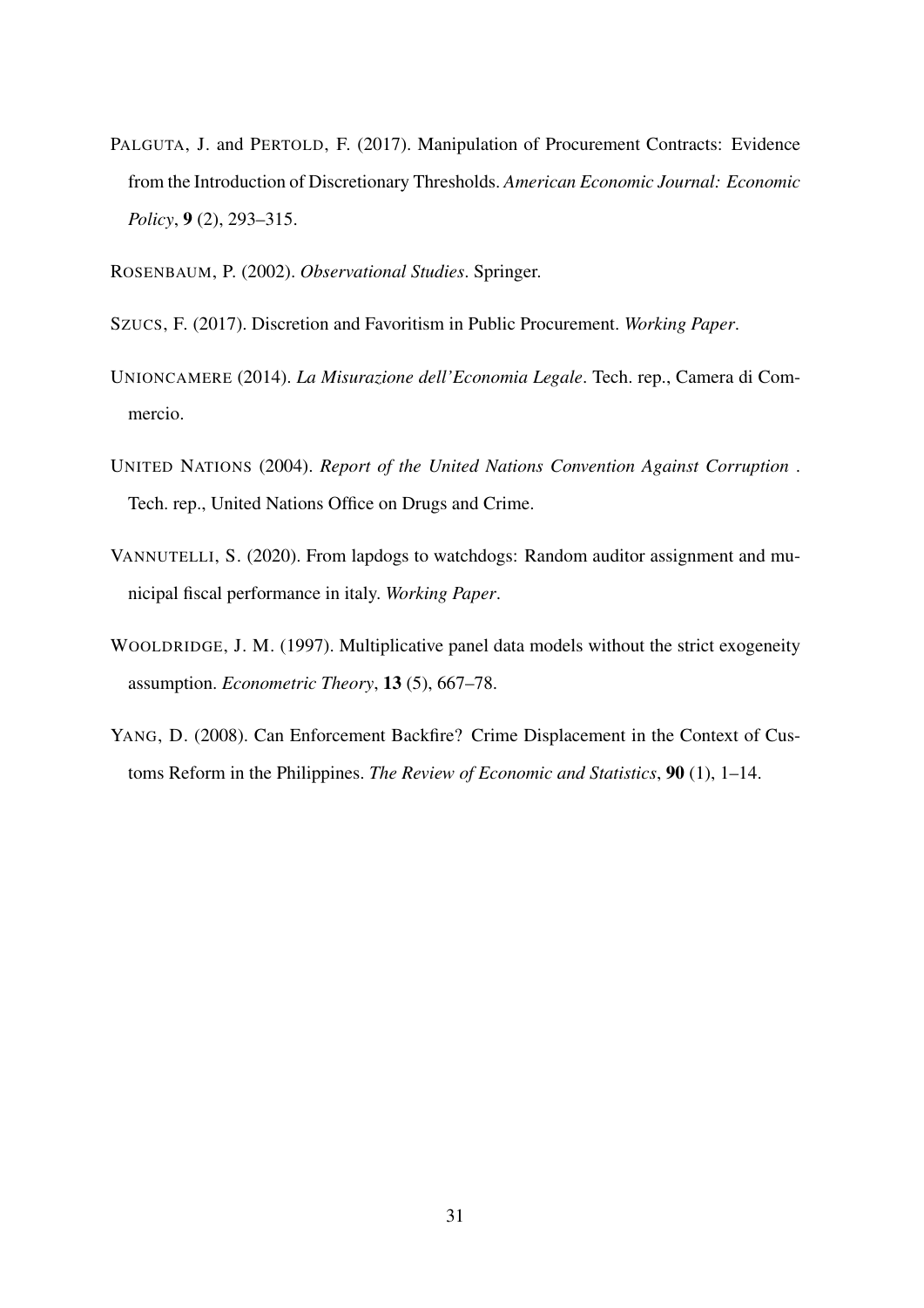PALGUTA, J. and PERTOLD, F. (2017). Manipulation of Procurement Contracts: Evidence from the Introduction of Discretionary Thresholds. *American Economic Journal: Economic Policy*, **9** (2), 293–315.

ROSENBAUM, P. (2002). *Observational Studies*. Springer.

SZUCS, F. (2017). Discretion and Favoritism in Public Procurement. *Working Paper*.

UNIONCAMERE (2014). *La Misurazione dell'Economia Legale*. Tech. rep., Camera di Commercio.

UNITED NATIONS (2004). *Report of the United Nations Convention Against Corruption* . Tech. rep., United Nations Office on Drugs and Crime.

VANNUTELLI, S. (2020). From lapdogs to watchdogs: Random auditor assignment and municipal fiscal performance in italy. *Working Paper*.

WOOLDRIDGE, J. M. (1997). Multiplicative panel data models without the strict exogeneity assumption. *Econometric Theory*, **13** (5), 667–78.

YANG, D. (2008). Can Enforcement Backfire? Crime Displacement in the Context of Customs Reform in the Philippines. *The Review of Economic and Statistics*, **90** (1), 1–14.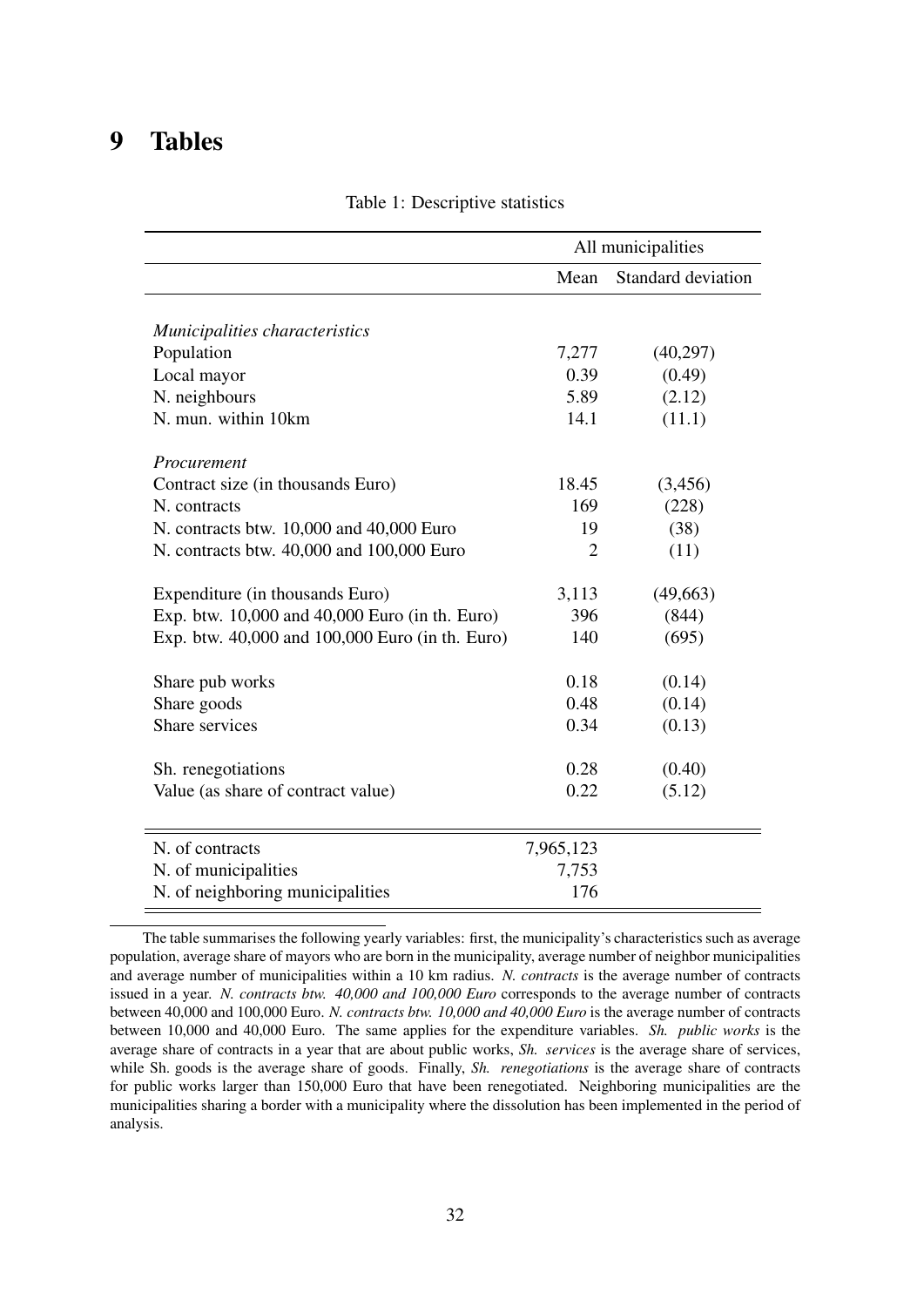# 9 Tables

Table 1: Descriptive statistics

| | All municipalities | |
|---|---|---|
| | Mean | Standard deviation |
| *Municipalities characteristics* | | |
| Population | 7,277 | (40,297) |
| Local mayor | 0.39 | (0.49) |
| N. neighbours | 5.89 | (2.12) |
| N. mun. within 10km | 14.1 | (11.1) |
| *Procurement* | | |
| Contract size (in thousands Euro) | 18.45 | (3,456) |
| N. contracts | 169 | (228) |
| N. contracts btw. 10,000 and 40,000 Euro | 19 | (38) |
| N. contracts btw. 40,000 and 100,000 Euro | 2 | (11) |
| Expenditure (in thousands Euro) | 3,113 | (49,663) |
| Exp. btw. 10,000 and 40,000 Euro (in th. Euro) | 396 | (844) |
| Exp. btw. 40,000 and 100,000 Euro (in th. Euro) | 140 | (695) |
| Share pub works | 0.18 | (0.14) |
| Share goods | 0.48 | (0.14) |
| Share services | 0.34 | (0.13) |
| Sh. renegotiations | 0.28 | (0.40) |
| Value (as share of contract value) | 0.22 | (5.12) |
| N. of contracts | 7,965,123 | |
| N. of municipalities | 7,753 | |
| N. of neighboring municipalities | 176 | |

The table summarises the following yearly variables: first, the municipality's characteristics such as average population, average share of mayors who are born in the municipality, average number of neighbor municipalities and average number of municipalities within a 10 km radius. *N. contracts* is the average number of contracts issued in a year. *N. contracts btw. 40,000 and 100,000 Euro* corresponds to the average number of contracts between 40,000 and 100,000 Euro. *N. contracts btw. 10,000 and 40,000 Euro* is the average number of contracts between 10,000 and 40,000 Euro. The same applies for the expenditure variables. *Sh. public works* is the average share of contracts in a year that are about public works, *Sh. services* is the average share of services, while Sh. goods is the average share of goods. Finally, *Sh. renegotiations* is the average share of contracts for public works larger than 150,000 Euro that have been renegotiated. Neighboring municipalities are the municipalities sharing a border with a municipality where the dissolution has been implemented in the period of analysis.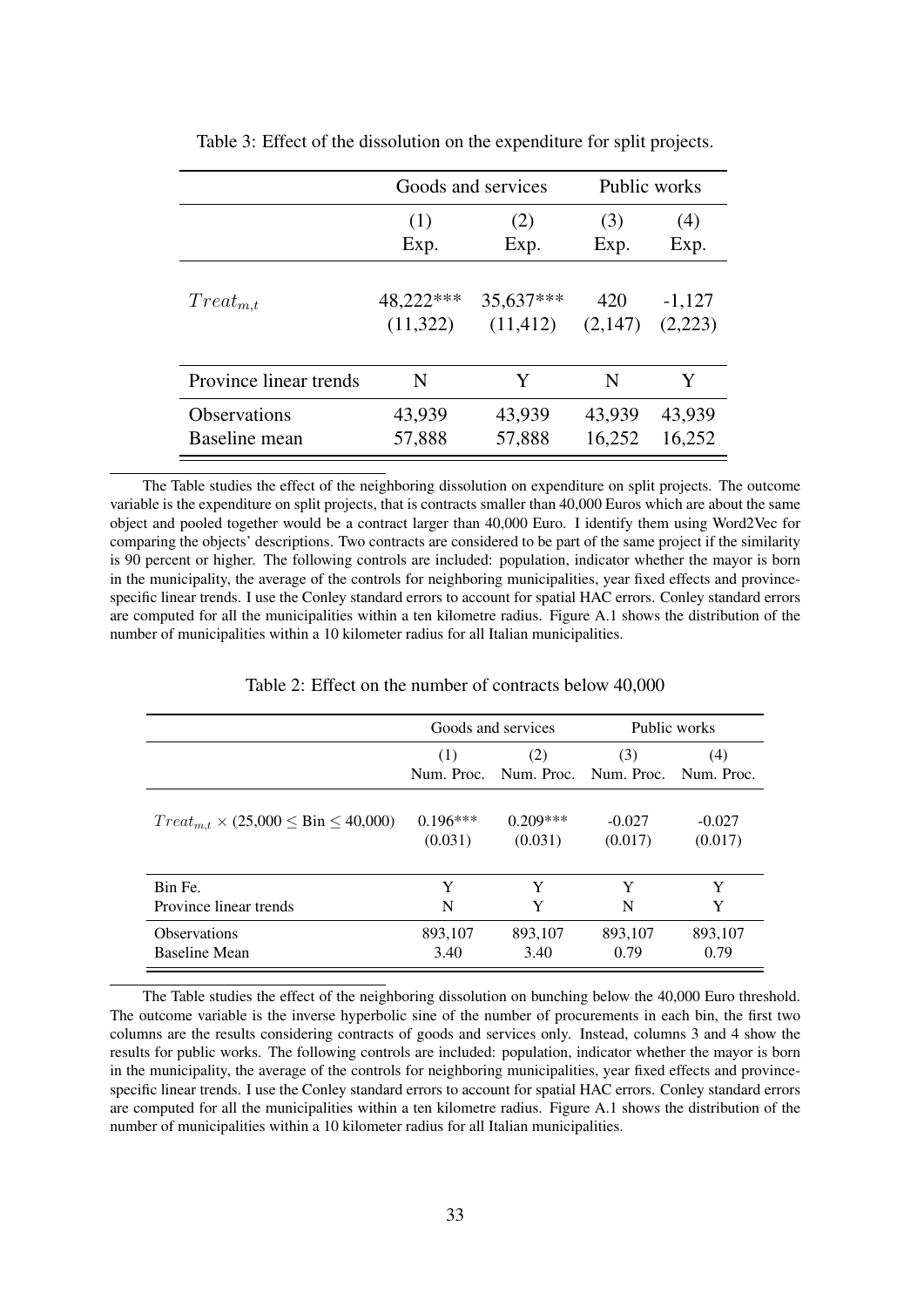Table 3: Effect of the dissolution on the expenditure for split projects.

| | Goods and services | | Public works | |
|---|---|---|---|---|
| | (1) Exp. | (2) Exp. | (3) Exp. | (4) Exp. |
| $Treat_{m,t}$ | 48,222*** | 35,637*** | 420 | -1,127 |
| | (11,322) | (11,412) | (2,147) | (2,223) |
| Province linear trends | N | Y | N | Y |
| Observations | 43,939 | 43,939 | 43,939 | 43,939 |
| Baseline mean | 57,888 | 57,888 | 16,252 | 16,252 |

The Table studies the effect of the neighboring dissolution on expenditure on split projects. The outcome variable is the expenditure on split projects, that is contracts smaller than 40,000 Euros which are about the same object and pooled together would be a contract larger than 40,000 Euro. I identify them using Word2Vec for comparing the objects' descriptions. Two contracts are considered to be part of the same project if the similarity is 90 percent or higher. The following controls are included: population, indicator whether the mayor is born in the municipality, the average of the controls for neighboring municipalities, year fixed effects and province-specific linear trends. I use the Conley standard errors to account for spatial HAC errors. Conley standard errors are computed for all the municipalities within a ten kilometre radius. Figure A.1 shows the distribution of the number of municipalities within a 10 kilometer radius for all Italian municipalities.

Table 2: Effect on the number of contracts below 40,000

| | Goods and services | | Public works | |
|---|---|---|---|---|
| | (1) Num. Proc. | (2) Num. Proc. | (3) Num. Proc. | (4) Num. Proc. |
| $Treat_{m,t} \times$ (25,000 $\leq$ Bin $\leq$ 40,000) | 0.196*** | 0.209*** | -0.027 | -0.027 |
| | (0.031) | (0.031) | (0.017) | (0.017) |
| Bin Fe. | Y | Y | Y | Y |
| Province linear trends | N | Y | N | Y |
| Observations | 893,107 | 893,107 | 893,107 | 893,107 |
| Baseline Mean | 3.40 | 3.40 | 0.79 | 0.79 |

The Table studies the effect of the neighboring dissolution on bunching below the 40,000 Euro threshold. The outcome variable is the inverse hyperbolic sine of the number of procurements in each bin, the first two columns are the results considering contracts of goods and services only. Instead, columns 3 and 4 show the results for public works. The following controls are included: population, indicator whether the mayor is born in the municipality, the average of the controls for neighboring municipalities, year fixed effects and province-specific linear trends. I use the Conley standard errors to account for spatial HAC errors. Conley standard errors are computed for all the municipalities within a ten kilometre radius. Figure A.1 shows the distribution of the number of municipalities within a 10 kilometer radius for all Italian municipalities.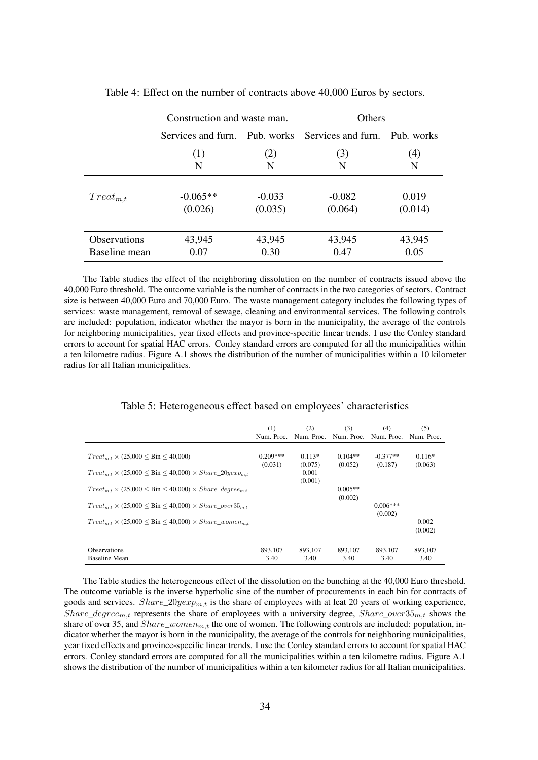Table 4: Effect on the number of contracts above 40,000 Euros by sectors.

| | Construction and waste man. | | Others | |
|---|---|---|---|---|
| | Services and furn. | Pub. works | Services and furn. | Pub. works |
| | (1) | (2) | (3) | (4) |
| | N | N | N | N |
| $Treat_{m,t}$ | -0.065** | -0.033 | -0.082 | 0.019 |
| | (0.026) | (0.035) | (0.064) | (0.014) |
| Observations | 43,945 | 43,945 | 43,945 | 43,945 |
| Baseline mean | 0.07 | 0.30 | 0.47 | 0.05 |

The Table studies the effect of the neighboring dissolution on the number of contracts issued above the 40,000 Euro threshold. The outcome variable is the number of contracts in the two categories of sectors. Contract size is between 40,000 Euro and 70,000 Euro. The waste management category includes the following types of services: waste management, removal of sewage, cleaning and environmental services. The following controls are included: population, indicator whether the mayor is born in the municipality, the average of the controls for neighboring municipalities, year fixed effects and province-specific linear trends. I use the Conley standard errors to account for spatial HAC errors. Conley standard errors are computed for all the municipalities within a ten kilometre radius. Figure A.1 shows the distribution of the number of municipalities within a 10 kilometer radius for all Italian municipalities.

Table 5: Heterogeneous effect based on employees' characteristics

| | (1) | (2) | (3) | (4) | (5) |
|---|---|---|---|---|---|
| | Num. Proc. | Num. Proc. | Num. Proc. | Num. Proc. | Num. Proc. |
| $Treat_{m,t}$ × (25,000 ≤ Bin ≤ 40,000) | 0.209*** | 0.113* | 0.104** | -0.377** | 0.116* |
| | (0.031) | (0.075) | (0.052) | (0.187) | (0.063) |
| $Treat_{m,t}$ × (25,000 ≤ Bin ≤ 40,000) × $Share\_20yexp_{m,t}$ | | 0.001 | | | |
| | | (0.001) | | | |
| $Treat_{m,t}$ × (25,000 ≤ Bin ≤ 40,000) × $Share\_degree_{m,t}$ | | | 0.005** | | |
| | | | (0.002) | | |
| $Treat_{m,t}$ × (25,000 ≤ Bin ≤ 40,000) × $Share\_over35_{m,t}$ | | | | 0.006*** | |
| | | | | (0.002) | |
| $Treat_{m,t}$ × (25,000 ≤ Bin ≤ 40,000) × $Share\_women_{m,t}$ | | | | | 0.002 |
| | | | | | (0.002) |
| Observations | 893,107 | 893,107 | 893,107 | 893,107 | 893,107 |
| Baseline Mean | 3.40 | 3.40 | 3.40 | 3.40 | 3.40 |

The Table studies the heterogeneous effect of the dissolution on the bunching at the 40,000 Euro threshold. The outcome variable is the inverse hyperbolic sine of the number of procurements in each bin for contracts of goods and services. $Share\_20yexp_{m,t}$ is the share of employees with at leat 20 years of working experience, $Share\_degree_{m,t}$ represents the share of employees with a university degree, $Share\_over35_{m,t}$ shows the share of over 35, and $Share\_women_{m,t}$ the one of women. The following controls are included: population, indicator whether the mayor is born in the municipality, the average of the controls for neighboring municipalities, year fixed effects and province-specific linear trends. I use the Conley standard errors to account for spatial HAC errors. Conley standard errors are computed for all the municipalities within a ten kilometre radius. Figure A.1 shows the distribution of the number of municipalities within a ten kilometer radius for all Italian municipalities.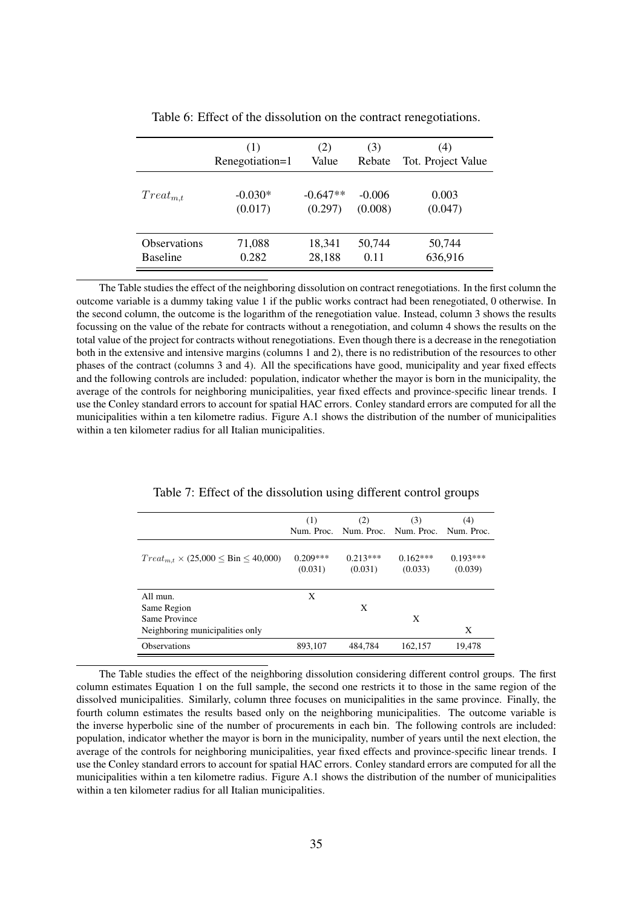Table 6: Effect of the dissolution on the contract renegotiations.

| | (1) | (2) | (3) | (4) |
|---|---|---|---|---|
| | Renegotiation=1 | Value | Rebate | Tot. Project Value |
| $Treat_{m,t}$ | -0.030* | -0.647** | -0.006 | 0.003 |
| | (0.017) | (0.297) | (0.008) | (0.047) |
| Observations | 71,088 | 18,341 | 50,744 | 50,744 |
| Baseline | 0.282 | 28,188 | 0.11 | 636,916 |

The Table studies the effect of the neighboring dissolution on contract renegotiations. In the first column the outcome variable is a dummy taking value 1 if the public works contract had been renegotiated, 0 otherwise. In the second column, the outcome is the logarithm of the renegotiation value. Instead, column 3 shows the results focussing on the value of the rebate for contracts without a renegotiation, and column 4 shows the results on the total value of the project for contracts without renegotiations. Even though there is a decrease in the renegotiation both in the extensive and intensive margins (columns 1 and 2), there is no redistribution of the resources to other phases of the contract (columns 3 and 4). All the specifications have good, municipality and year fixed effects and the following controls are included: population, indicator whether the mayor is born in the municipality, the average of the controls for neighboring municipalities, year fixed effects and province-specific linear trends. I use the Conley standard errors to account for spatial HAC errors. Conley standard errors are computed for all the municipalities within a ten kilometre radius. Figure A.1 shows the distribution of the number of municipalities within a ten kilometer radius for all Italian municipalities.

Table 7: Effect of the dissolution using different control groups

| | (1) | (2) | (3) | (4) |
|---|---|---|---|---|
| | Num. Proc. | Num. Proc. | Num. Proc. | Num. Proc. |
| $Treat_{m,t} \times$ (25,000 $\leq$ Bin $\leq$ 40,000) | 0.209*** | 0.213*** | 0.162*** | 0.193*** |
| | (0.031) | (0.031) | (0.033) | (0.039) |
| All mun. | X | | | |
| Same Region | | X | | |
| Same Province | | | X | |
| Neighboring municipalities only | | | | X |
| Observations | 893,107 | 484,784 | 162,157 | 19,478 |

The Table studies the effect of the neighboring dissolution considering different control groups. The first column estimates Equation 1 on the full sample, the second one restricts it to those in the same region of the dissolved municipalities. Similarly, column three focuses on municipalities in the same province. Finally, the fourth column estimates the results based only on the neighboring municipalities. The outcome variable is the inverse hyperbolic sine of the number of procurements in each bin. The following controls are included: population, indicator whether the mayor is born in the municipality, number of years until the next election, the average of the controls for neighboring municipalities, year fixed effects and province-specific linear trends. I use the Conley standard errors to account for spatial HAC errors. Conley standard errors are computed for all the municipalities within a ten kilometre radius. Figure A.1 shows the distribution of the number of municipalities within a ten kilometer radius for all Italian municipalities.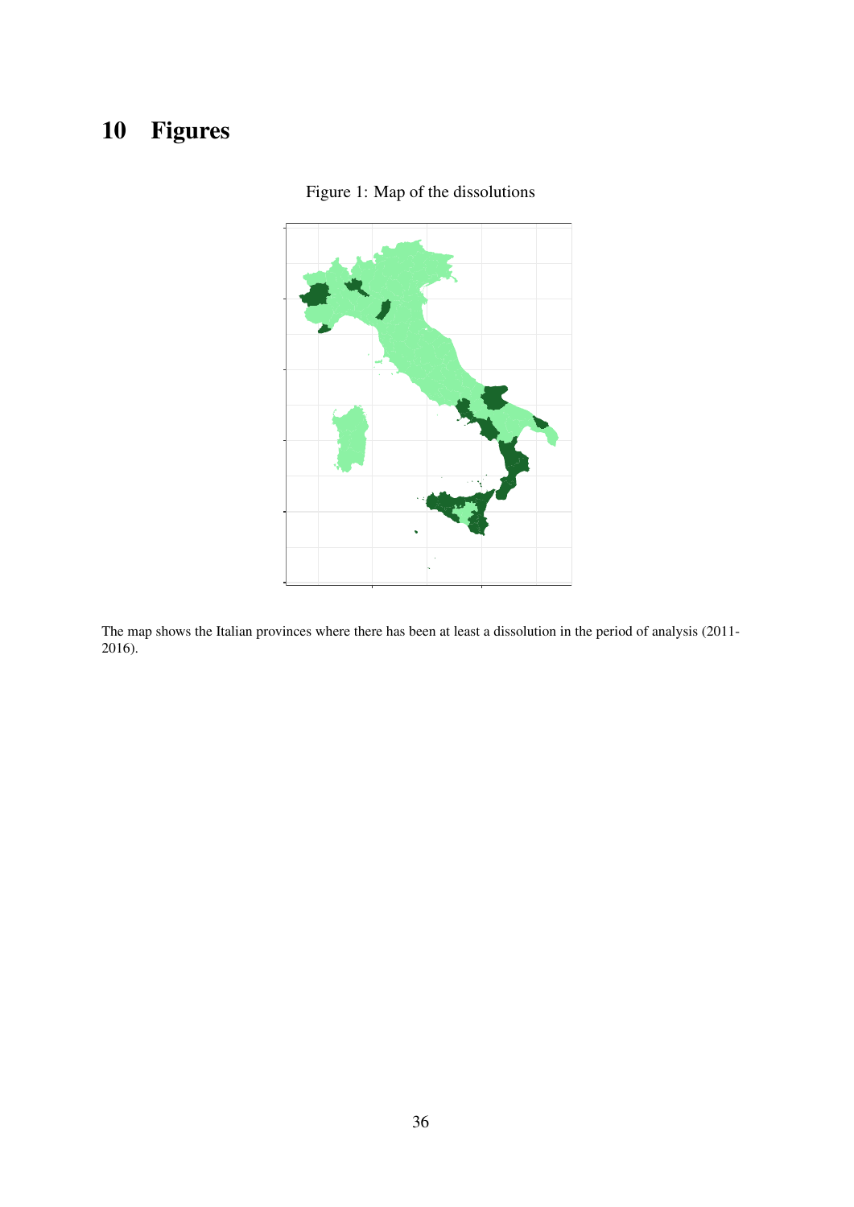# 10 Figures

Figure 1: Map of the dissolutions

The map shows the Italian provinces where there has been at least a dissolution in the period of analysis (2011-2016).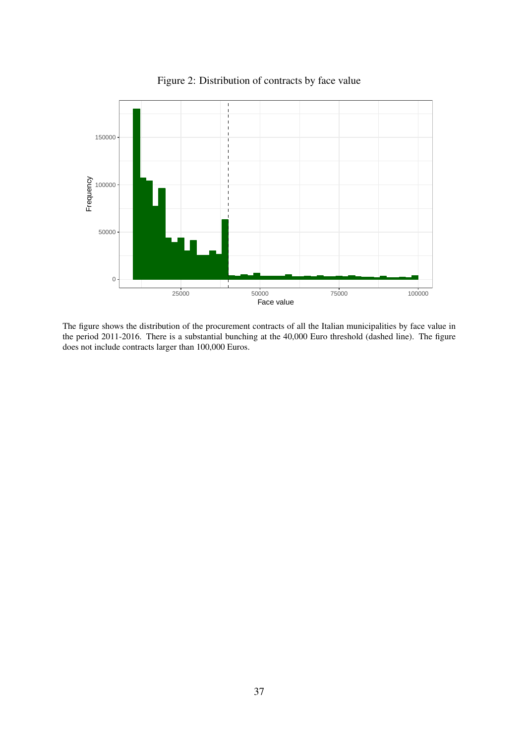Figure 2: Distribution of contracts by face value

The figure shows the distribution of the procurement contracts of all the Italian municipalities by face value in the period 2011-2016. There is a substantial bunching at the 40,000 Euro threshold (dashed line). The figure does not include contracts larger than 100,000 Euros.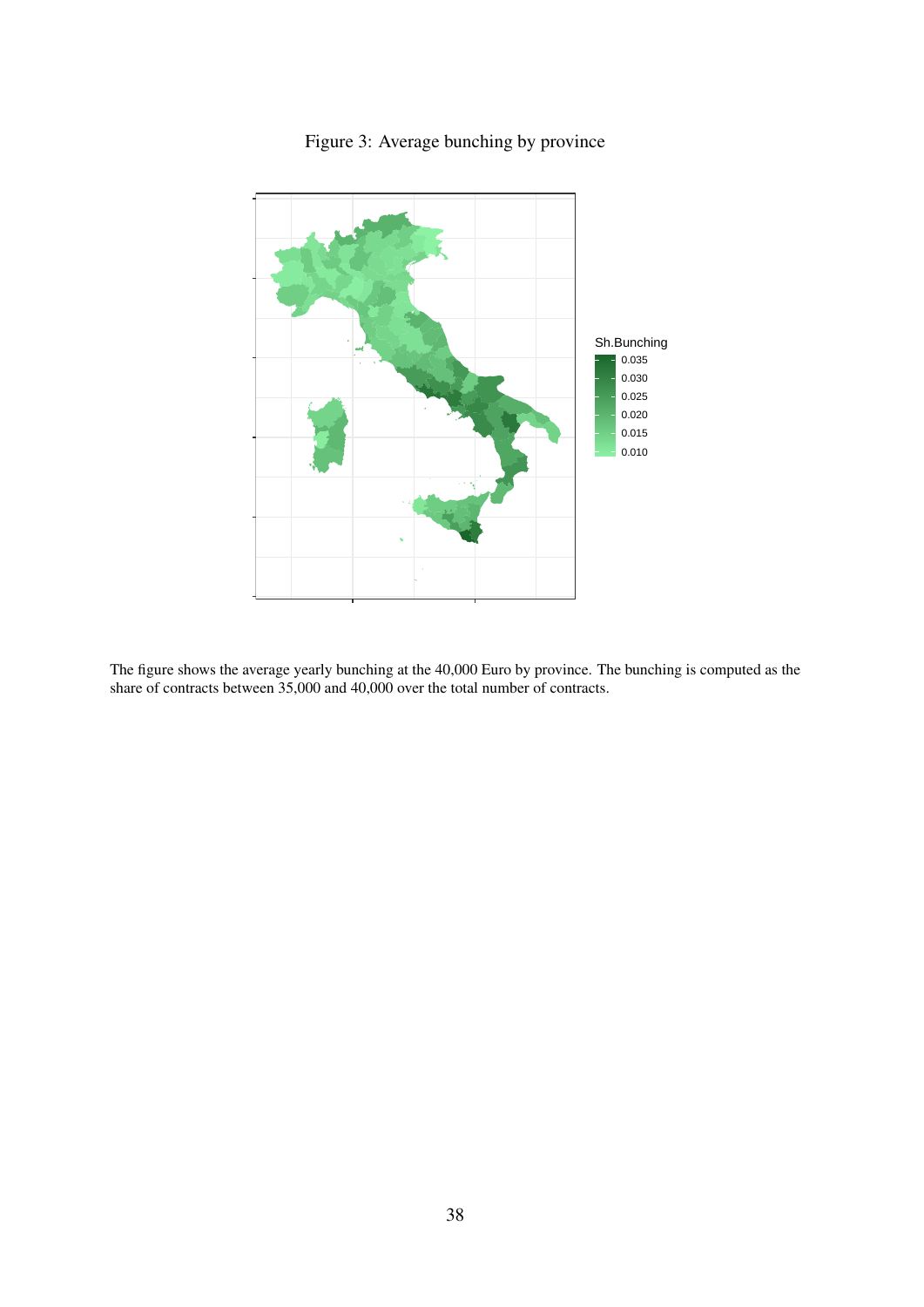Figure 3: Average bunching by province

The figure shows the average yearly bunching at the 40,000 Euro by province. The bunching is computed as the share of contracts between 35,000 and 40,000 over the total number of contracts.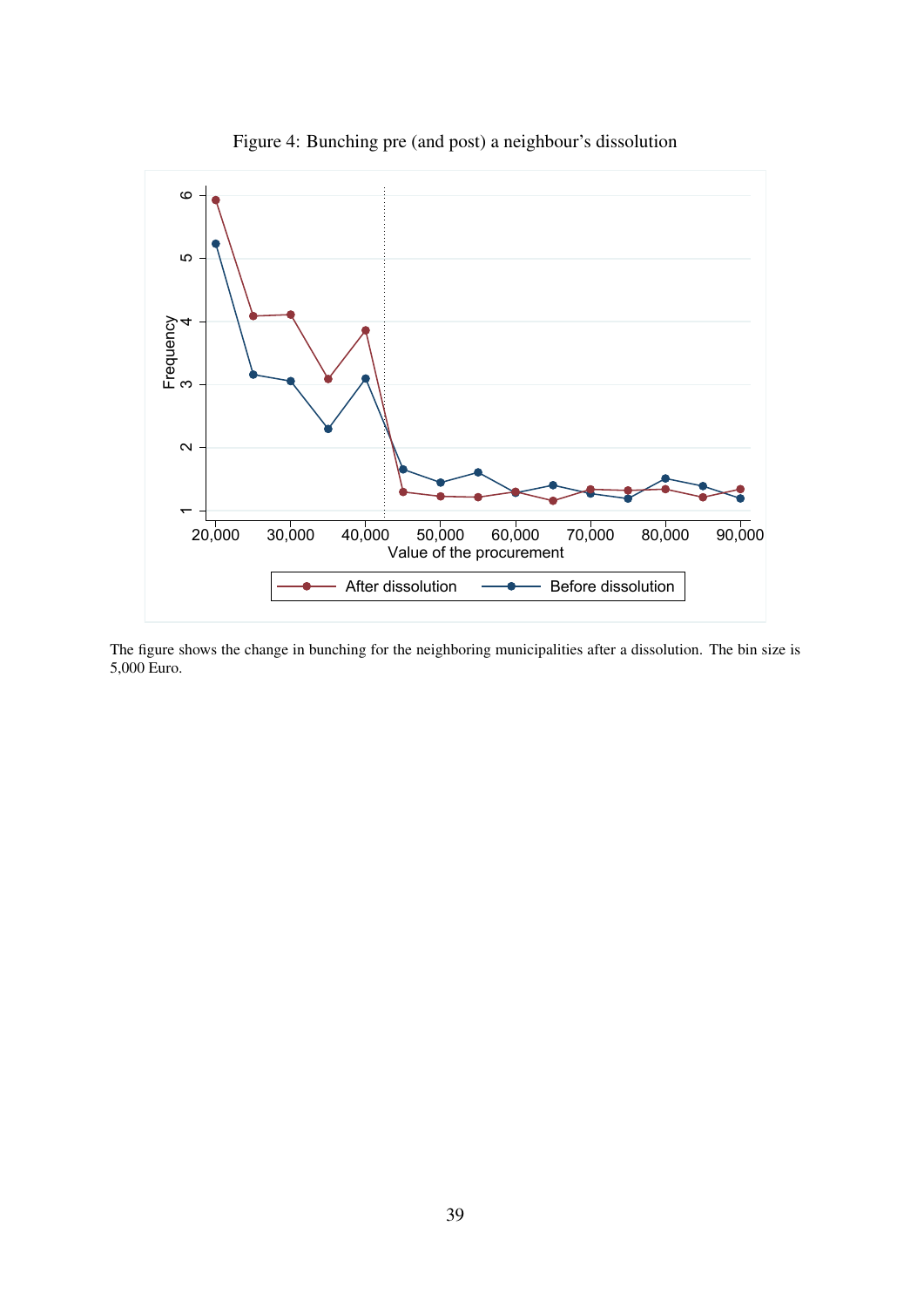Figure 4: Bunching pre (and post) a neighbour's dissolution

The figure shows the change in bunching for the neighboring municipalities after a dissolution. The bin size is 5,000 Euro.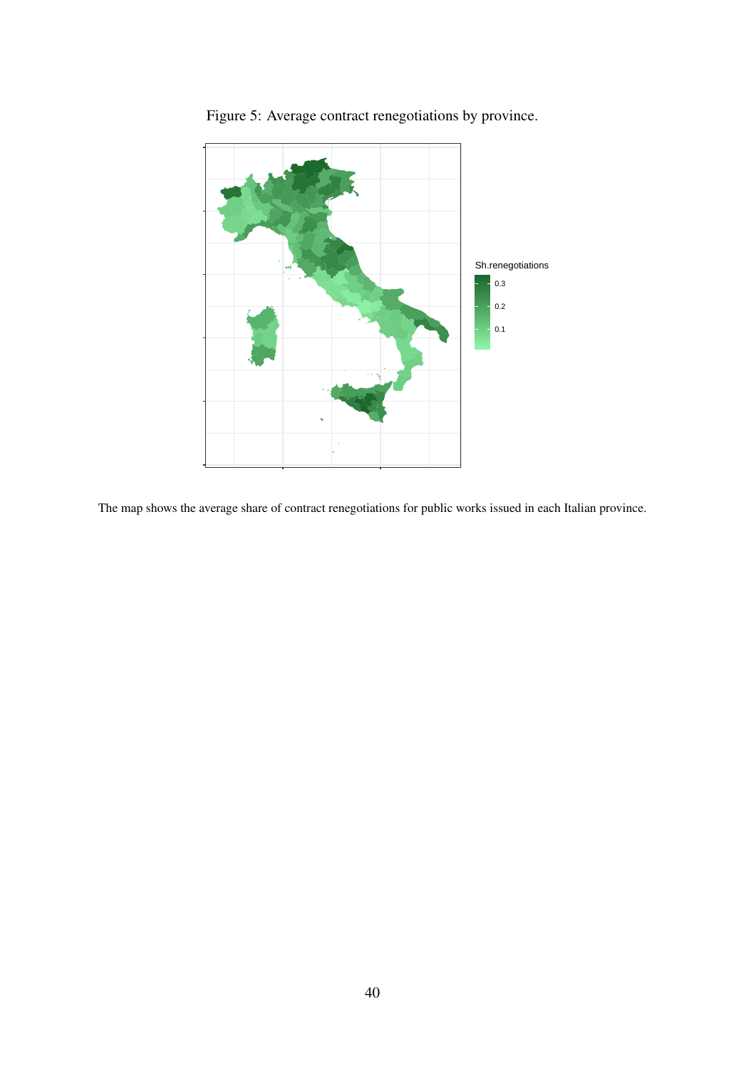Figure 5: Average contract renegotiations by province.

The map shows the average share of contract renegotiations for public works issued in each Italian province.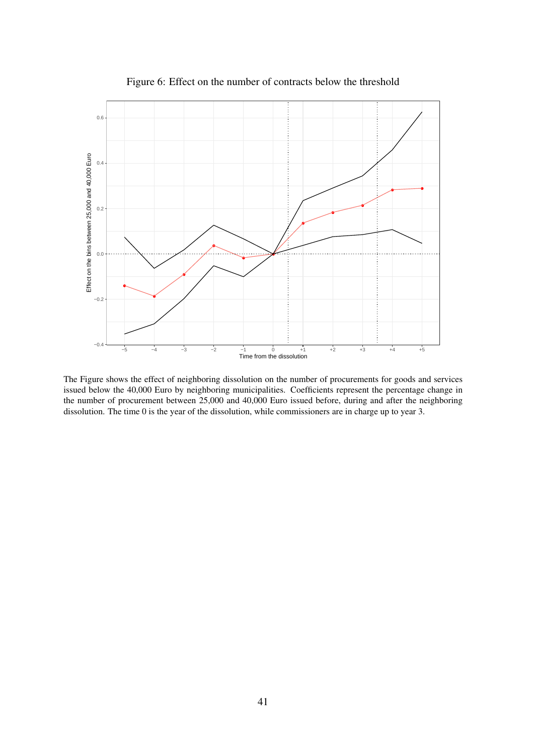Figure 6: Effect on the number of contracts below the threshold

The Figure shows the effect of neighboring dissolution on the number of procurements for goods and services issued below the 40,000 Euro by neighboring municipalities. Coefficients represent the percentage change in the number of procurement between 25,000 and 40,000 Euro issued before, during and after the neighboring dissolution. The time 0 is the year of the dissolution, while commissioners are in charge up to year 3.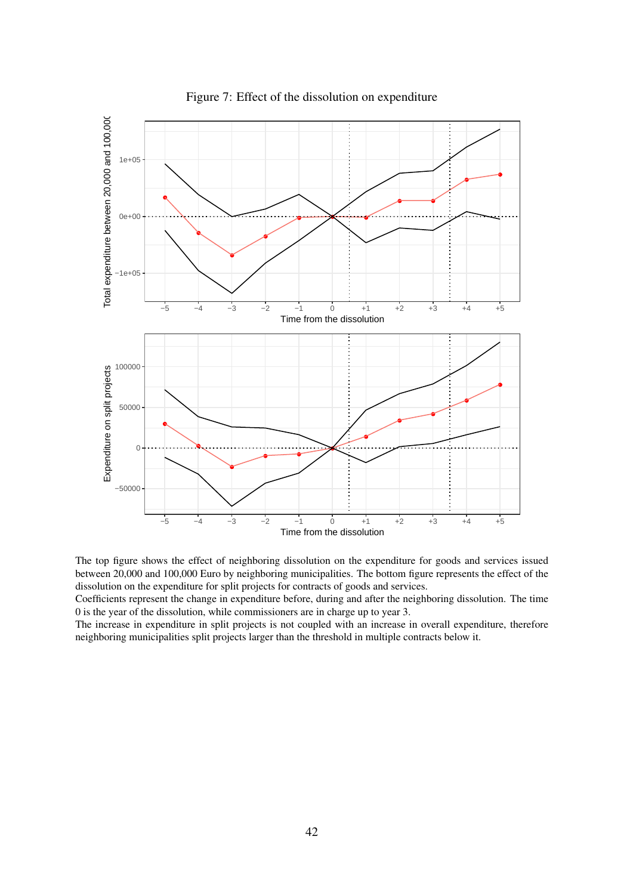Figure 7: Effect of the dissolution on expenditure

The top figure shows the effect of neighboring dissolution on the expenditure for goods and services issued between 20,000 and 100,000 Euro by neighboring municipalities. The bottom figure represents the effect of the dissolution on the expenditure for split projects for contracts of goods and services.
Coefficients represent the change in expenditure before, during and after the neighboring dissolution. The time 0 is the year of the dissolution, while commissioners are in charge up to year 3.
The increase in expenditure in split projects is not coupled with an increase in overall expenditure, therefore neighboring municipalities split projects larger than the threshold in multiple contracts below it.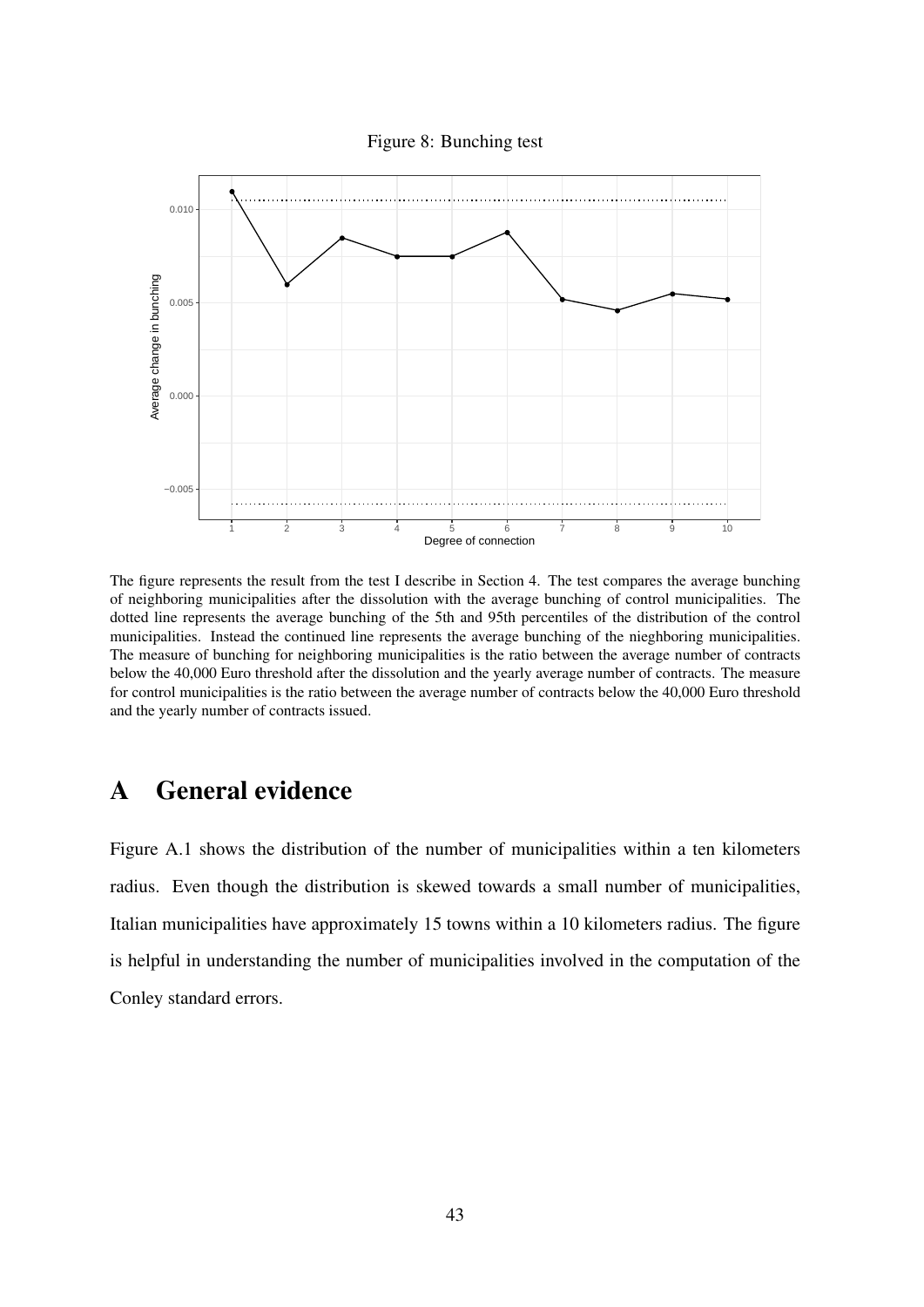Figure 8: Bunching test

The figure represents the result from the test I describe in Section 4. The test compares the average bunching of neighboring municipalities after the dissolution with the average bunching of control municipalities. The dotted line represents the average bunching of the 5th and 95th percentiles of the distribution of the control municipalities. Instead the continued line represents the average bunching of the nieghboring municipalities. The measure of bunching for neighboring municipalities is the ratio between the average number of contracts below the 40,000 Euro threshold after the dissolution and the yearly average number of contracts. The measure for control municipalities is the ratio between the average number of contracts below the 40,000 Euro threshold and the yearly number of contracts issued.

# A General evidence

Figure A.1 shows the distribution of the number of municipalities within a ten kilometers radius. Even though the distribution is skewed towards a small number of municipalities, Italian municipalities have approximately 15 towns within a 10 kilometers radius. The figure is helpful in understanding the number of municipalities involved in the computation of the Conley standard errors.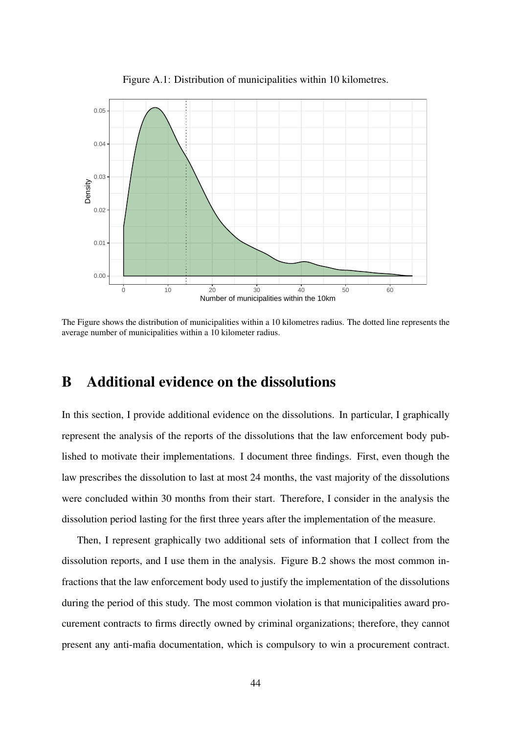Figure A.1: Distribution of municipalities within 10 kilometres.

The Figure shows the distribution of municipalities within a 10 kilometres radius. The dotted line represents the average number of municipalities within a 10 kilometer radius.

# B Additional evidence on the dissolutions

In this section, I provide additional evidence on the dissolutions. In particular, I graphically represent the analysis of the reports of the dissolutions that the law enforcement body published to motivate their implementations. I document three findings. First, even though the law prescribes the dissolution to last at most 24 months, the vast majority of the dissolutions were concluded within 30 months from their start. Therefore, I consider in the analysis the dissolution period lasting for the first three years after the implementation of the measure.

Then, I represent graphically two additional sets of information that I collect from the dissolution reports, and I use them in the analysis. Figure B.2 shows the most common infractions that the law enforcement body used to justify the implementation of the dissolutions during the period of this study. The most common violation is that municipalities award procurement contracts to firms directly owned by criminal organizations; therefore, they cannot present any anti-mafia documentation, which is compulsory to win a procurement contract.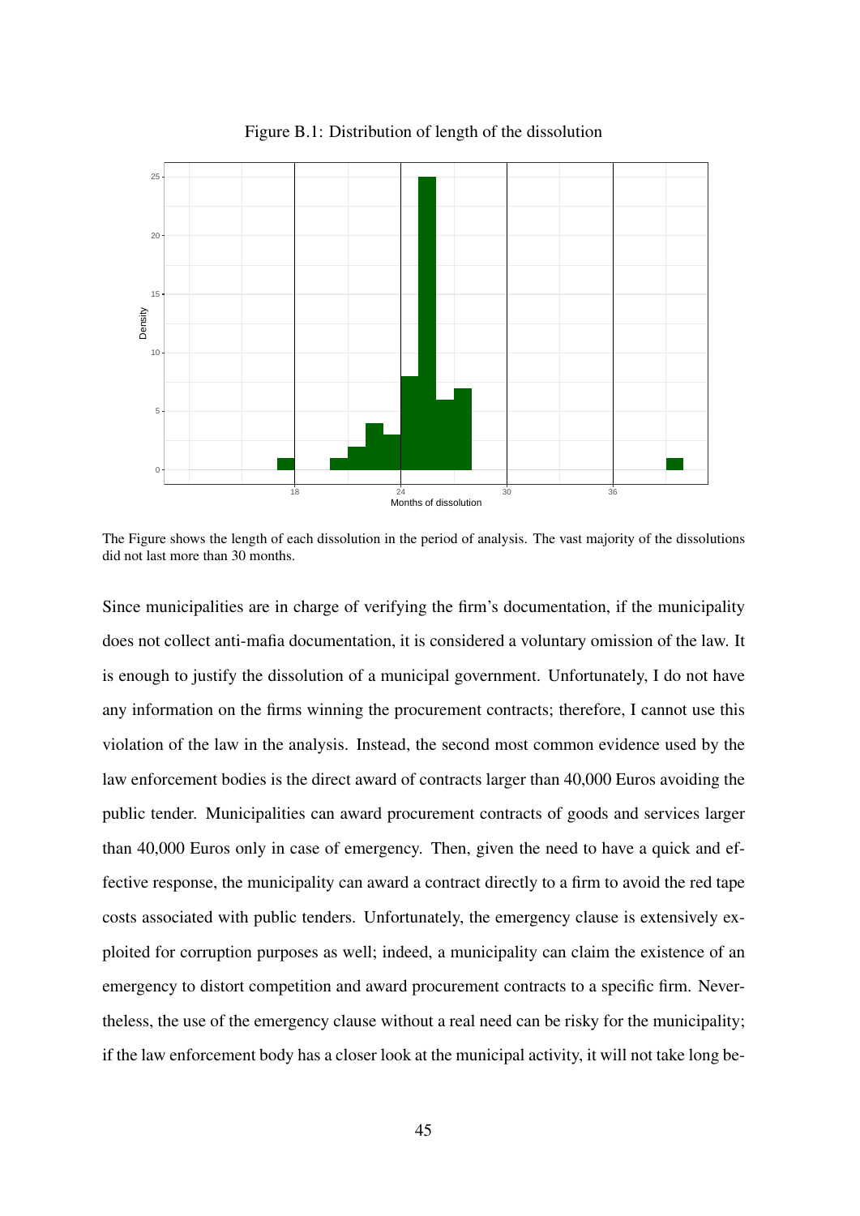Figure B.1: Distribution of length of the dissolution

The Figure shows the length of each dissolution in the period of analysis. The vast majority of the dissolutions did not last more than 30 months.

Since municipalities are in charge of verifying the firm's documentation, if the municipality does not collect anti-mafia documentation, it is considered a voluntary omission of the law. It is enough to justify the dissolution of a municipal government. Unfortunately, I do not have any information on the firms winning the procurement contracts; therefore, I cannot use this violation of the law in the analysis. Instead, the second most common evidence used by the law enforcement bodies is the direct award of contracts larger than 40,000 Euros avoiding the public tender. Municipalities can award procurement contracts of goods and services larger than 40,000 Euros only in case of emergency. Then, given the need to have a quick and effective response, the municipality can award a contract directly to a firm to avoid the red tape costs associated with public tenders. Unfortunately, the emergency clause is extensively exploited for corruption purposes as well; indeed, a municipality can claim the existence of an emergency to distort competition and award procurement contracts to a specific firm. Nevertheless, the use of the emergency clause without a real need can be risky for the municipality; if the law enforcement body has a closer look at the municipal activity, it will not take long be-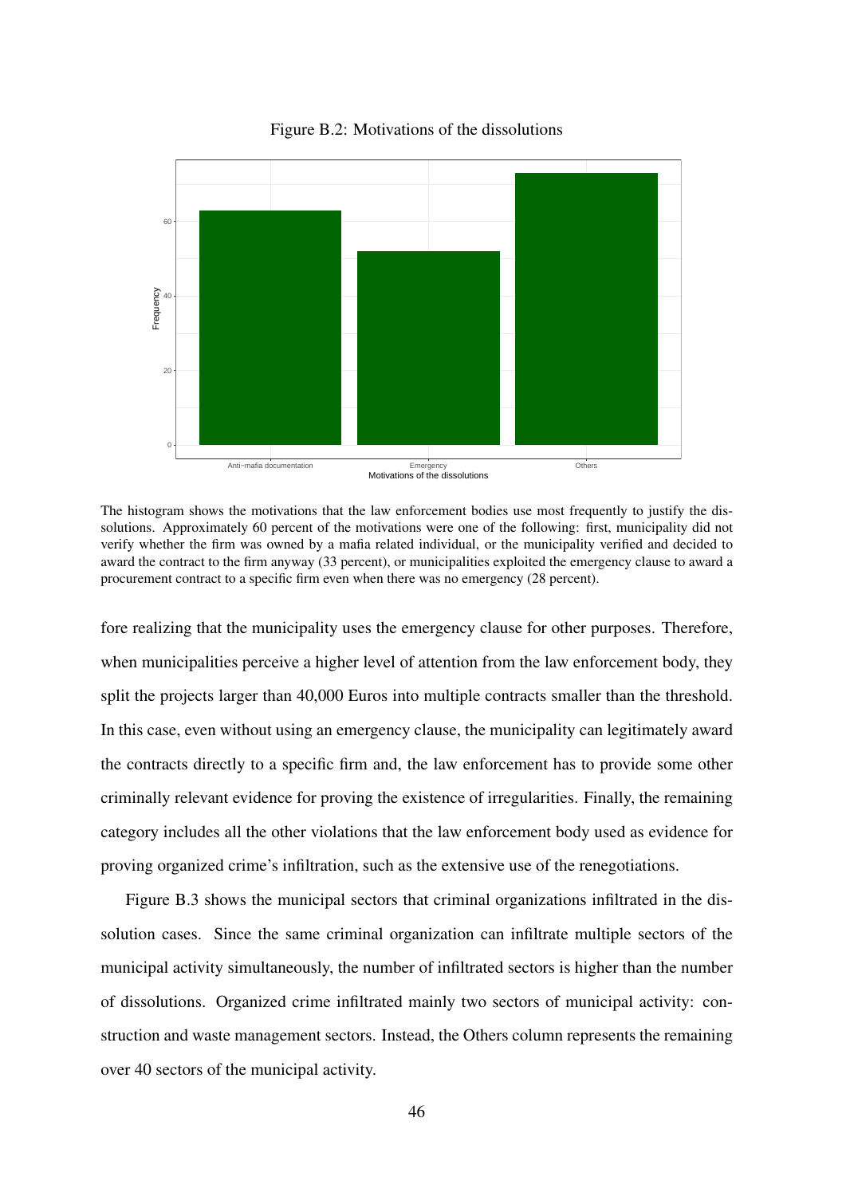Figure B.2: Motivations of the dissolutions

The histogram shows the motivations that the law enforcement bodies use most frequently to justify the dissolutions. Approximately 60 percent of the motivations were one of the following: first, municipality did not verify whether the firm was owned by a mafia related individual, or the municipality verified and decided to award the contract to the firm anyway (33 percent), or municipalities exploited the emergency clause to award a procurement contract to a specific firm even when there was no emergency (28 percent).

fore realizing that the municipality uses the emergency clause for other purposes. Therefore, when municipalities perceive a higher level of attention from the law enforcement body, they split the projects larger than 40,000 Euros into multiple contracts smaller than the threshold. In this case, even without using an emergency clause, the municipality can legitimately award the contracts directly to a specific firm and, the law enforcement has to provide some other criminally relevant evidence for proving the existence of irregularities. Finally, the remaining category includes all the other violations that the law enforcement body used as evidence for proving organized crime's infiltration, such as the extensive use of the renegotiations.

Figure B.3 shows the municipal sectors that criminal organizations infiltrated in the dissolution cases. Since the same criminal organization can infiltrate multiple sectors of the municipal activity simultaneously, the number of infiltrated sectors is higher than the number of dissolutions. Organized crime infiltrated mainly two sectors of municipal activity: construction and waste management sectors. Instead, the Others column represents the remaining over 40 sectors of the municipal activity.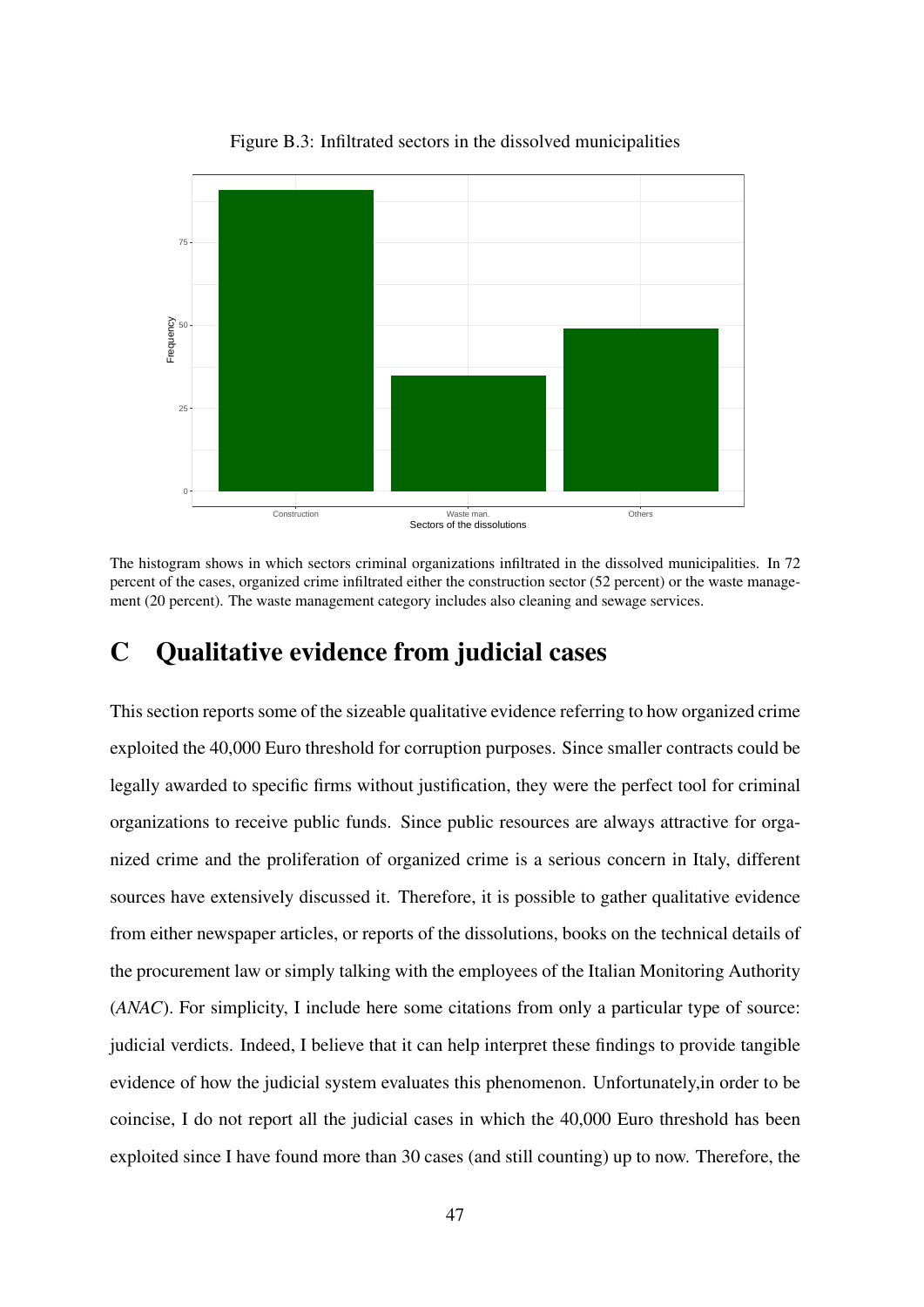Figure B.3: Infiltrated sectors in the dissolved municipalities

The histogram shows in which sectors criminal organizations infiltrated in the dissolved municipalities. In 72 percent of the cases, organized crime infiltrated either the construction sector (52 percent) or the waste management (20 percent). The waste management category includes also cleaning and sewage services.

# C Qualitative evidence from judicial cases

This section reports some of the sizeable qualitative evidence referring to how organized crime exploited the 40,000 Euro threshold for corruption purposes. Since smaller contracts could be legally awarded to specific firms without justification, they were the perfect tool for criminal organizations to receive public funds. Since public resources are always attractive for organized crime and the proliferation of organized crime is a serious concern in Italy, different sources have extensively discussed it. Therefore, it is possible to gather qualitative evidence from either newspaper articles, or reports of the dissolutions, books on the technical details of the procurement law or simply talking with the employees of the Italian Monitoring Authority (*ANAC*). For simplicity, I include here some citations from only a particular type of source: judicial verdicts. Indeed, I believe that it can help interpret these findings to provide tangible evidence of how the judicial system evaluates this phenomenon. Unfortunately,in order to be coincise, I do not report all the judicial cases in which the 40,000 Euro threshold has been exploited since I have found more than 30 cases (and still counting) up to now. Therefore, the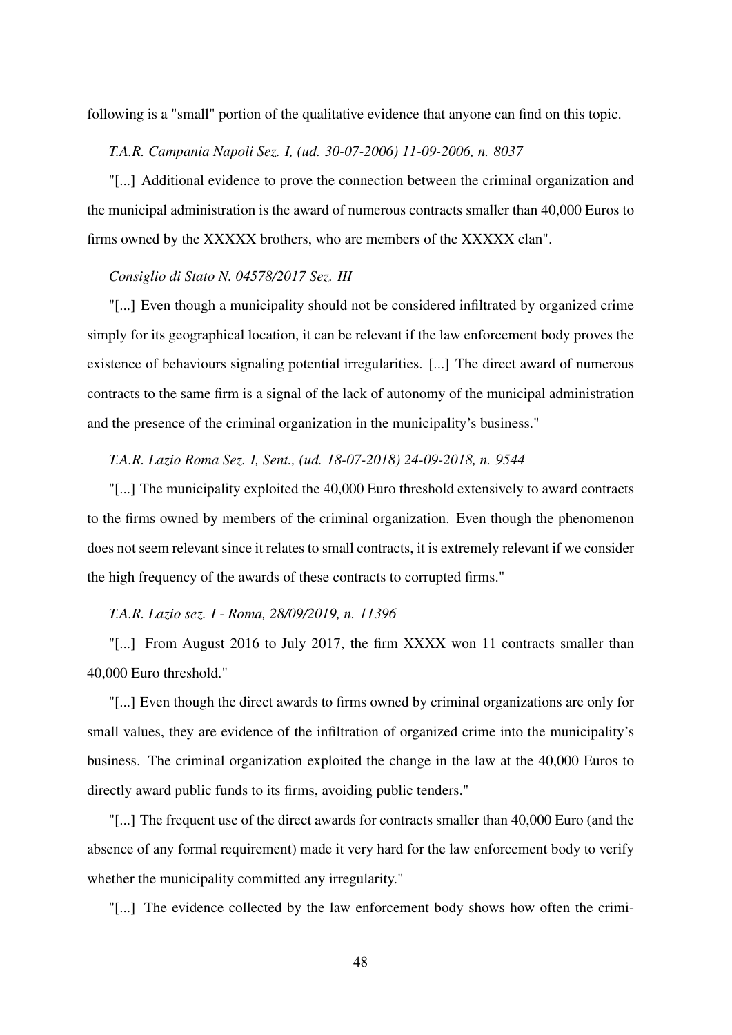following is a "small" portion of the qualitative evidence that anyone can find on this topic.

*T.A.R. Campania Napoli Sez. I, (ud. 30-07-2006) 11-09-2006, n. 8037*

"[...] Additional evidence to prove the connection between the criminal organization and the municipal administration is the award of numerous contracts smaller than 40,000 Euros to firms owned by the XXXXX brothers, who are members of the XXXXX clan".

*Consiglio di Stato N. 04578/2017 Sez. III*

"[...] Even though a municipality should not be considered infiltrated by organized crime simply for its geographical location, it can be relevant if the law enforcement body proves the existence of behaviours signaling potential irregularities. [...] The direct award of numerous contracts to the same firm is a signal of the lack of autonomy of the municipal administration and the presence of the criminal organization in the municipality's business."

*T.A.R. Lazio Roma Sez. I, Sent., (ud. 18-07-2018) 24-09-2018, n. 9544*

"[...] The municipality exploited the 40,000 Euro threshold extensively to award contracts to the firms owned by members of the criminal organization. Even though the phenomenon does not seem relevant since it relates to small contracts, it is extremely relevant if we consider the high frequency of the awards of these contracts to corrupted firms."

*T.A.R. Lazio sez. I - Roma, 28/09/2019, n. 11396*

"[...] From August 2016 to July 2017, the firm XXXX won 11 contracts smaller than 40,000 Euro threshold."

"[...] Even though the direct awards to firms owned by criminal organizations are only for small values, they are evidence of the infiltration of organized crime into the municipality's business. The criminal organization exploited the change in the law at the 40,000 Euros to directly award public funds to its firms, avoiding public tenders."

"[...] The frequent use of the direct awards for contracts smaller than 40,000 Euro (and the absence of any formal requirement) made it very hard for the law enforcement body to verify whether the municipality committed any irregularity."

"[...] The evidence collected by the law enforcement body shows how often the crimi-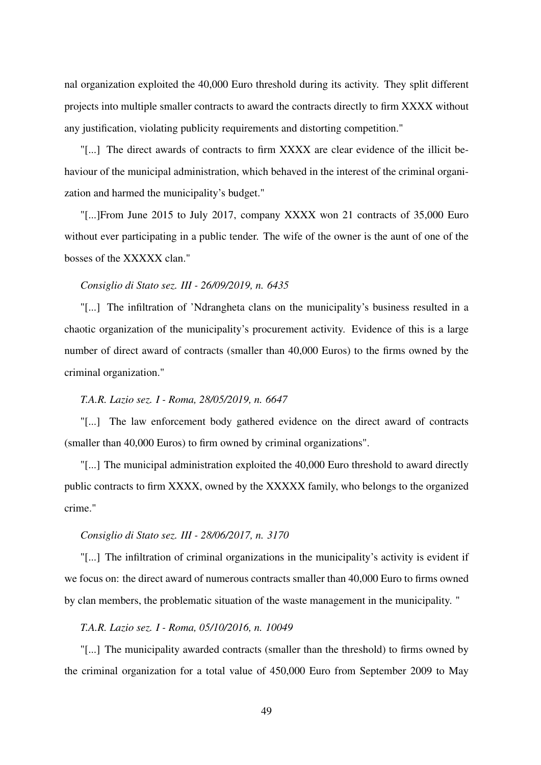nal organization exploited the 40,000 Euro threshold during its activity. They split different projects into multiple smaller contracts to award the contracts directly to firm XXXX without any justification, violating publicity requirements and distorting competition."

"[...] The direct awards of contracts to firm XXXX are clear evidence of the illicit behaviour of the municipal administration, which behaved in the interest of the criminal organization and harmed the municipality's budget."

"[...]From June 2015 to July 2017, company XXXX won 21 contracts of 35,000 Euro without ever participating in a public tender. The wife of the owner is the aunt of one of the bosses of the XXXXX clan."

*Consiglio di Stato sez. III - 26/09/2019, n. 6435*

"[...] The infiltration of 'Ndrangheta clans on the municipality's business resulted in a chaotic organization of the municipality's procurement activity. Evidence of this is a large number of direct award of contracts (smaller than 40,000 Euros) to the firms owned by the criminal organization."

*T.A.R. Lazio sez. I - Roma, 28/05/2019, n. 6647*

"[...] The law enforcement body gathered evidence on the direct award of contracts (smaller than 40,000 Euros) to firm owned by criminal organizations".

"[...] The municipal administration exploited the 40,000 Euro threshold to award directly public contracts to firm XXXX, owned by the XXXXX family, who belongs to the organized crime."

*Consiglio di Stato sez. III - 28/06/2017, n. 3170*

"[...] The infiltration of criminal organizations in the municipality's activity is evident if we focus on: the direct award of numerous contracts smaller than 40,000 Euro to firms owned by clan members, the problematic situation of the waste management in the municipality. "

*T.A.R. Lazio sez. I - Roma, 05/10/2016, n. 10049*

"[...] The municipality awarded contracts (smaller than the threshold) to firms owned by the criminal organization for a total value of 450,000 Euro from September 2009 to May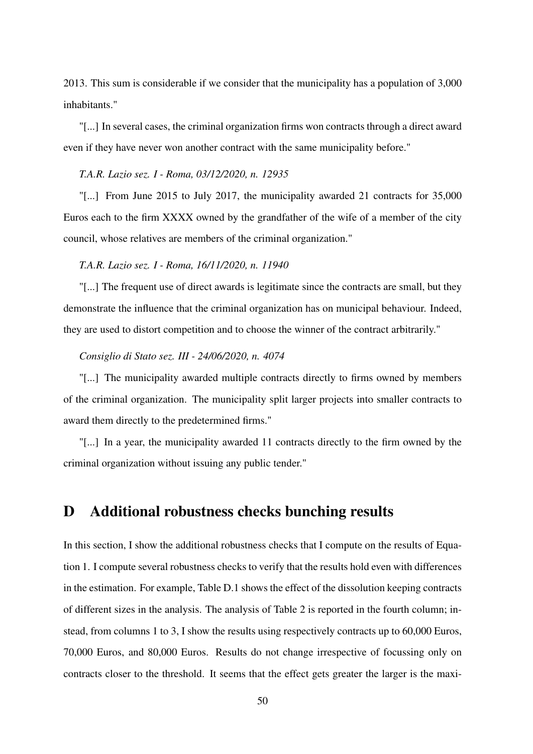2013. This sum is considerable if we consider that the municipality has a population of 3,000 inhabitants."

"[...] In several cases, the criminal organization firms won contracts through a direct award even if they have never won another contract with the same municipality before."

*T.A.R. Lazio sez. I - Roma, 03/12/2020, n. 12935*

"[...] From June 2015 to July 2017, the municipality awarded 21 contracts for 35,000 Euros each to the firm XXXX owned by the grandfather of the wife of a member of the city council, whose relatives are members of the criminal organization."

*T.A.R. Lazio sez. I - Roma, 16/11/2020, n. 11940*

"[...] The frequent use of direct awards is legitimate since the contracts are small, but they demonstrate the influence that the criminal organization has on municipal behaviour. Indeed, they are used to distort competition and to choose the winner of the contract arbitrarily."

*Consiglio di Stato sez. III - 24/06/2020, n. 4074*

"[...] The municipality awarded multiple contracts directly to firms owned by members of the criminal organization. The municipality split larger projects into smaller contracts to award them directly to the predetermined firms."

"[...] In a year, the municipality awarded 11 contracts directly to the firm owned by the criminal organization without issuing any public tender."

# D Additional robustness checks bunching results

In this section, I show the additional robustness checks that I compute on the results of Equation 1. I compute several robustness checks to verify that the results hold even with differences in the estimation. For example, Table D.1 shows the effect of the dissolution keeping contracts of different sizes in the analysis. The analysis of Table 2 is reported in the fourth column; instead, from columns 1 to 3, I show the results using respectively contracts up to 60,000 Euros, 70,000 Euros, and 80,000 Euros. Results do not change irrespective of focussing only on contracts closer to the threshold. It seems that the effect gets greater the larger is the maxi-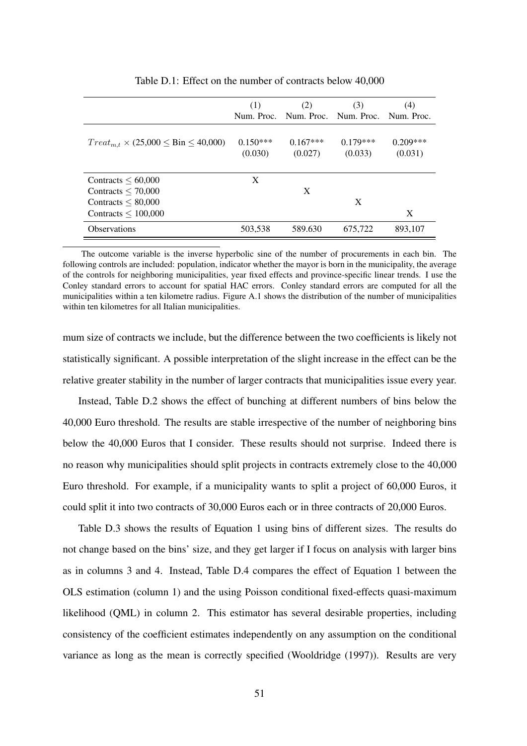Table D.1: Effect on the number of contracts below 40,000

| | (1) Num. Proc. | (2) Num. Proc. | (3) Num. Proc. | (4) Num. Proc. |
|---|---|---|---|---|
| $Treat_{m,t}$ × (25,000 ≤ Bin ≤ 40,000) | 0.150*** | 0.167*** | 0.179*** | 0.209*** |
| | (0.030) | (0.027) | (0.033) | (0.031) |
| Contracts ≤ 60,000 | X | | | |
| Contracts ≤ 70,000 | | X | | |
| Contracts ≤ 80,000 | | | X | |
| Contracts ≤ 100,000 | | | | X |
| Observations | 503,538 | 589.630 | 675,722 | 893,107 |

The outcome variable is the inverse hyperbolic sine of the number of procurements in each bin. The following controls are included: population, indicator whether the mayor is born in the municipality, the average of the controls for neighboring municipalities, year fixed effects and province-specific linear trends. I use the Conley standard errors to account for spatial HAC errors. Conley standard errors are computed for all the municipalities within a ten kilometre radius. Figure A.1 shows the distribution of the number of municipalities within ten kilometres for all Italian municipalities.

mum size of contracts we include, but the difference between the two coefficients is likely not statistically significant. A possible interpretation of the slight increase in the effect can be the relative greater stability in the number of larger contracts that municipalities issue every year.

Instead, Table D.2 shows the effect of bunching at different numbers of bins below the 40,000 Euro threshold. The results are stable irrespective of the number of neighboring bins below the 40,000 Euros that I consider. These results should not surprise. Indeed there is no reason why municipalities should split projects in contracts extremely close to the 40,000 Euro threshold. For example, if a municipality wants to split a project of 60,000 Euros, it could split it into two contracts of 30,000 Euros each or in three contracts of 20,000 Euros.

Table D.3 shows the results of Equation 1 using bins of different sizes. The results do not change based on the bins' size, and they get larger if I focus on analysis with larger bins as in columns 3 and 4. Instead, Table D.4 compares the effect of Equation 1 between the OLS estimation (column 1) and the using Poisson conditional fixed-effects quasi-maximum likelihood (QML) in column 2. This estimator has several desirable properties, including consistency of the coefficient estimates independently on any assumption on the conditional variance as long as the mean is correctly specified (Wooldridge (1997)). Results are very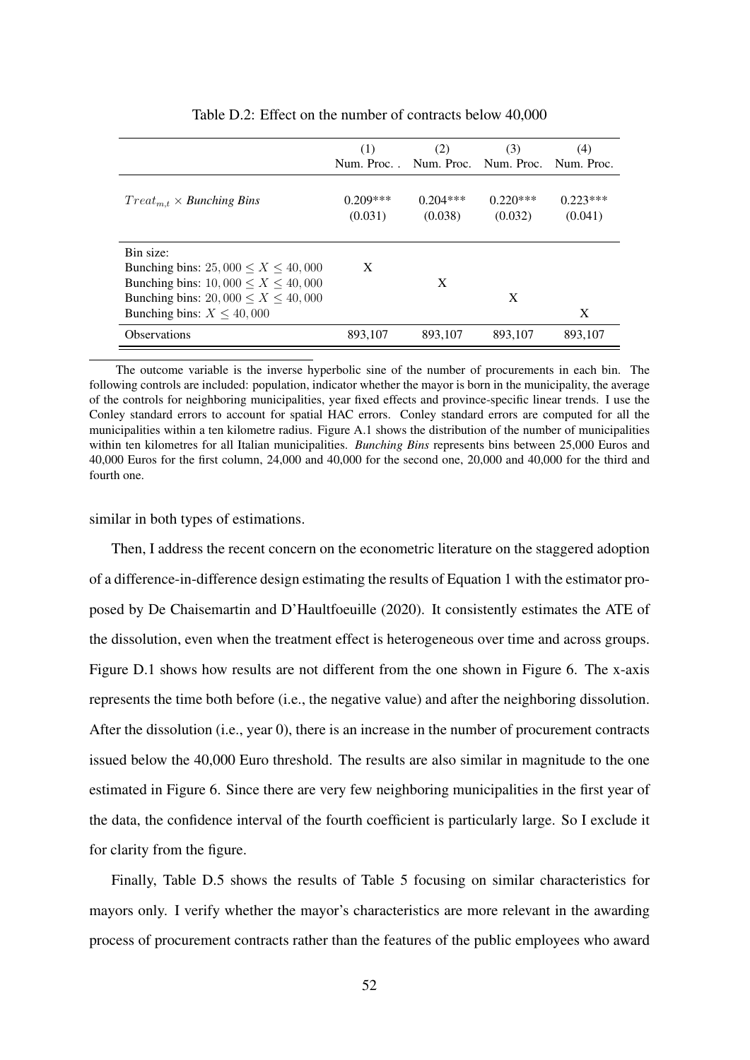Table D.2: Effect on the number of contracts below 40,000

| | (1) Num. Proc. . | (2) Num. Proc. | (3) Num. Proc. | (4) Num. Proc. |
|---|---|---|---|---|
| $Treat_{m,t}$ × *Bunching Bins* | 0.209*** | 0.204*** | 0.220*** | 0.223*** |
| | (0.031) | (0.038) | (0.032) | (0.041) |
| Bin size: | | | | |
| Bunching bins: $25,000 \leq X \leq 40,000$ | X | | | |
| Bunching bins: $10,000 \leq X \leq 40,000$ | | X | | |
| Bunching bins: $20,000 \leq X \leq 40,000$ | | | X | |
| Bunching bins: $X \leq 40,000$ | | | | X |
| Observations | 893,107 | 893,107 | 893,107 | 893,107 |

The outcome variable is the inverse hyperbolic sine of the number of procurements in each bin. The following controls are included: population, indicator whether the mayor is born in the municipality, the average of the controls for neighboring municipalities, year fixed effects and province-specific linear trends. I use the Conley standard errors to account for spatial HAC errors. Conley standard errors are computed for all the municipalities within a ten kilometre radius. Figure A.1 shows the distribution of the number of municipalities within ten kilometres for all Italian municipalities. *Bunching Bins* represents bins between 25,000 Euros and 40,000 Euros for the first column, 24,000 and 40,000 for the second one, 20,000 and 40,000 for the third and fourth one.

similar in both types of estimations.

Then, I address the recent concern on the econometric literature on the staggered adoption of a difference-in-difference design estimating the results of Equation 1 with the estimator proposed by De Chaisemartin and D'Haultfoeuille (2020). It consistently estimates the ATE of the dissolution, even when the treatment effect is heterogeneous over time and across groups. Figure D.1 shows how results are not different from the one shown in Figure 6. The x-axis represents the time both before (i.e., the negative value) and after the neighboring dissolution. After the dissolution (i.e., year 0), there is an increase in the number of procurement contracts issued below the 40,000 Euro threshold. The results are also similar in magnitude to the one estimated in Figure 6. Since there are very few neighboring municipalities in the first year of the data, the confidence interval of the fourth coefficient is particularly large. So I exclude it for clarity from the figure.

Finally, Table D.5 shows the results of Table 5 focusing on similar characteristics for mayors only. I verify whether the mayor's characteristics are more relevant in the awarding process of procurement contracts rather than the features of the public employees who award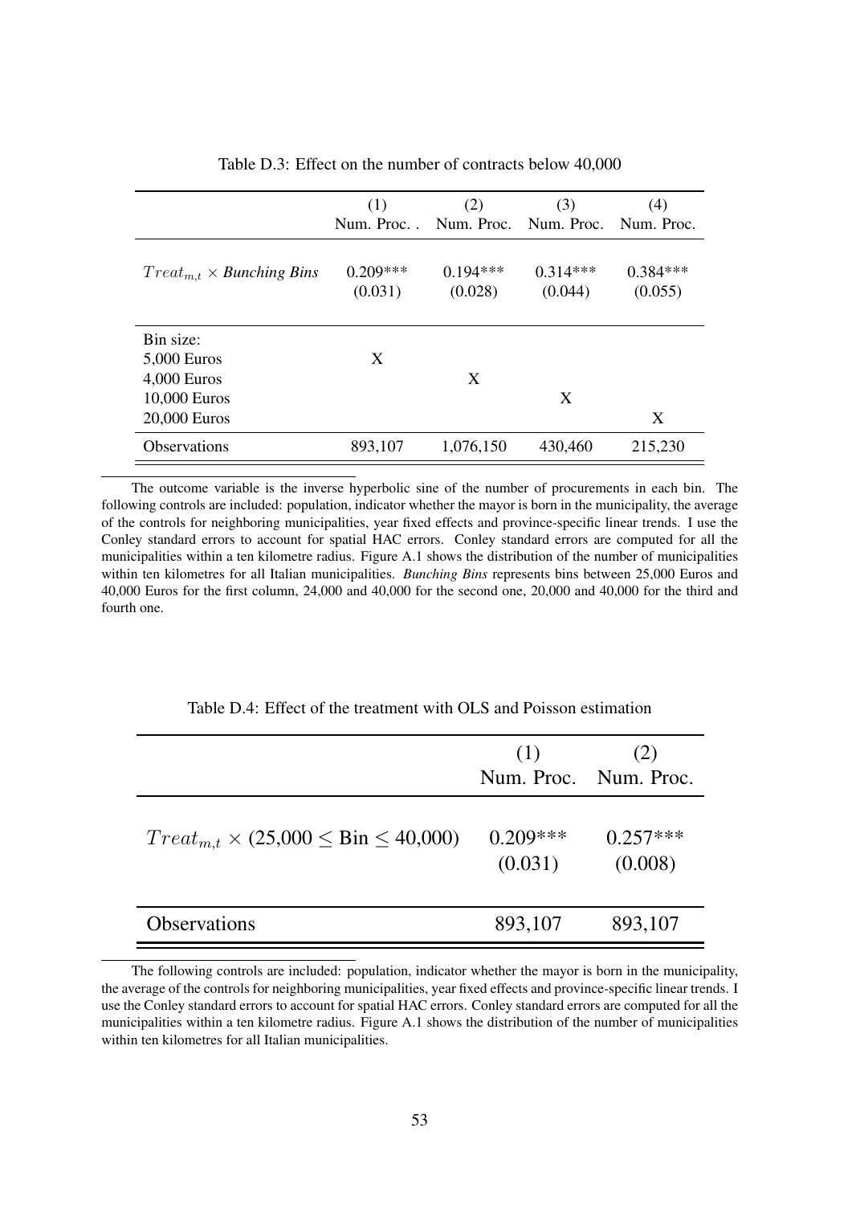Table D.3: Effect on the number of contracts below 40,000

| | (1) Num. Proc. . | (2) Num. Proc. | (3) Num. Proc. | (4) Num. Proc. |
|---|---|---|---|---|
| $Treat_{m,t}$ × *Bunching Bins* | 0.209*** | 0.194*** | 0.314*** | 0.384*** |
| | (0.031) | (0.028) | (0.044) | (0.055) |
| Bin size: | | | | |
| 5,000 Euros | X | | | |
| 4,000 Euros | | X | | |
| 10,000 Euros | | | X | |
| 20,000 Euros | | | | X |
| Observations | 893,107 | 1,076,150 | 430,460 | 215,230 |

The outcome variable is the inverse hyperbolic sine of the number of procurements in each bin. The following controls are included: population, indicator whether the mayor is born in the municipality, the average of the controls for neighboring municipalities, year fixed effects and province-specific linear trends. I use the Conley standard errors to account for spatial HAC errors. Conley standard errors are computed for all the municipalities within a ten kilometre radius. Figure A.1 shows the distribution of the number of municipalities within ten kilometres for all Italian municipalities. *Bunching Bins* represents bins between 25,000 Euros and 40,000 Euros for the first column, 24,000 and 40,000 for the second one, 20,000 and 40,000 for the third and fourth one.

Table D.4: Effect of the treatment with OLS and Poisson estimation

| | (1) Num. Proc. | (2) Num. Proc. |
|---|---|---|
| $Treat_{m,t} \times (25{,}000 \leq \text{Bin} \leq 40{,}000)$ | 0.209*** | 0.257*** |
| | (0.031) | (0.008) |
| Observations | 893,107 | 893,107 |

The following controls are included: population, indicator whether the mayor is born in the municipality, the average of the controls for neighboring municipalities, year fixed effects and province-specific linear trends. I use the Conley standard errors to account for spatial HAC errors. Conley standard errors are computed for all the municipalities within a ten kilometre radius. Figure A.1 shows the distribution of the number of municipalities within ten kilometres for all Italian municipalities.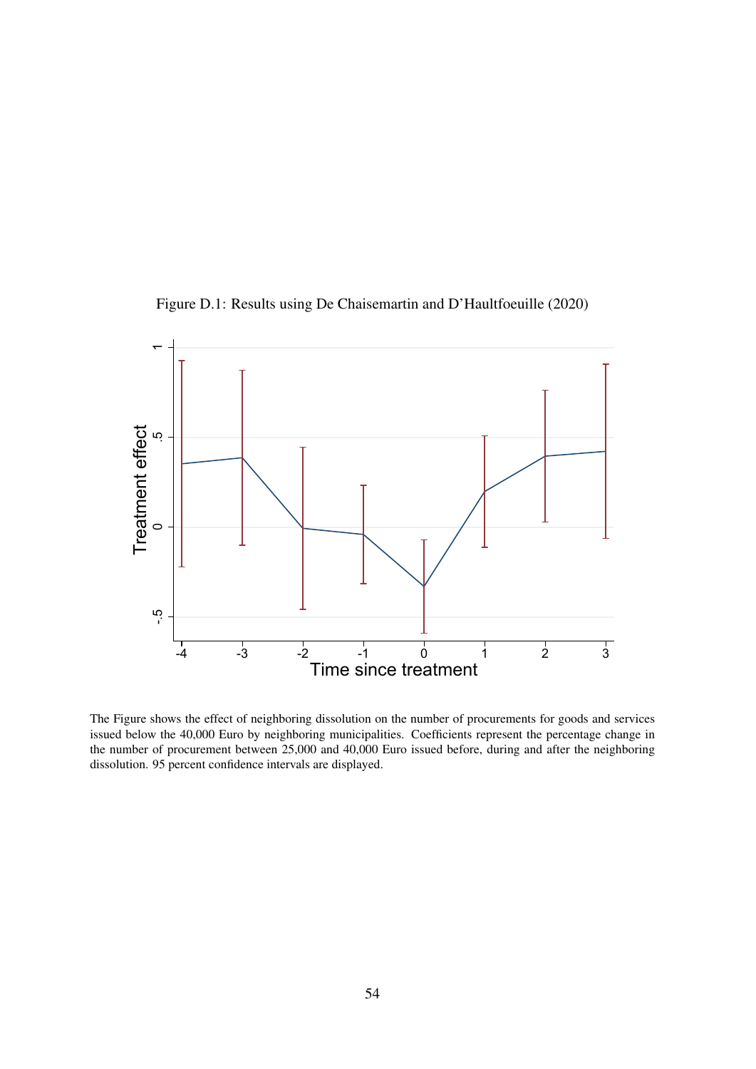Figure D.1: Results using De Chaisemartin and D'Haultfoeuille (2020)

The Figure shows the effect of neighboring dissolution on the number of procurements for goods and services issued below the 40,000 Euro by neighboring municipalities. Coefficients represent the percentage change in the number of procurement between 25,000 and 40,000 Euro issued before, during and after the neighboring dissolution. 95 percent confidence intervals are displayed.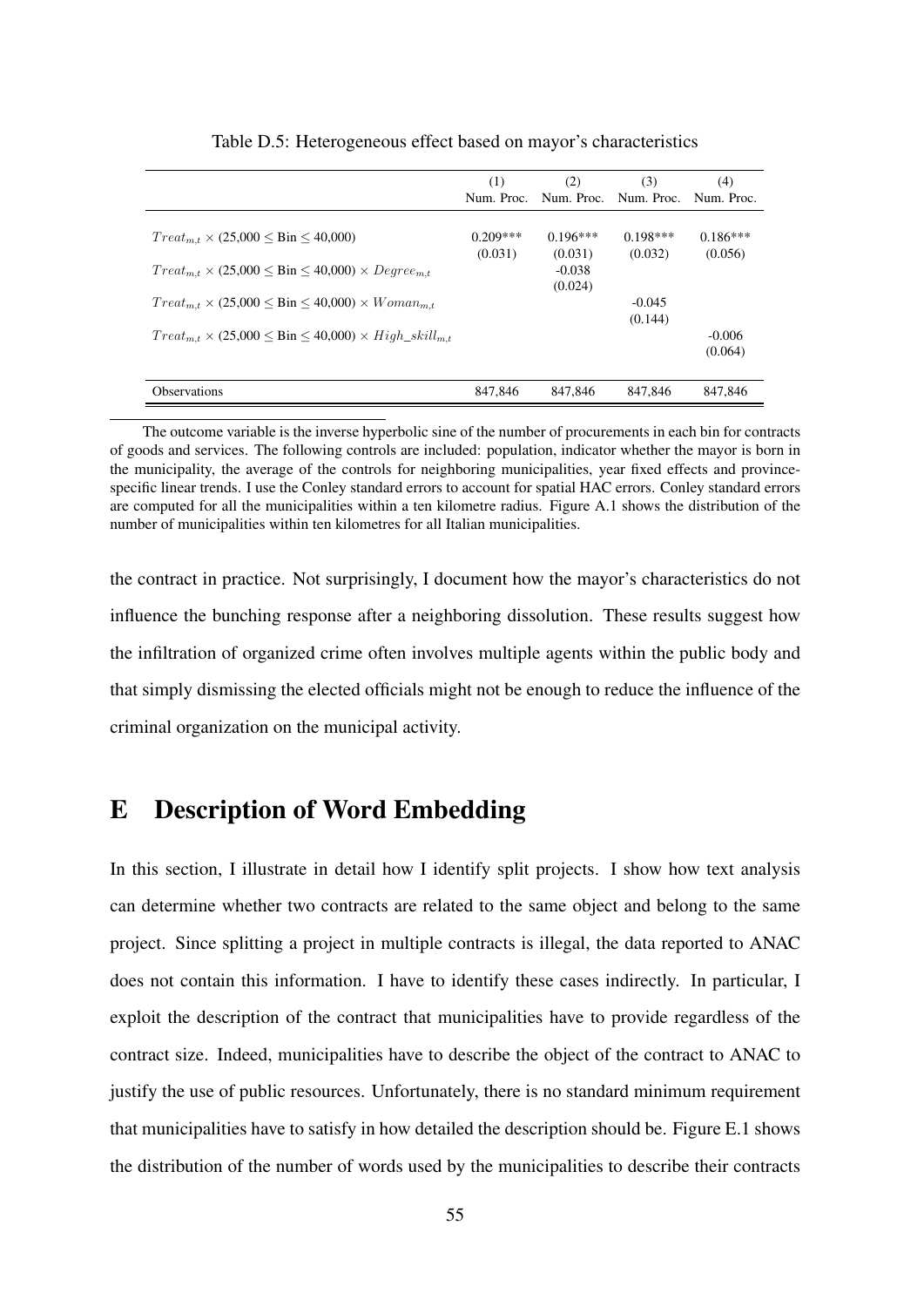Table D.5: Heterogeneous effect based on mayor's characteristics

| | (1) | (2) | (3) | (4) |
|---|---|---|---|---|
| | Num. Proc. | Num. Proc. | Num. Proc. | Num. Proc. |
| $Treat_{m,t}$ × (25,000 ≤ Bin ≤ 40,000) | 0.209*** | 0.196*** | 0.198*** | 0.186*** |
| | (0.031) | (0.031) | (0.032) | (0.056) |
| $Treat_{m,t}$ × (25,000 ≤ Bin ≤ 40,000) × $Degree_{m,t}$ | | -0.038 | | |
| | | (0.024) | | |
| $Treat_{m,t}$ × (25,000 ≤ Bin ≤ 40,000) × $Woman_{m,t}$ | | | -0.045 | |
| | | | (0.144) | |
| $Treat_{m,t}$ × (25,000 ≤ Bin ≤ 40,000) × $High\_skill_{m,t}$ | | | | -0.006 |
| | | | | (0.064) |
| Observations | 847,846 | 847,846 | 847,846 | 847,846 |

The outcome variable is the inverse hyperbolic sine of the number of procurements in each bin for contracts of goods and services. The following controls are included: population, indicator whether the mayor is born in the municipality, the average of the controls for neighboring municipalities, year fixed effects and province-specific linear trends. I use the Conley standard errors to account for spatial HAC errors. Conley standard errors are computed for all the municipalities within a ten kilometre radius. Figure A.1 shows the distribution of the number of municipalities within ten kilometres for all Italian municipalities.

the contract in practice. Not surprisingly, I document how the mayor's characteristics do not influence the bunching response after a neighboring dissolution. These results suggest how the infiltration of organized crime often involves multiple agents within the public body and that simply dismissing the elected officials might not be enough to reduce the influence of the criminal organization on the municipal activity.

# E Description of Word Embedding

In this section, I illustrate in detail how I identify split projects. I show how text analysis can determine whether two contracts are related to the same object and belong to the same project. Since splitting a project in multiple contracts is illegal, the data reported to ANAC does not contain this information. I have to identify these cases indirectly. In particular, I exploit the description of the contract that municipalities have to provide regardless of the contract size. Indeed, municipalities have to describe the object of the contract to ANAC to justify the use of public resources. Unfortunately, there is no standard minimum requirement that municipalities have to satisfy in how detailed the description should be. Figure E.1 shows the distribution of the number of words used by the municipalities to describe their contracts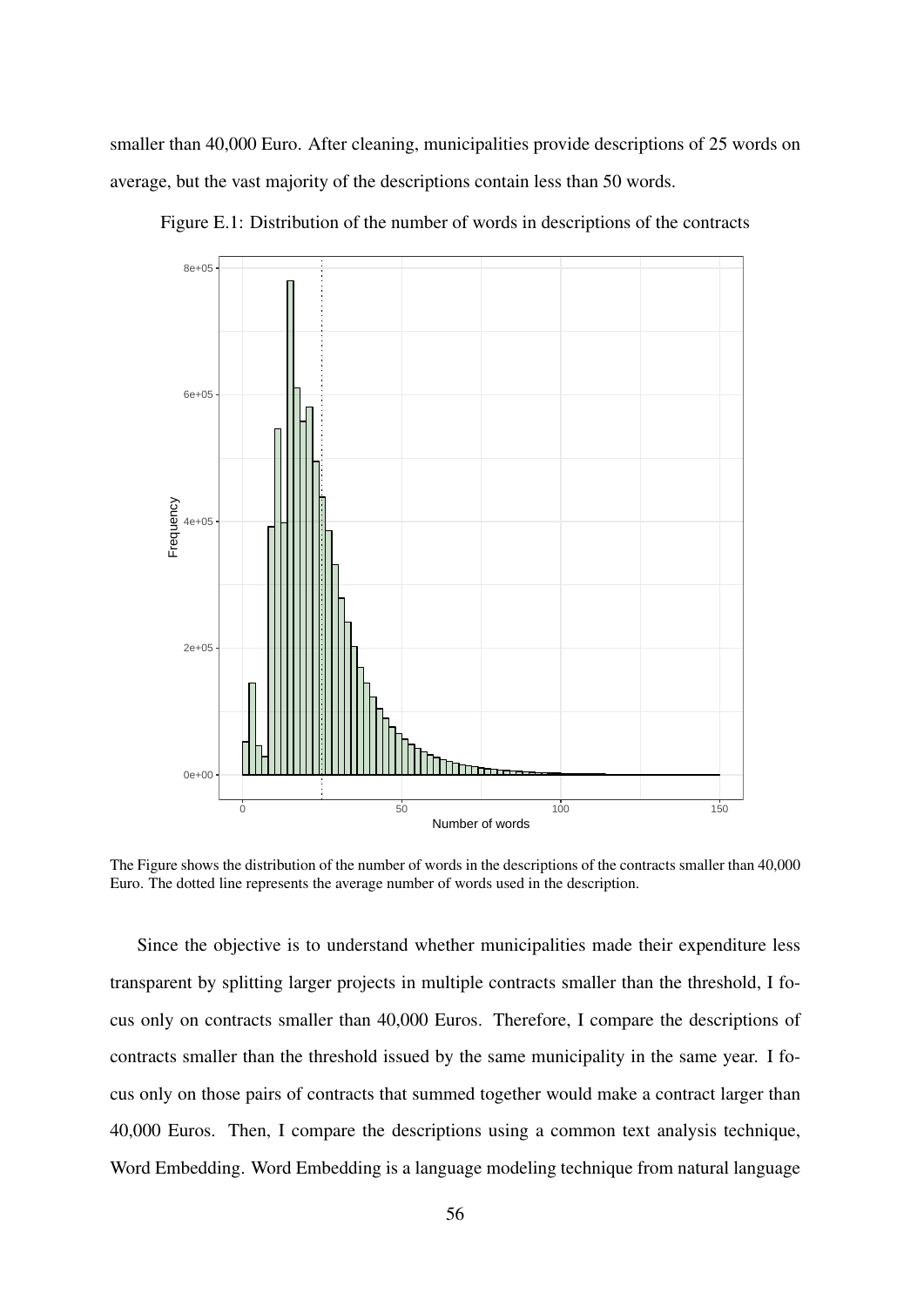smaller than 40,000 Euro. After cleaning, municipalities provide descriptions of 25 words on average, but the vast majority of the descriptions contain less than 50 words.

Figure E.1: Distribution of the number of words in descriptions of the contracts

The Figure shows the distribution of the number of words in the descriptions of the contracts smaller than 40,000 Euro. The dotted line represents the average number of words used in the description.

Since the objective is to understand whether municipalities made their expenditure less transparent by splitting larger projects in multiple contracts smaller than the threshold, I focus only on contracts smaller than 40,000 Euros. Therefore, I compare the descriptions of contracts smaller than the threshold issued by the same municipality in the same year. I focus only on those pairs of contracts that summed together would make a contract larger than 40,000 Euros. Then, I compare the descriptions using a common text analysis technique, Word Embedding. Word Embedding is a language modeling technique from natural language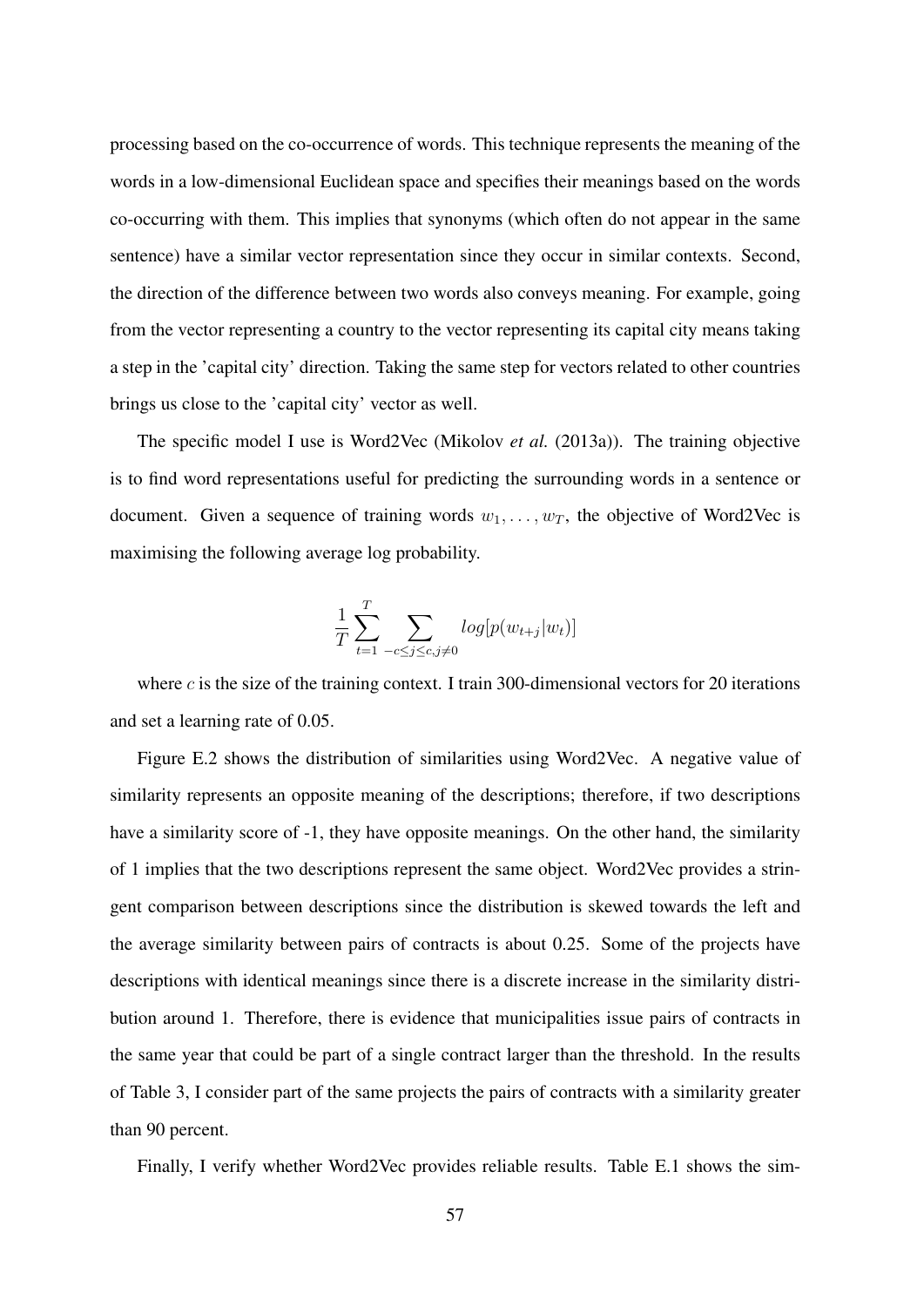processing based on the co-occurrence of words. This technique represents the meaning of the words in a low-dimensional Euclidean space and specifies their meanings based on the words co-occurring with them. This implies that synonyms (which often do not appear in the same sentence) have a similar vector representation since they occur in similar contexts. Second, the direction of the difference between two words also conveys meaning. For example, going from the vector representing a country to the vector representing its capital city means taking a step in the 'capital city' direction. Taking the same step for vectors related to other countries brings us close to the 'capital city' vector as well.

The specific model I use is Word2Vec (Mikolov *et al.* (2013a)). The training objective is to find word representations useful for predicting the surrounding words in a sentence or document. Given a sequence of training words $w_1, \ldots, w_T$, the objective of Word2Vec is maximising the following average log probability.

$$\frac{1}{T}\sum_{t=1}^{T}\sum_{-c\leq j\leq c, j\neq 0} log[p(w_{t+j}|w_t)]$$

where $c$ is the size of the training context. I train 300-dimensional vectors for 20 iterations and set a learning rate of 0.05.

Figure E.2 shows the distribution of similarities using Word2Vec. A negative value of similarity represents an opposite meaning of the descriptions; therefore, if two descriptions have a similarity score of -1, they have opposite meanings. On the other hand, the similarity of 1 implies that the two descriptions represent the same object. Word2Vec provides a stringent comparison between descriptions since the distribution is skewed towards the left and the average similarity between pairs of contracts is about 0.25. Some of the projects have descriptions with identical meanings since there is a discrete increase in the similarity distribution around 1. Therefore, there is evidence that municipalities issue pairs of contracts in the same year that could be part of a single contract larger than the threshold. In the results of Table 3, I consider part of the same projects the pairs of contracts with a similarity greater than 90 percent.

Finally, I verify whether Word2Vec provides reliable results. Table E.1 shows the sim-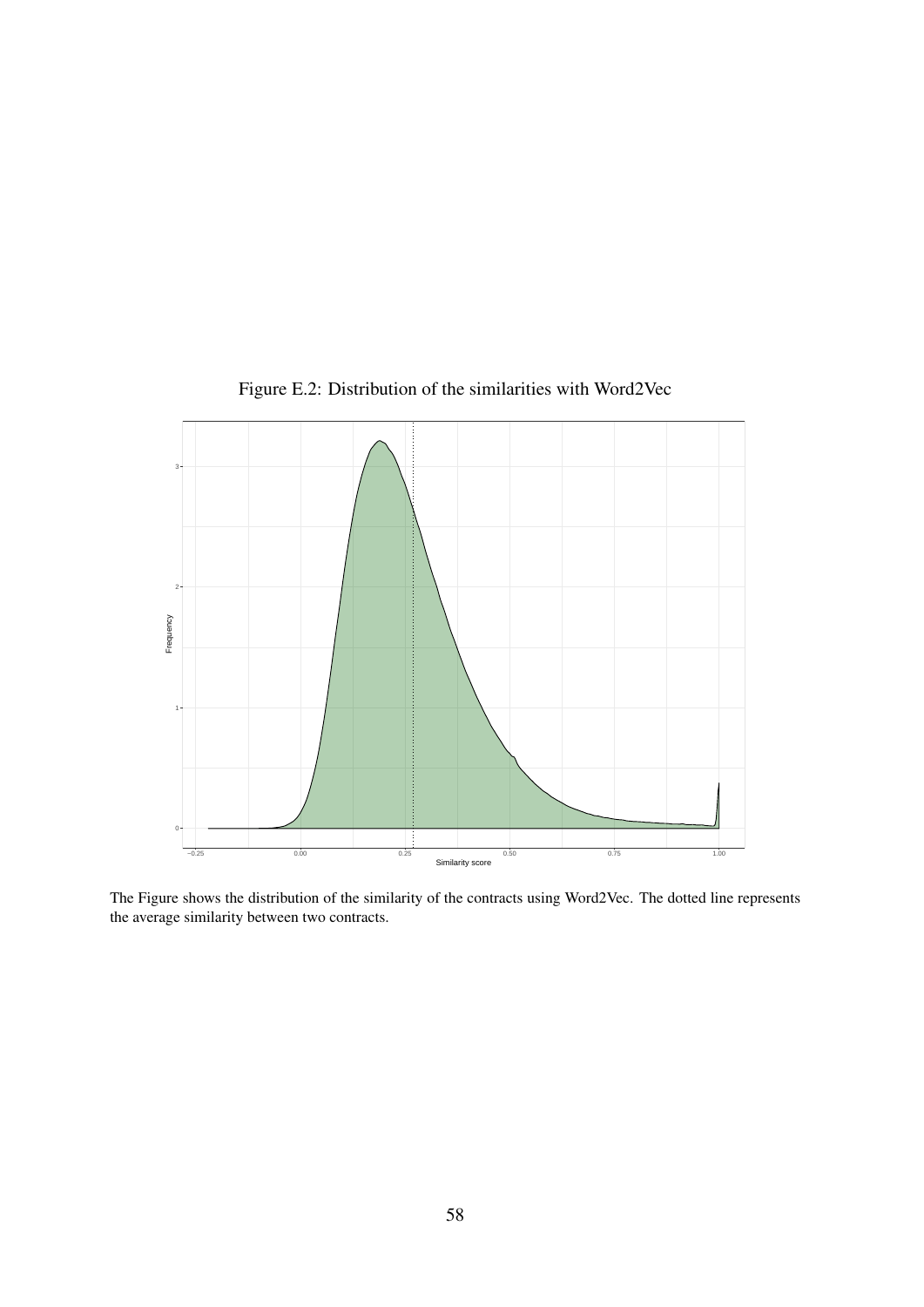Figure E.2: Distribution of the similarities with Word2Vec

The Figure shows the distribution of the similarity of the contracts using Word2Vec. The dotted line represents the average similarity between two contracts.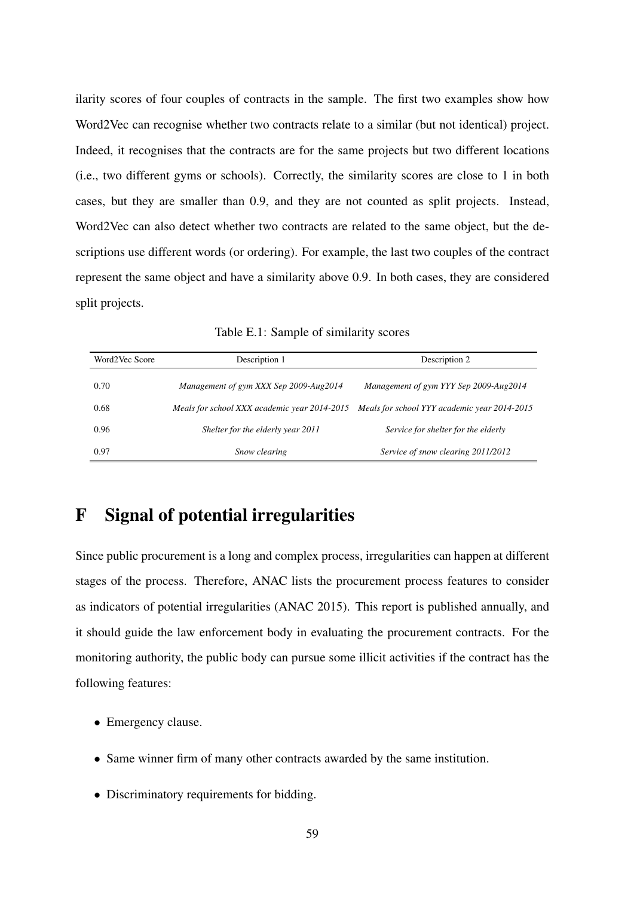ilarity scores of four couples of contracts in the sample. The first two examples show how Word2Vec can recognise whether two contracts relate to a similar (but not identical) project. Indeed, it recognises that the contracts are for the same projects but two different locations (i.e., two different gyms or schools). Correctly, the similarity scores are close to 1 in both cases, but they are smaller than 0.9, and they are not counted as split projects. Instead, Word2Vec can also detect whether two contracts are related to the same object, but the descriptions use different words (or ordering). For example, the last two couples of the contract represent the same object and have a similarity above 0.9. In both cases, they are considered split projects.

Table E.1: Sample of similarity scores

| Word2Vec Score | Description 1 | Description 2 |
|---|---|---|
| 0.70 | *Management of gym XXX Sep 2009-Aug2014* | *Management of gym YYY Sep 2009-Aug2014* |
| 0.68 | *Meals for school XXX academic year 2014-2015* | *Meals for school YYY academic year 2014-2015* |
| 0.96 | *Shelter for the elderly year 2011* | *Service for shelter for the elderly* |
| 0.97 | *Snow clearing* | *Service of snow clearing 2011/2012* |

# F Signal of potential irregularities

Since public procurement is a long and complex process, irregularities can happen at different stages of the process. Therefore, ANAC lists the procurement process features to consider as indicators of potential irregularities (ANAC 2015). This report is published annually, and it should guide the law enforcement body in evaluating the procurement contracts. For the monitoring authority, the public body can pursue some illicit activities if the contract has the following features:

- Emergency clause.
- Same winner firm of many other contracts awarded by the same institution.
- Discriminatory requirements for bidding.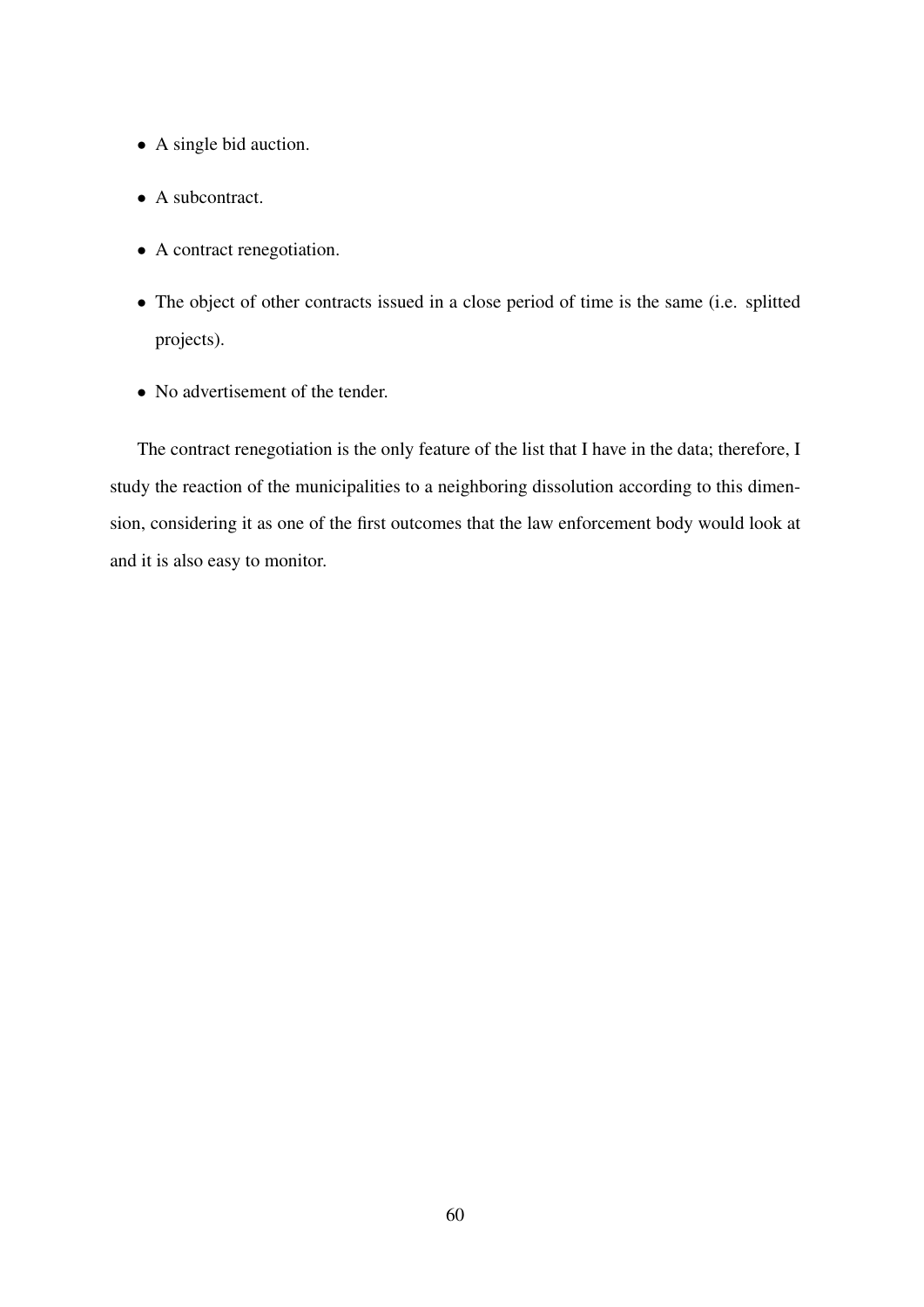- A single bid auction.
- A subcontract.
- A contract renegotiation.
- The object of other contracts issued in a close period of time is the same (i.e. splitted projects).
- No advertisement of the tender.

The contract renegotiation is the only feature of the list that I have in the data; therefore, I study the reaction of the municipalities to a neighboring dissolution according to this dimension, considering it as one of the first outcomes that the law enforcement body would look at and it is also easy to monitor.